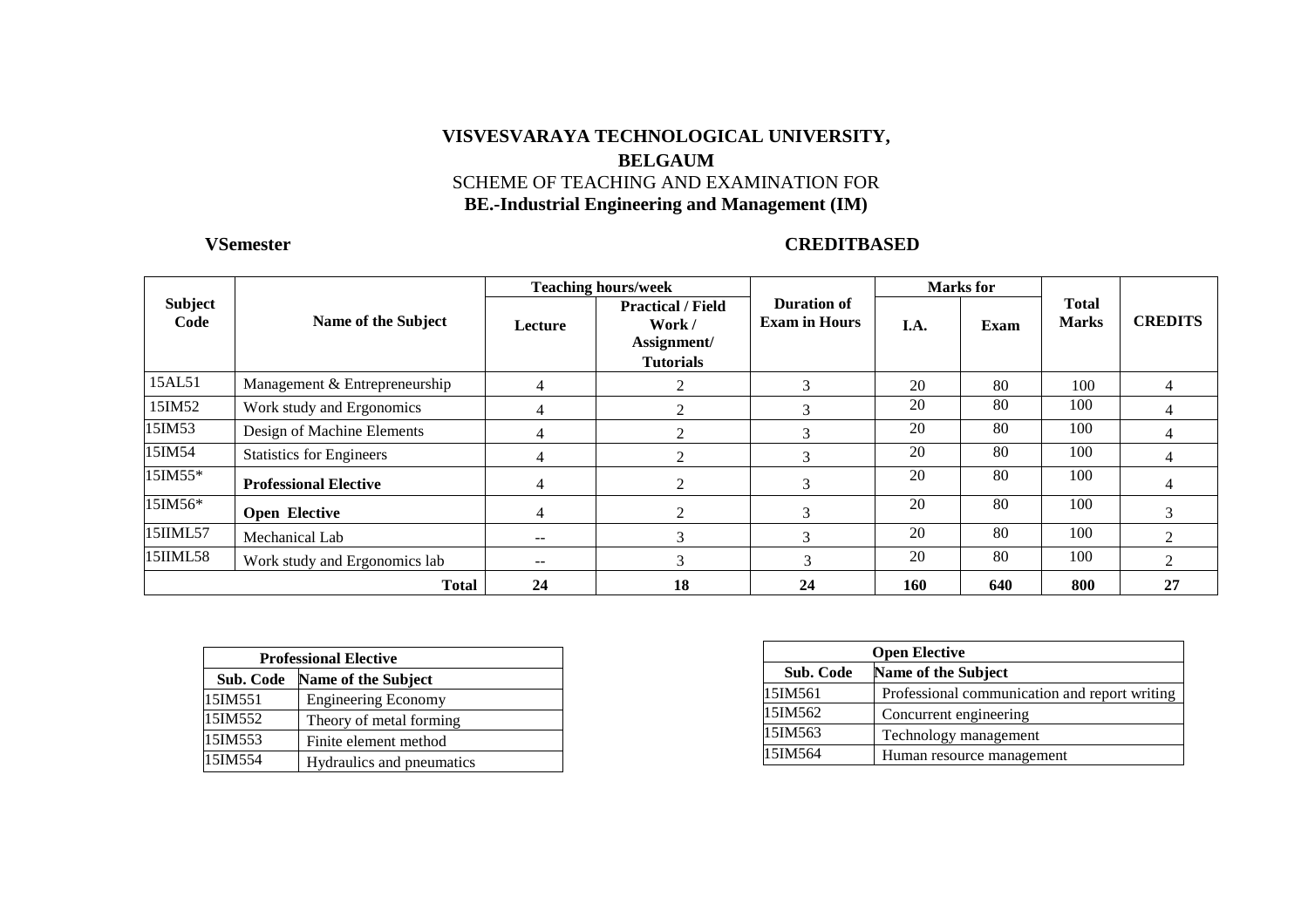# VISVESVARAYA TECHNOLOGICAL UNIVERSITY, BELGAUM

SCHEME OF TEACHING AND EXAMINATION FOR

**BE.-Industrial Engineering and Management (IM)**

**VSemester** **CREDITBASED**

| Subject Code | Name of the Subject | Teaching hours/week | | Duration of Exam in Hours | Marks for | | Total Marks | CREDITS |
|---|---|---|---|---|---|---|---|---|
| | | Lecture | Practical / Field Work / Assignment/ Tutorials | | I.A. | Exam | | |
| 15AL51 | Management & Entrepreneurship | 4 | 2 | 3 | 20 | 80 | 100 | 4 |
| 15IM52 | Work study and Ergonomics | 4 | 2 | 3 | 20 | 80 | 100 | 4 |
| 15IM53 | Design of Machine Elements | 4 | 2 | 3 | 20 | 80 | 100 | 4 |
| 15IM54 | Statistics for Engineers | 4 | 2 | 3 | 20 | 80 | 100 | 4 |
| 15IM55* | **Professional Elective** | 4 | 2 | 3 | 20 | 80 | 100 | 4 |
| 15IM56* | **Open Elective** | 4 | 2 | 3 | 20 | 80 | 100 | 3 |
| 15IIML57 | Mechanical Lab | -- | 3 | 3 | 20 | 80 | 100 | 2 |
| 15IIML58 | Work study and Ergonomics lab | -- | 3 | 3 | 20 | 80 | 100 | 2 |
| | **Total** | **24** | **18** | **24** | **160** | **640** | **800** | **27** |

| Professional Elective | |
|---|---|
| **Sub. Code** | **Name of the Subject** |
| 15IM551 | Engineering Economy |
| 15IM552 | Theory of metal forming |
| 15IM553 | Finite element method |
| 15IM554 | Hydraulics and pneumatics |

| Open Elective | |
|---|---|
| **Sub. Code** | **Name of the Subject** |
| 15IM561 | Professional communication and report writing |
| 15IM562 | Concurrent engineering |
| 15IM563 | Technology management |
| 15IM564 | Human resource management |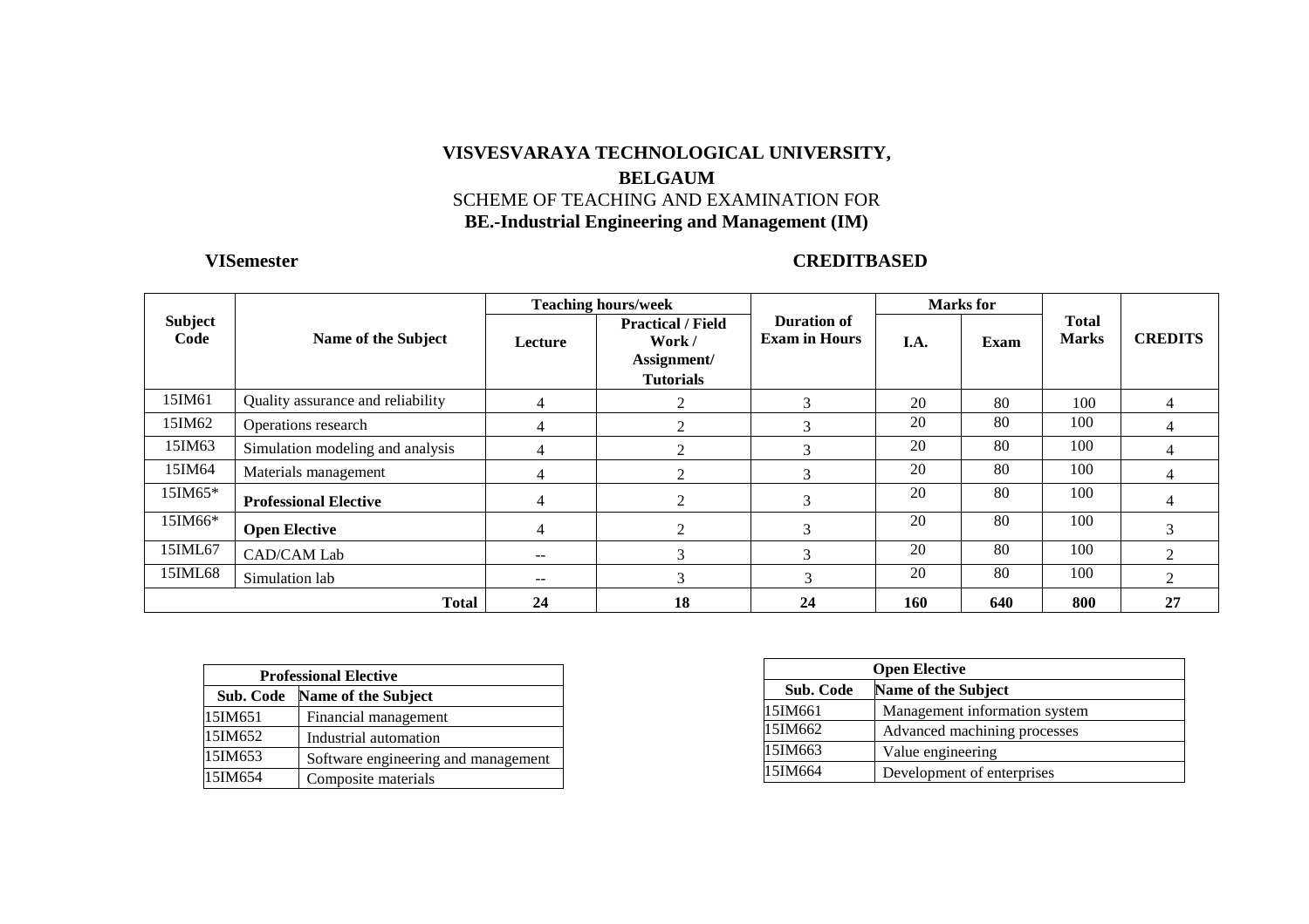# VISVESVARAYA TECHNOLOGICAL UNIVERSITY, BELGAUM

SCHEME OF TEACHING AND EXAMINATION FOR

**BE.-Industrial Engineering and Management (IM)**

**VISemester** **CREDITBASED**

| Subject Code | Name of the Subject | Teaching hours/week | | Duration of Exam in Hours | Marks for | | Total Marks | CREDITS |
|---|---|---|---|---|---|---|---|---|
| | | Lecture | Practical / Field Work / Assignment/ Tutorials | | I.A. | Exam | | |
| 15IM61 | Quality assurance and reliability | 4 | 2 | 3 | 20 | 80 | 100 | 4 |
| 15IM62 | Operations research | 4 | 2 | 3 | 20 | 80 | 100 | 4 |
| 15IM63 | Simulation modeling and analysis | 4 | 2 | 3 | 20 | 80 | 100 | 4 |
| 15IM64 | Materials management | 4 | 2 | 3 | 20 | 80 | 100 | 4 |
| 15IM65* | **Professional Elective** | 4 | 2 | 3 | 20 | 80 | 100 | 4 |
| 15IM66* | **Open Elective** | 4 | 2 | 3 | 20 | 80 | 100 | 3 |
| 15IML67 | CAD/CAM Lab | -- | 3 | 3 | 20 | 80 | 100 | 2 |
| 15IML68 | Simulation lab | -- | 3 | 3 | 20 | 80 | 100 | 2 |
| | **Total** | **24** | **18** | **24** | **160** | **640** | **800** | **27** |

| Professional Elective | |
|---|---|
| **Sub. Code** | **Name of the Subject** |
| 15IM651 | Financial management |
| 15IM652 | Industrial automation |
| 15IM653 | Software engineering and management |
| 15IM654 | Composite materials |

| Open Elective | |
|---|---|
| **Sub. Code** | **Name of the Subject** |
| 15IM661 | Management information system |
| 15IM662 | Advanced machining processes |
| 15IM663 | Value engineering |
| 15IM664 | Development of enterprises |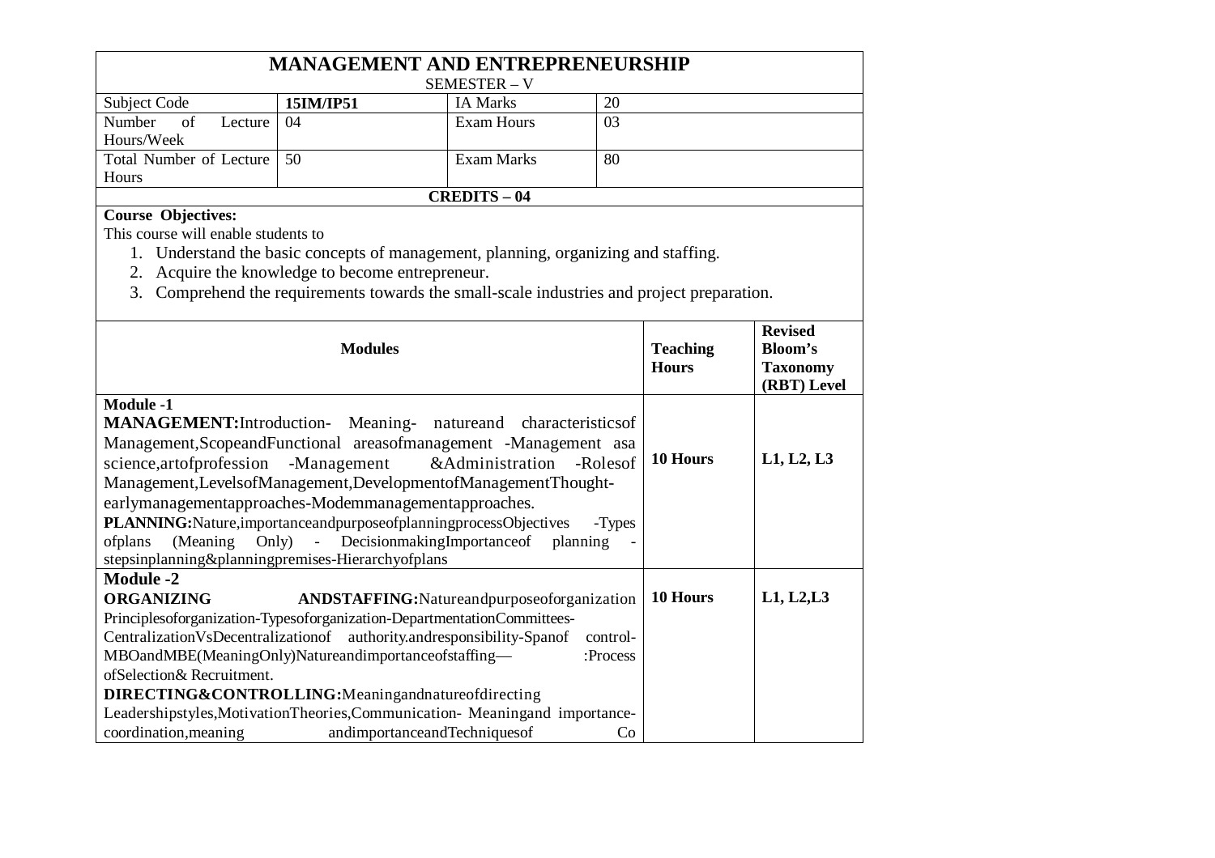# MANAGEMENT AND ENTREPRENEURSHIP

SEMESTER – V

| Subject Code | **15IM/IP51** | IA Marks | 20 |
|---|---|---|---|
| Number of Lecture Hours/Week | 04 | Exam Hours | 03 |
| Total Number of Lecture Hours | 50 | Exam Marks | 80 |

**CREDITS – 04**

**Course Objectives:**

This course will enable students to

1. Understand the basic concepts of management, planning, organizing and staffing.
2. Acquire the knowledge to become entrepreneur.
3. Comprehend the requirements towards the small-scale industries and project preparation.

| **Modules** | **Teaching Hours** | **Revised Bloom's Taxonomy (RBT) Level** |
|---|---|---|
| **Module -1**<br>**MANAGEMENT:**Introduction- Meaning- natureand characteristicsof Management,ScopeandFunctional areasofmanagement -Management asa science,artofprofession -Management &Administration -Rolesof Management,LevelsofManagement,DevelopmentofManagementThought-earlymanagementapproaches-Modemmanagementapproaches.<br>**PLANNING:**Nature,importanceandpurposeofplanningprocessObjectives -Types ofplans (Meaning Only) - DecisionmakingImportanceof planning - stepsinplanning&planningpremises-Hierarchyofplans | **10 Hours** | **L1, L2, L3** |
| **Module -2**<br>**ORGANIZING ANDSTAFFING:**Natureandpurposeoforganization Principlesoforganization-Typesoforganization-DepartmentationCommittees-CentralizationVsDecentralizationof authority.andresponsibility-Spanof control-MBOandMBE(MeaningOnly)Natureandimportanceofstaffing— :Process ofSelection& Recruitment.<br>**DIRECTING&CONTROLLING:**Meaningandnatureofdirecting Leadershipstyles,MotivationTheories,Communication- Meaningand importance-coordination,meaning andimportanceandTechniquesof Co | **10 Hours** | **L1, L2,L3** |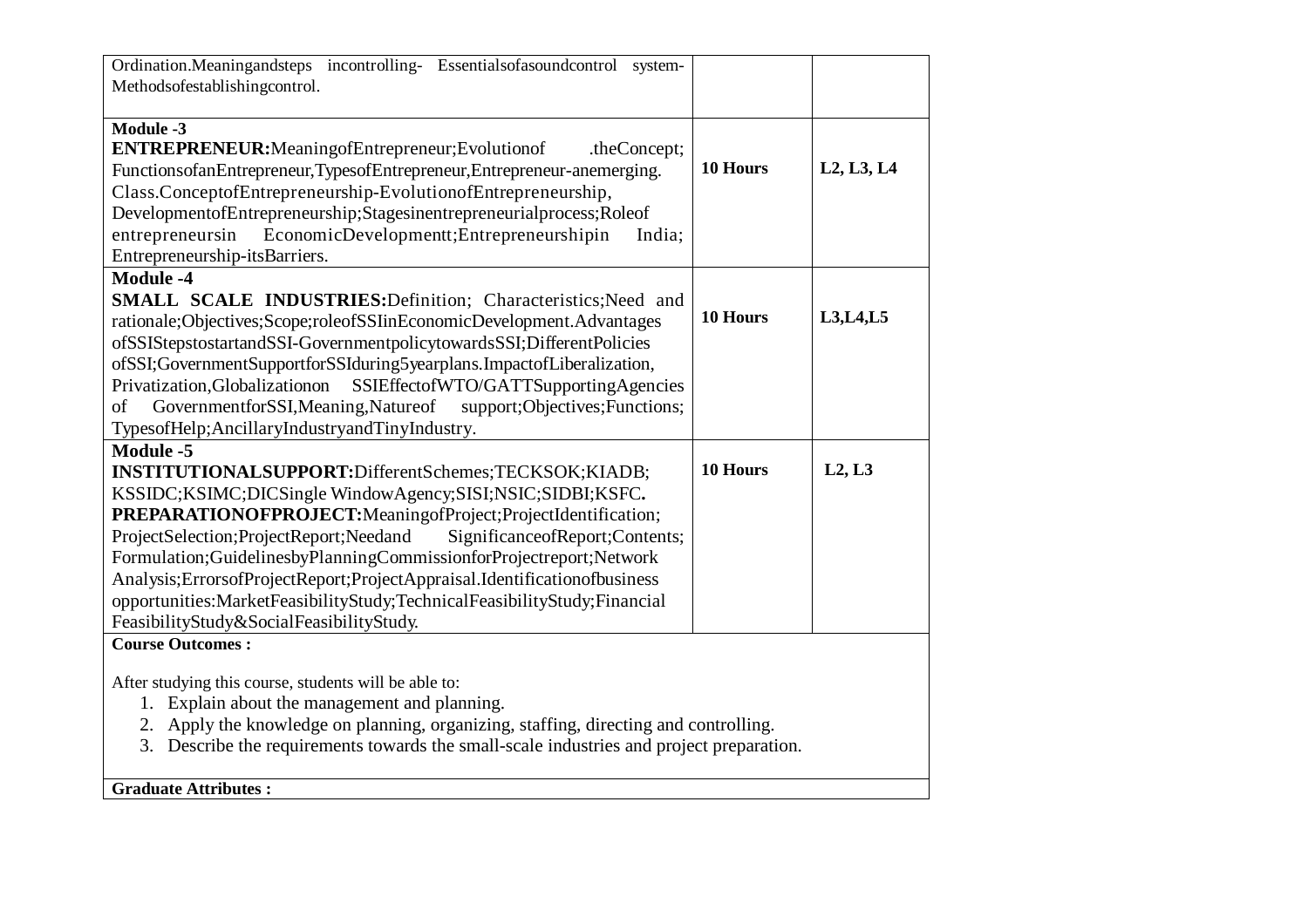| | | |
|---|---|---|
| Ordination.Meaningandsteps incontrolling- Essentialsofasoundcontrol system-Methodsofestablishingcontrol. | | |
| **Module -3**<br>**ENTREPRENEUR:**MeaningofEntrepreneur;Evolutionof .theConcept; FunctionsofanEntrepreneur,TypesofEntrepreneur,Entrepreneur-anemerging. Class.ConceptofEntrepreneurship-EvolutionofEntrepreneurship, DevelopmentofEntrepreneurship;Stagesinentrepreneurialprocess;Roleof entrepreneursin EconomicDevelopmentt;Entrepreneurshipin India; Entrepreneurship-itsBarriers. | **10 Hours** | **L2, L3, L4** |
| **Module -4**<br>**SMALL SCALE INDUSTRIES:**Definition; Characteristics;Need and rationale;Objectives;Scope;roleofSSIinEconomicDevelopment.Advantages ofSSIStepstostartandSSI-GovernmentpolicytowardsSSI;DifferentPolicies ofSSI;GovernmentSupportforSSIduring5yearplans.ImpactofLiberalization, Privatization,Globalizationon SSIEffectofWTO/GATTSupportingAgencies of GovernmentforSSI,Meaning,Natureof support;Objectives;Functions; TypesofHelp;AncillaryIndustryandTinyIndustry. | **10 Hours** | **L3,L4,L5** |
| **Module -5**<br>**INSTITUTIONALSUPPORT:**DifferentSchemes;TECKSOK;KIADB; KSSIDC;KSIMC;DICSingle WindowAgency;SISI;NSIC;SIDBI;KSFC**.**<br>**PREPARATIONOFPROJECT:**MeaningofProject;ProjectIdentification; ProjectSelection;ProjectReport;Needand SignificanceofReport;Contents; Formulation;GuidelinesbyPlanningCommissionforProjectreport;Network Analysis;ErrorsofProjectReport;ProjectAppraisal.Identificationofbusiness opportunities:MarketFeasibilityStudy;TechnicalFeasibilityStudy;Financial FeasibilityStudy&SocialFeasibilityStudy. | **10 Hours** | **L2, L3** |
| **Course Outcomes :**<br><br>After studying this course, students will be able to:<br>1. Explain about the management and planning.<br>2. Apply the knowledge on planning, organizing, staffing, directing and controlling.<br>3. Describe the requirements towards the small-scale industries and project preparation. | | |
| **Graduate Attributes :** | | |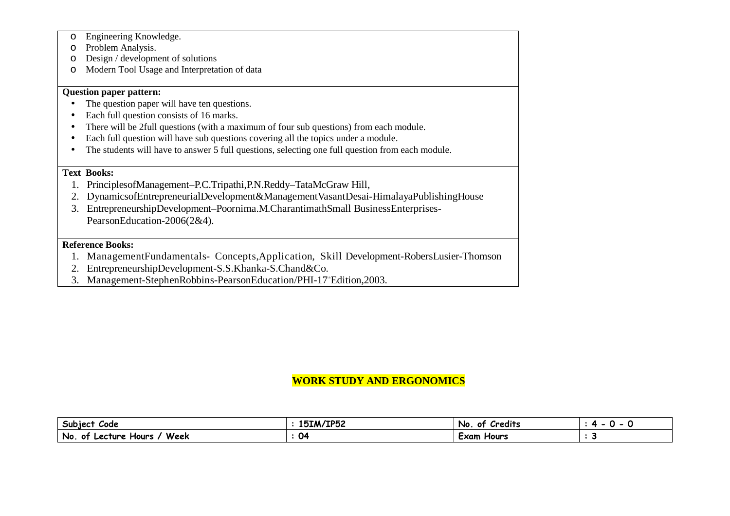- Engineering Knowledge.
- Problem Analysis.
- Design / development of solutions
- Modern Tool Usage and Interpretation of data

**Question paper pattern:**

- The question paper will have ten questions.
- Each full question consists of 16 marks.
- There will be 2full questions (with a maximum of four sub questions) from each module.
- Each full question will have sub questions covering all the topics under a module.
- The students will have to answer 5 full questions, selecting one full question from each module.

**Text Books:**

1. PrinciplesofManagement–P.C.Tripathi,P.N.Reddy–TataMcGraw Hill,
2. DynamicsofEntrepreneurialDevelopment&ManagementVasantDesai-HimalayaPublishingHouse
3. EntrepreneurshipDevelopment–Poornima.M.CharantimathSmall BusinessEnterprises-PearsonEducation-2006(2&4).

**Reference Books:**

1. ManagementFundamentals- Concepts,Application, Skill Development-RobersLusier-Thomson
2. EntrepreneurshipDevelopment-S.S.Khanka-S.Chand&Co.
3. Management-StephenRobbins-PearsonEducation/PHI-17th Edition,2003.

## WORK STUDY AND ERGONOMICS

| Subject Code | : 15IM/IP52 | No. of Credits | : 4 - 0 - 0 |
|---|---|---|---|
| No. of Lecture Hours / Week | : 04 | Exam Hours | : 3 |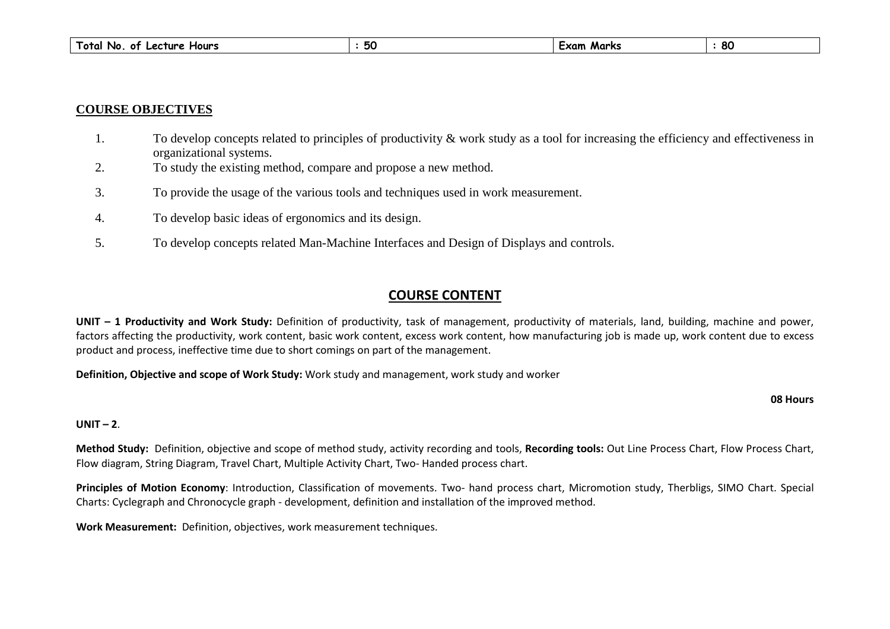| Total No. of Lecture Hours | : 50 | Exam Marks | : 80 |
|---|---|---|---|

## COURSE OBJECTIVES

1. To develop concepts related to principles of productivity & work study as a tool for increasing the efficiency and effectiveness in organizational systems.
2. To study the existing method, compare and propose a new method.
3. To provide the usage of the various tools and techniques used in work measurement.
4. To develop basic ideas of ergonomics and its design.
5. To develop concepts related Man-Machine Interfaces and Design of Displays and controls.

## COURSE CONTENT

**UNIT – 1 Productivity and Work Study:** Definition of productivity, task of management, productivity of materials, land, building, machine and power, factors affecting the productivity, work content, basic work content, excess work content, how manufacturing job is made up, work content due to excess product and process, ineffective time due to short comings on part of the management.

**Definition, Objective and scope of Work Study:** Work study and management, work study and worker

**08 Hours**

**UNIT – 2**.

**Method Study:** Definition, objective and scope of method study, activity recording and tools, **Recording tools:** Out Line Process Chart, Flow Process Chart, Flow diagram, String Diagram, Travel Chart, Multiple Activity Chart, Two- Handed process chart.

**Principles of Motion Economy**: Introduction, Classification of movements. Two- hand process chart, Micromotion study, Therbligs, SIMO Chart. Special Charts: Cyclegraph and Chronocycle graph - development, definition and installation of the improved method.

**Work Measurement:** Definition, objectives, work measurement techniques.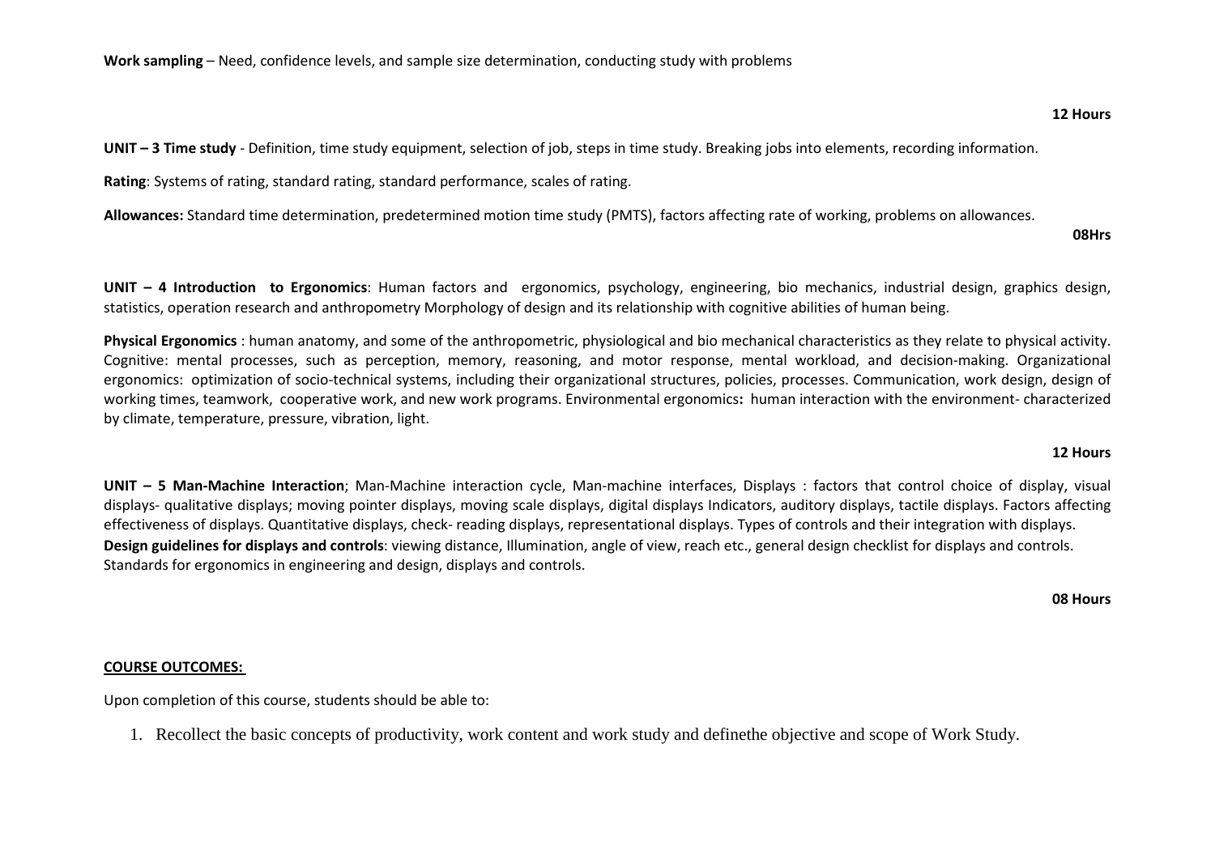**Work sampling** – Need, confidence levels, and sample size determination, conducting study with problems

**12 Hours**

**UNIT – 3 Time study** - Definition, time study equipment, selection of job, steps in time study. Breaking jobs into elements, recording information.

**Rating**: Systems of rating, standard rating, standard performance, scales of rating.

**Allowances:** Standard time determination, predetermined motion time study (PMTS), factors affecting rate of working, problems on allowances.

**08Hrs**

**UNIT – 4 Introduction to Ergonomics**: Human factors and ergonomics, psychology, engineering, bio mechanics, industrial design, graphics design, statistics, operation research and anthropometry Morphology of design and its relationship with cognitive abilities of human being.

**Physical Ergonomics** : human anatomy, and some of the anthropometric, physiological and bio mechanical characteristics as they relate to physical activity. Cognitive: mental processes, such as perception, memory, reasoning, and motor response, mental workload, and decision-making. Organizational ergonomics: optimization of socio-technical systems, including their organizational structures, policies, processes. Communication, work design, design of working times, teamwork, cooperative work, and new work programs. Environmental ergonomics**:** human interaction with the environment- characterized by climate, temperature, pressure, vibration, light.

**12 Hours**

**UNIT – 5 Man-Machine Interaction**; Man-Machine interaction cycle, Man-machine interfaces, Displays : factors that control choice of display, visual displays- qualitative displays; moving pointer displays, moving scale displays, digital displays Indicators, auditory displays, tactile displays. Factors affecting effectiveness of displays. Quantitative displays, check- reading displays, representational displays. Types of controls and their integration with displays.
**Design guidelines for displays and controls**: viewing distance, Illumination, angle of view, reach etc., general design checklist for displays and controls. Standards for ergonomics in engineering and design, displays and controls.

**08 Hours**

**COURSE OUTCOMES:**

Upon completion of this course, students should be able to:

1. Recollect the basic concepts of productivity, work content and work study and definethe objective and scope of Work Study.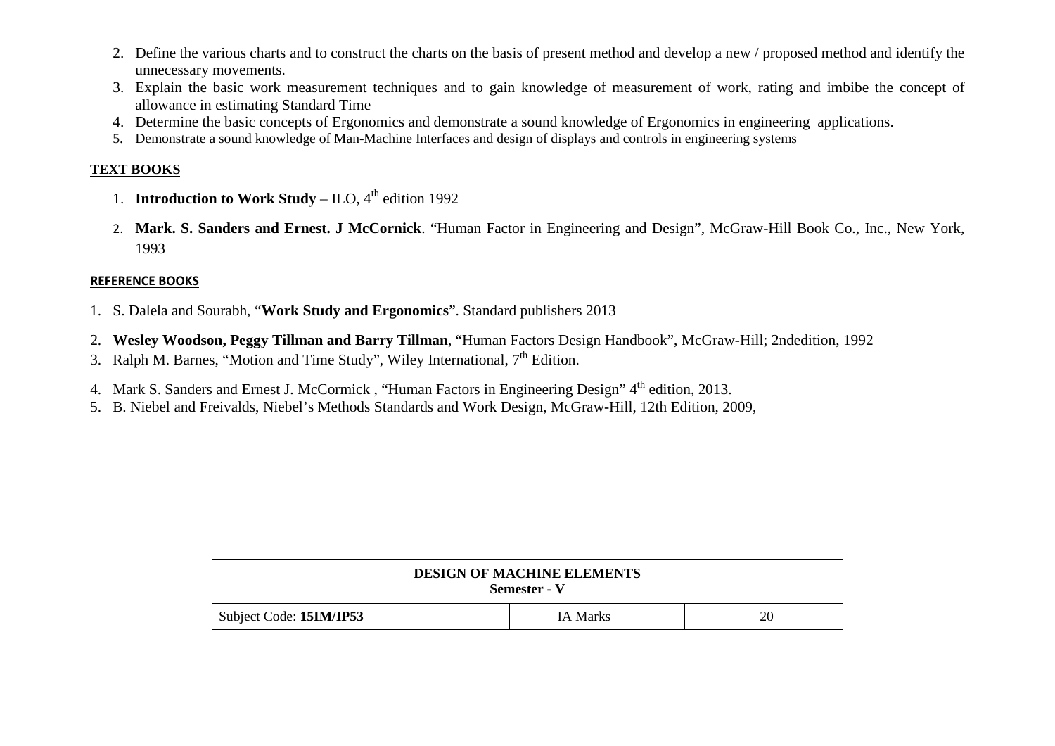2. Define the various charts and to construct the charts on the basis of present method and develop a new / proposed method and identify the unnecessary movements.
3. Explain the basic work measurement techniques and to gain knowledge of measurement of work, rating and imbibe the concept of allowance in estimating Standard Time
4. Determine the basic concepts of Ergonomics and demonstrate a sound knowledge of Ergonomics in engineering applications.
5. Demonstrate a sound knowledge of Man-Machine Interfaces and design of displays and controls in engineering systems

**TEXT BOOKS**

1. **Introduction to Work Study** – ILO, 4th edition 1992
2. **Mark. S. Sanders and Ernest. J McCornick**. "Human Factor in Engineering and Design", McGraw-Hill Book Co., Inc., New York, 1993

**REFERENCE BOOKS**

1. S. Dalela and Sourabh, "**Work Study and Ergonomics**". Standard publishers 2013
2. **Wesley Woodson, Peggy Tillman and Barry Tillman**, "Human Factors Design Handbook", McGraw-Hill; 2ndedition, 1992
3. Ralph M. Barnes, "Motion and Time Study", Wiley International, 7th Edition.
4. Mark S. Sanders and Ernest J. McCormick , "Human Factors in Engineering Design" 4th edition, 2013.
5. B. Niebel and Freivalds, Niebel's Methods Standards and Work Design, McGraw-Hill, 12th Edition, 2009,

| **DESIGN OF MACHINE ELEMENTS** **Semester - V** | | | | |
|---|---|---|---|---|
| Subject Code: **15IM/IP53** | | | IA Marks | 20 |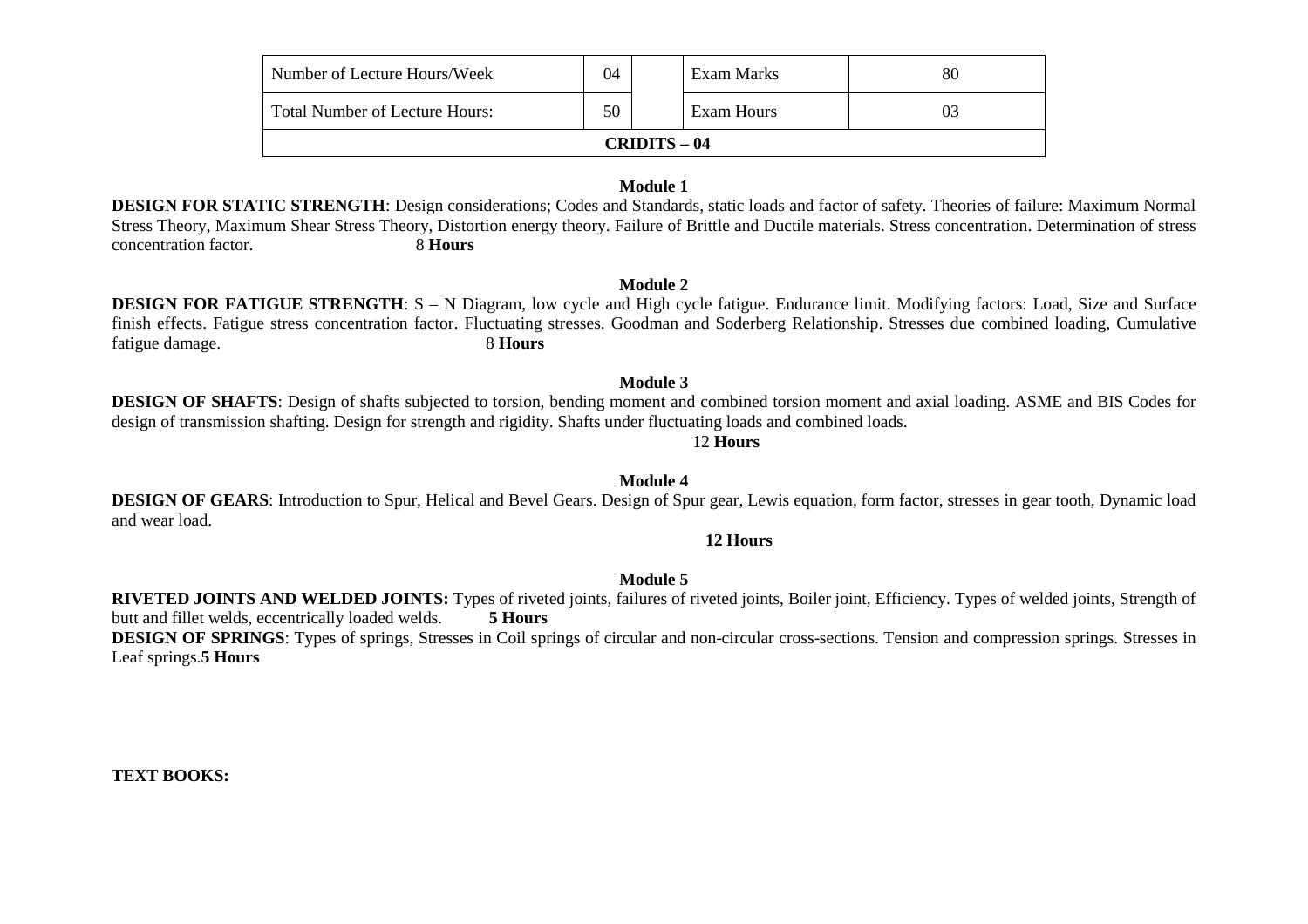| Number of Lecture Hours/Week | 04 | | Exam Marks | 80 |
|---|---|---|---|---|
| Total Number of Lecture Hours: | 50 | | Exam Hours | 03 |
| **CRIDITS – 04** | | | | |

**Module 1**

**DESIGN FOR STATIC STRENGTH**: Design considerations; Codes and Standards, static loads and factor of safety. Theories of failure: Maximum Normal Stress Theory, Maximum Shear Stress Theory, Distortion energy theory. Failure of Brittle and Ductile materials. Stress concentration. Determination of stress concentration factor. 8 **Hours**

**Module 2**

**DESIGN FOR FATIGUE STRENGTH**: S – N Diagram, low cycle and High cycle fatigue. Endurance limit. Modifying factors: Load, Size and Surface finish effects. Fatigue stress concentration factor. Fluctuating stresses. Goodman and Soderberg Relationship. Stresses due combined loading, Cumulative fatigue damage. 8 **Hours**

**Module 3**

**DESIGN OF SHAFTS**: Design of shafts subjected to torsion, bending moment and combined torsion moment and axial loading. ASME and BIS Codes for design of transmission shafting. Design for strength and rigidity. Shafts under fluctuating loads and combined loads.

12 **Hours**

**Module 4**

**DESIGN OF GEARS**: Introduction to Spur, Helical and Bevel Gears. Design of Spur gear, Lewis equation, form factor, stresses in gear tooth, Dynamic load and wear load.

**12 Hours**

**Module 5**

**RIVETED JOINTS AND WELDED JOINTS:** Types of riveted joints, failures of riveted joints, Boiler joint, Efficiency. Types of welded joints, Strength of butt and fillet welds, eccentrically loaded welds. **5 Hours**

**DESIGN OF SPRINGS**: Types of springs, Stresses in Coil springs of circular and non-circular cross-sections. Tension and compression springs. Stresses in Leaf springs.**5 Hours**

**TEXT BOOKS:**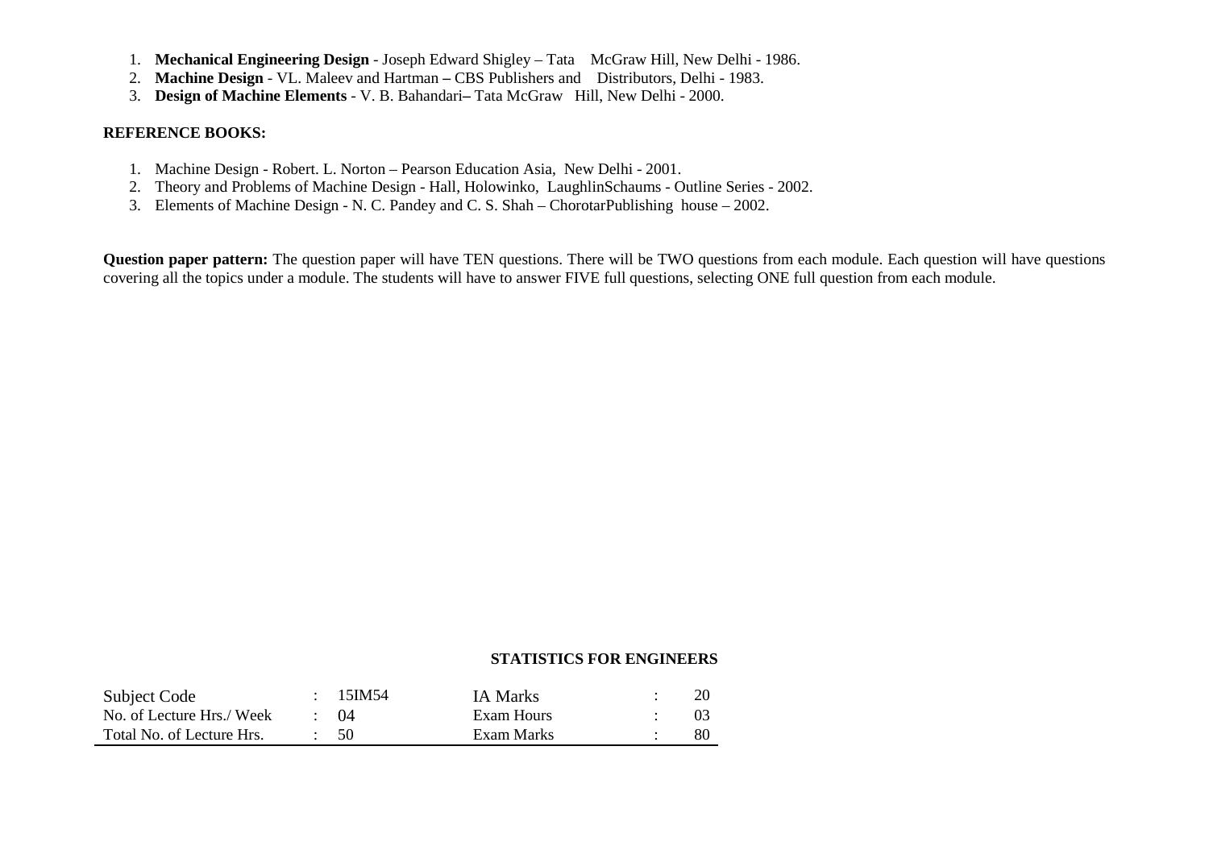1. **Mechanical Engineering Design** - Joseph Edward Shigley – Tata McGraw Hill, New Delhi - 1986.
2. **Machine Design** - VL. Maleev and Hartman **–** CBS Publishers and Distributors, Delhi - 1983.
3. **Design of Machine Elements** - V. B. Bahandari**–** Tata McGraw Hill, New Delhi - 2000.

**REFERENCE BOOKS:**

1. Machine Design - Robert. L. Norton – Pearson Education Asia, New Delhi - 2001.
2. Theory and Problems of Machine Design - Hall, Holowinko, LaughlinSchaums - Outline Series - 2002.
3. Elements of Machine Design - N. C. Pandey and C. S. Shah – ChorotarPublishing house – 2002.

**Question paper pattern:** The question paper will have TEN questions. There will be TWO questions from each module. Each question will have questions covering all the topics under a module. The students will have to answer FIVE full questions, selecting ONE full question from each module.

## STATISTICS FOR ENGINEERS

| | | | | | |
|---|---|---|---|---|---|
| Subject Code | : | 15IM54 | IA Marks | : | 20 |
| No. of Lecture Hrs./ Week | : | 04 | Exam Hours | : | 03 |
| Total No. of Lecture Hrs. | : | 50 | Exam Marks | : | 80 |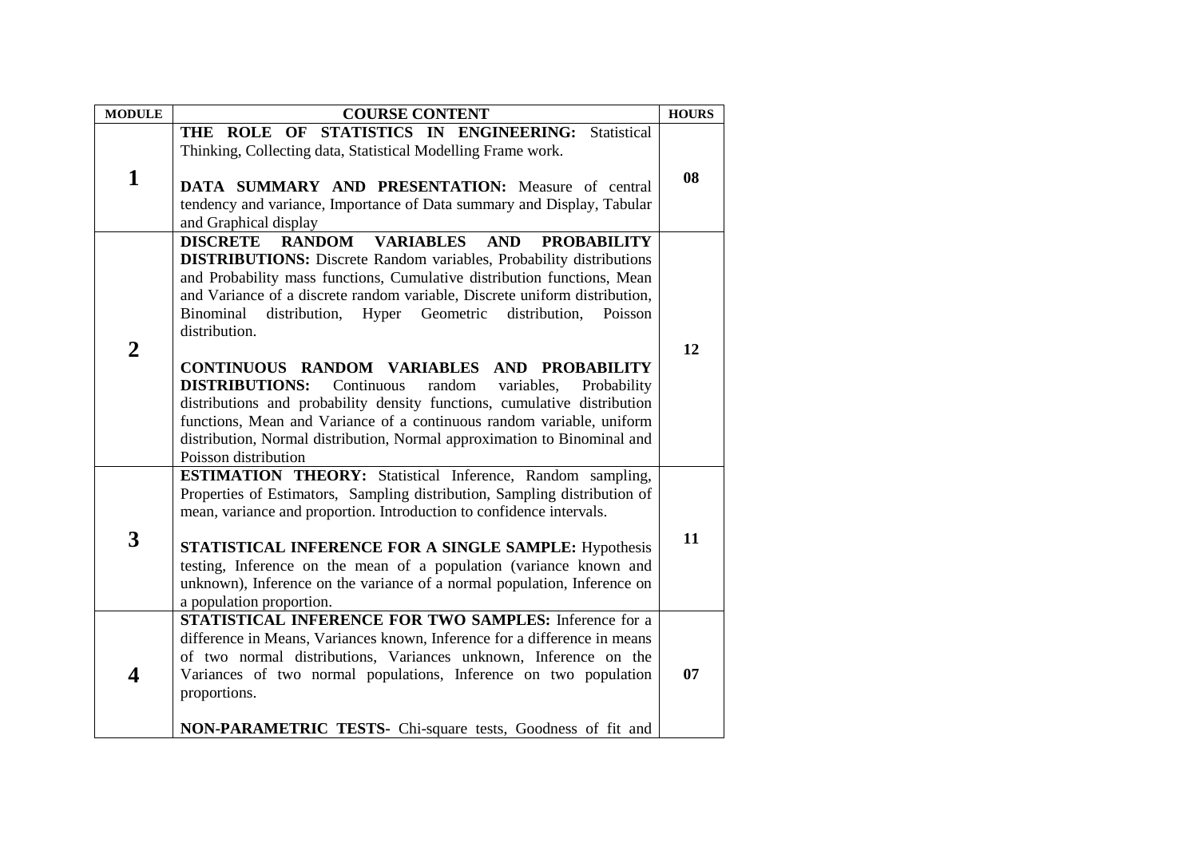| MODULE | COURSE CONTENT | HOURS |
|---|---|---|
| **1** | **THE ROLE OF STATISTICS IN ENGINEERING:** Statistical Thinking, Collecting data, Statistical Modelling Frame work.<br><br>**DATA SUMMARY AND PRESENTATION:** Measure of central tendency and variance, Importance of Data summary and Display, Tabular and Graphical display | **08** |
| **2** | **DISCRETE RANDOM VARIABLES AND PROBABILITY DISTRIBUTIONS:** Discrete Random variables, Probability distributions and Probability mass functions, Cumulative distribution functions, Mean and Variance of a discrete random variable, Discrete uniform distribution, Binominal distribution, Hyper Geometric distribution, Poisson distribution.<br><br>**CONTINUOUS RANDOM VARIABLES AND PROBABILITY DISTRIBUTIONS:** Continuous random variables, Probability distributions and probability density functions, cumulative distribution functions, Mean and Variance of a continuous random variable, uniform distribution, Normal distribution, Normal approximation to Binominal and Poisson distribution | **12** |
| **3** | **ESTIMATION THEORY:** Statistical Inference, Random sampling, Properties of Estimators, Sampling distribution, Sampling distribution of mean, variance and proportion. Introduction to confidence intervals.<br><br>**STATISTICAL INFERENCE FOR A SINGLE SAMPLE:** Hypothesis testing, Inference on the mean of a population (variance known and unknown), Inference on the variance of a normal population, Inference on a population proportion. | **11** |
| **4** | **STATISTICAL INFERENCE FOR TWO SAMPLES:** Inference for a difference in Means, Variances known, Inference for a difference in means of two normal distributions, Variances unknown, Inference on the Variances of two normal populations, Inference on two population proportions.<br><br>**NON-PARAMETRIC TESTS-** Chi-square tests, Goodness of fit and | **07** |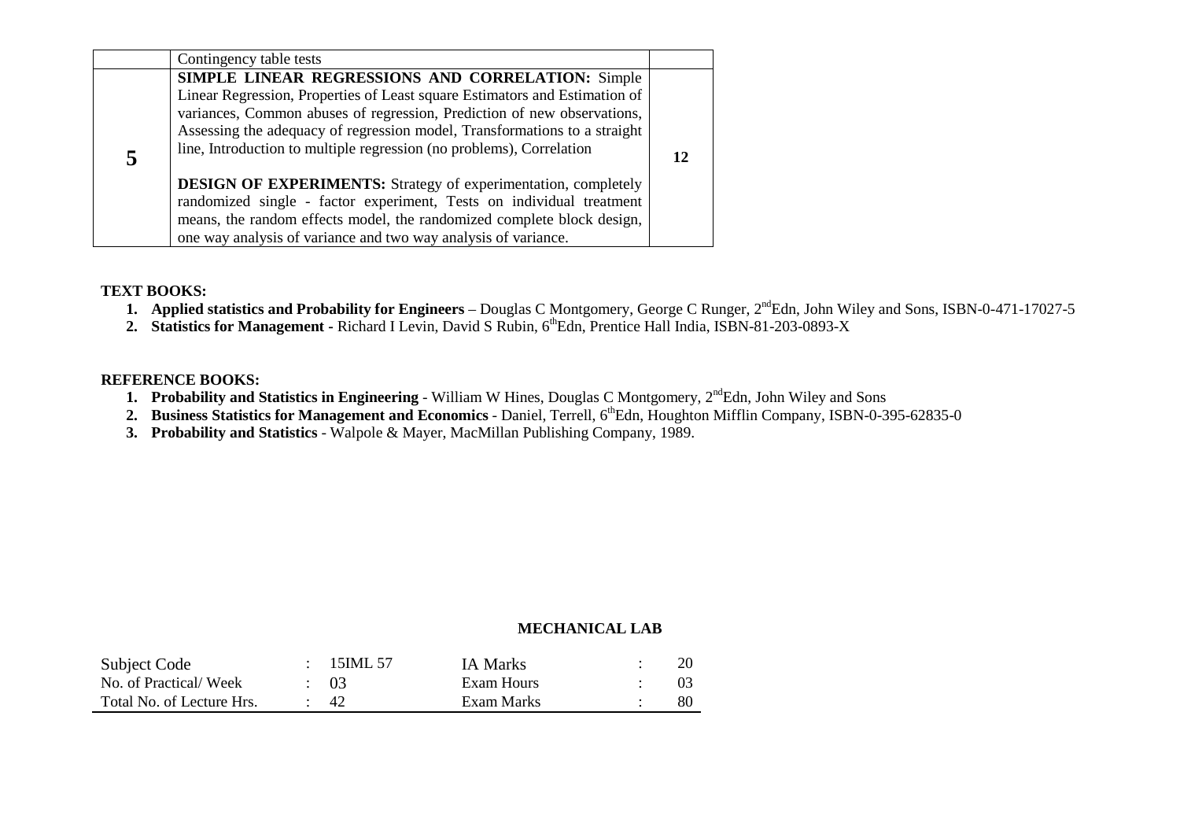| | | |
|---|---|---|
| | Contingency table tests | |
| **5** | **SIMPLE LINEAR REGRESSIONS AND CORRELATION:** Simple Linear Regression, Properties of Least square Estimators and Estimation of variances, Common abuses of regression, Prediction of new observations, Assessing the adequacy of regression model, Transformations to a straight line, Introduction to multiple regression (no problems), Correlation<br><br>**DESIGN OF EXPERIMENTS:** Strategy of experimentation, completely randomized single - factor experiment, Tests on individual treatment means, the random effects model, the randomized complete block design, one way analysis of variance and two way analysis of variance. | **12** |

**TEXT BOOKS:**

1. **Applied statistics and Probability for Engineers** – Douglas C Montgomery, George C Runger, 2nd Edn, John Wiley and Sons, ISBN-0-471-17027-5
2. **Statistics for Management** - Richard I Levin, David S Rubin, 6th Edn, Prentice Hall India, ISBN-81-203-0893-X

**REFERENCE BOOKS:**

1. **Probability and Statistics in Engineering** - William W Hines, Douglas C Montgomery, 2nd Edn, John Wiley and Sons
2. **Business Statistics for Management and Economics** - Daniel, Terrell, 6th Edn, Houghton Mifflin Company, ISBN-0-395-62835-0
3. **Probability and Statistics** - Walpole & Mayer, MacMillan Publishing Company, 1989.

## MECHANICAL LAB

| | | | | | |
|---|---|---|---|---|---|
| Subject Code | : | 15IML 57 | IA Marks | : | 20 |
| No. of Practical/ Week | : | 03 | Exam Hours | : | 03 |
| Total No. of Lecture Hrs. | : | 42 | Exam Marks | : | 80 |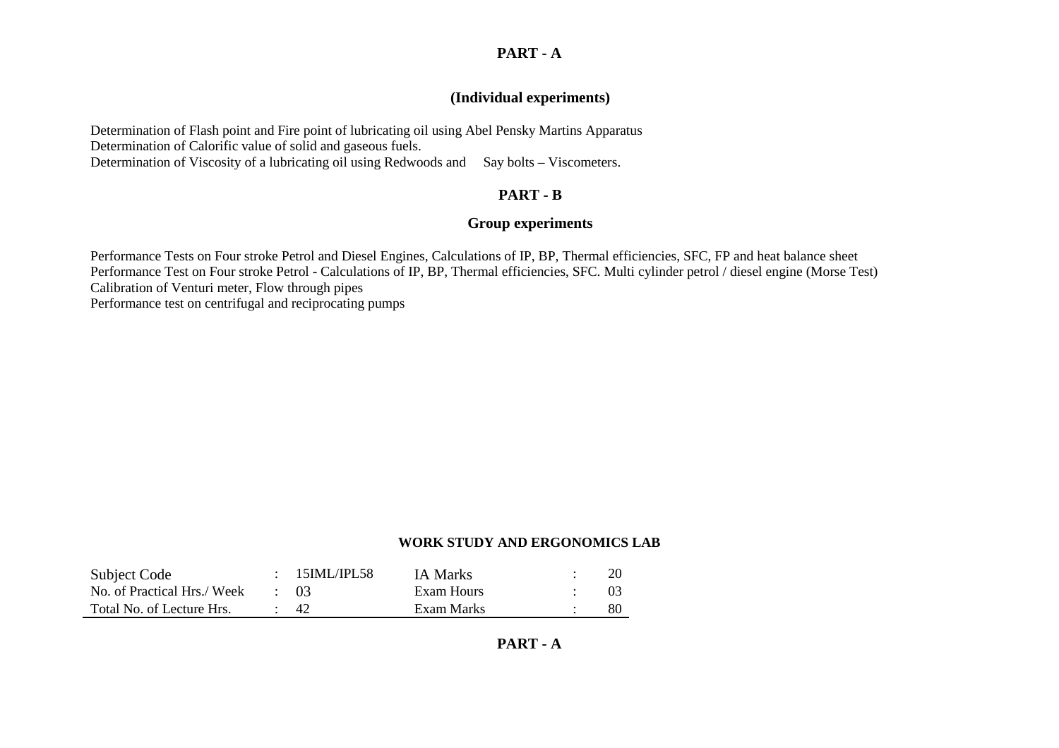## PART - A

### (Individual experiments)

Determination of Flash point and Fire point of lubricating oil using Abel Pensky Martins Apparatus
Determination of Calorific value of solid and gaseous fuels.
Determination of Viscosity of a lubricating oil using Redwoods and Say bolts – Viscometers.

## PART - B

### Group experiments

Performance Tests on Four stroke Petrol and Diesel Engines, Calculations of IP, BP, Thermal efficiencies, SFC, FP and heat balance sheet
Performance Test on Four stroke Petrol - Calculations of IP, BP, Thermal efficiencies, SFC. Multi cylinder petrol / diesel engine (Morse Test)
Calibration of Venturi meter, Flow through pipes
Performance test on centrifugal and reciprocating pumps

## WORK STUDY AND ERGONOMICS LAB

| Subject Code | : | 15IML/IPL58 | IA Marks | : | 20 |
|---|---|---|---|---|---|
| No. of Practical Hrs./ Week | : | 03 | Exam Hours | : | 03 |
| Total No. of Lecture Hrs. | : | 42 | Exam Marks | : | 80 |

## PART - A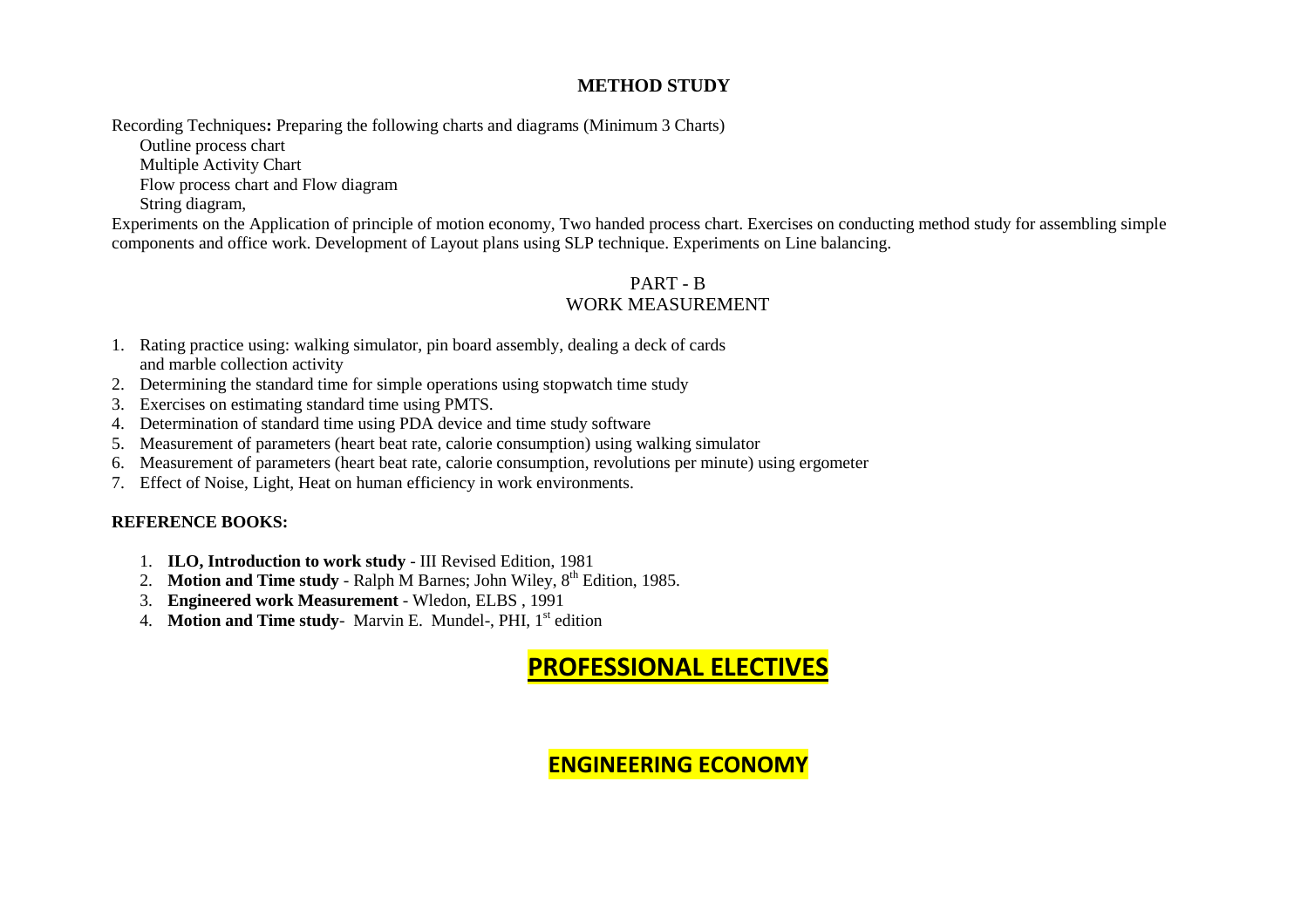## METHOD STUDY

Recording Techniques**:** Preparing the following charts and diagrams (Minimum 3 Charts)

- Outline process chart
- Multiple Activity Chart
- Flow process chart and Flow diagram
- String diagram,

Experiments on the Application of principle of motion economy, Two handed process chart. Exercises on conducting method study for assembling simple components and office work. Development of Layout plans using SLP technique. Experiments on Line balancing.

## PART - B
## WORK MEASUREMENT

1. Rating practice using: walking simulator, pin board assembly, dealing a deck of cards and marble collection activity
2. Determining the standard time for simple operations using stopwatch time study
3. Exercises on estimating standard time using PMTS.
4. Determination of standard time using PDA device and time study software
5. Measurement of parameters (heart beat rate, calorie consumption) using walking simulator
6. Measurement of parameters (heart beat rate, calorie consumption, revolutions per minute) using ergometer
7. Effect of Noise, Light, Heat on human efficiency in work environments.

**REFERENCE BOOKS:**

1. **ILO, Introduction to work study** - III Revised Edition, 1981
2. **Motion and Time study** - Ralph M Barnes; John Wiley, 8th Edition, 1985.
3. **Engineered work Measurement** - Wledon, ELBS , 1991
4. **Motion and Time study**- Marvin E. Mundel-, PHI, 1st edition

# PROFESSIONAL ELECTIVES

## ENGINEERING ECONOMY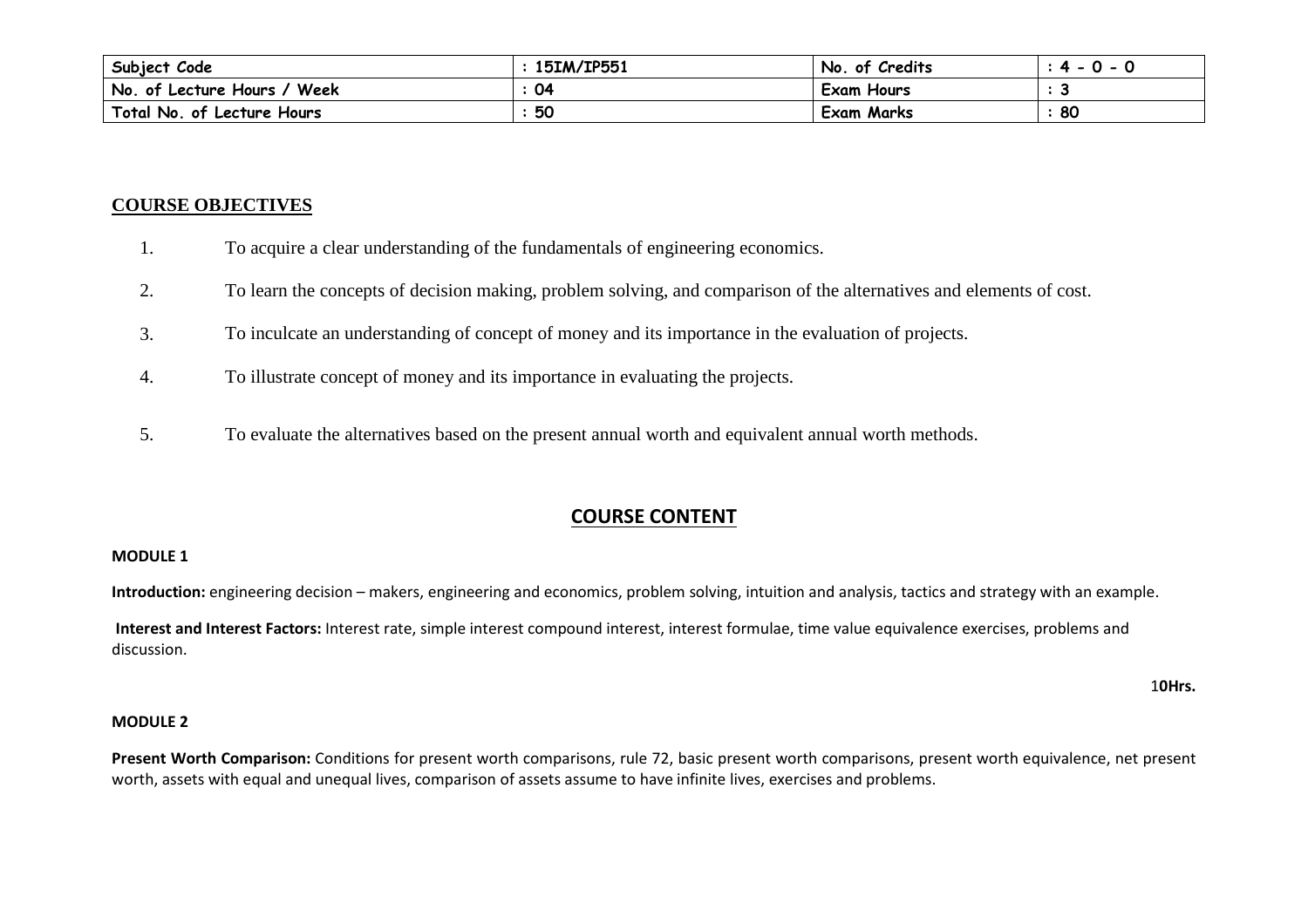| Subject Code | : 15IM/IP551 | No. of Credits | : 4 - 0 - 0 |
|---|---|---|---|
| No. of Lecture Hours / Week | : 04 | Exam Hours | : 3 |
| Total No. of Lecture Hours | : 50 | Exam Marks | : 80 |

## COURSE OBJECTIVES

1. To acquire a clear understanding of the fundamentals of engineering economics.
2. To learn the concepts of decision making, problem solving, and comparison of the alternatives and elements of cost.
3. To inculcate an understanding of concept of money and its importance in the evaluation of projects.
4. To illustrate concept of money and its importance in evaluating the projects.
5. To evaluate the alternatives based on the present annual worth and equivalent annual worth methods.

## COURSE CONTENT

### MODULE 1

**Introduction:** engineering decision – makers, engineering and economics, problem solving, intuition and analysis, tactics and strategy with an example.

**Interest and Interest Factors:** Interest rate, simple interest compound interest, interest formulae, time value equivalence exercises, problems and discussion.

**10Hrs.**

### MODULE 2

**Present Worth Comparison:** Conditions for present worth comparisons, rule 72, basic present worth comparisons, present worth equivalence, net present worth, assets with equal and unequal lives, comparison of assets assume to have infinite lives, exercises and problems.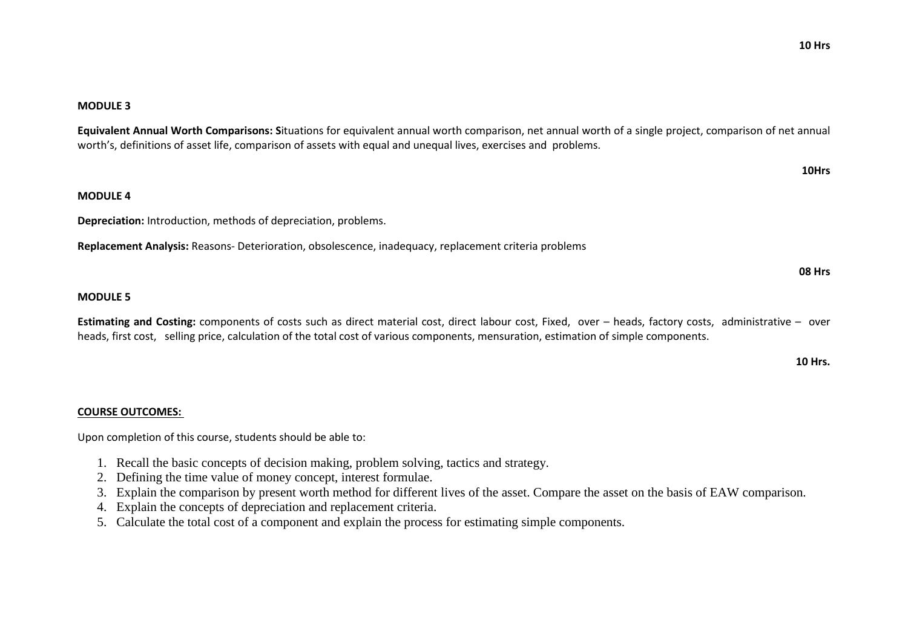**10 Hrs**

**MODULE 3**

**Equivalent Annual Worth Comparisons: S**ituations for equivalent annual worth comparison, net annual worth of a single project, comparison of net annual worth's, definitions of asset life, comparison of assets with equal and unequal lives, exercises and problems.

**10Hrs**

**MODULE 4**

**Depreciation:** Introduction, methods of depreciation, problems.

**Replacement Analysis:** Reasons- Deterioration, obsolescence, inadequacy, replacement criteria problems

**08 Hrs**

**MODULE 5**

**Estimating and Costing:** components of costs such as direct material cost, direct labour cost, Fixed, over – heads, factory costs, administrative – over heads, first cost, selling price, calculation of the total cost of various components, mensuration, estimation of simple components.

**10 Hrs.**

**<u>COURSE OUTCOMES:</u>**

Upon completion of this course, students should be able to:

1. Recall the basic concepts of decision making, problem solving, tactics and strategy.
2. Defining the time value of money concept, interest formulae.
3. Explain the comparison by present worth method for different lives of the asset. Compare the asset on the basis of EAW comparison.
4. Explain the concepts of depreciation and replacement criteria.
5. Calculate the total cost of a component and explain the process for estimating simple components.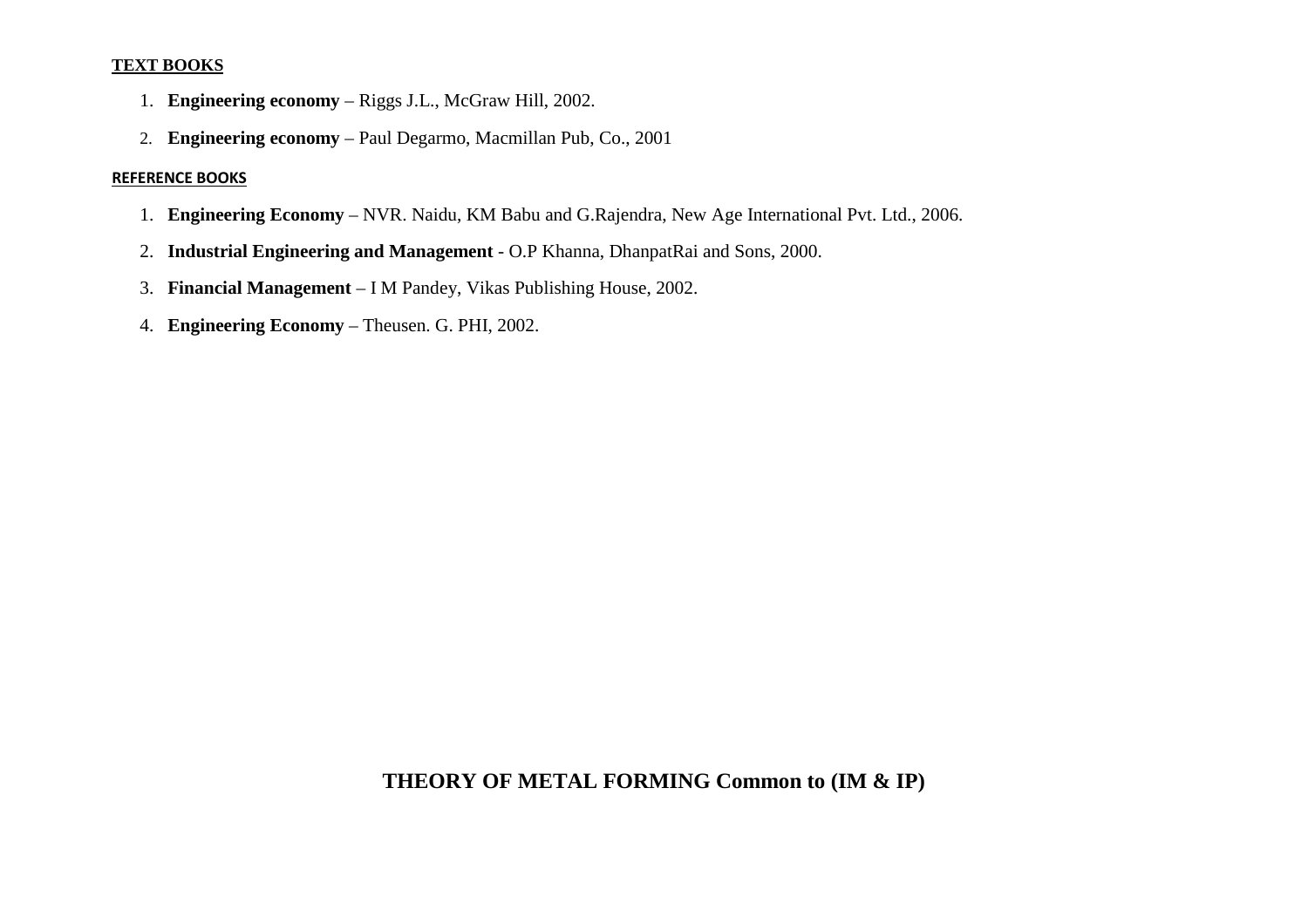**TEXT BOOKS**

1. **Engineering economy** – Riggs J.L., McGraw Hill, 2002.
2. **Engineering economy** – Paul Degarmo, Macmillan Pub, Co., 2001

**REFERENCE BOOKS**

1. **Engineering Economy** – NVR. Naidu, KM Babu and G.Rajendra, New Age International Pvt. Ltd., 2006.
2. **Industrial Engineering and Management** - O.P Khanna, DhanpatRai and Sons, 2000.
3. **Financial Management** – I M Pandey, Vikas Publishing House, 2002.
4. **Engineering Economy** – Theusen. G. PHI, 2002.

## THEORY OF METAL FORMING Common to (IM & IP)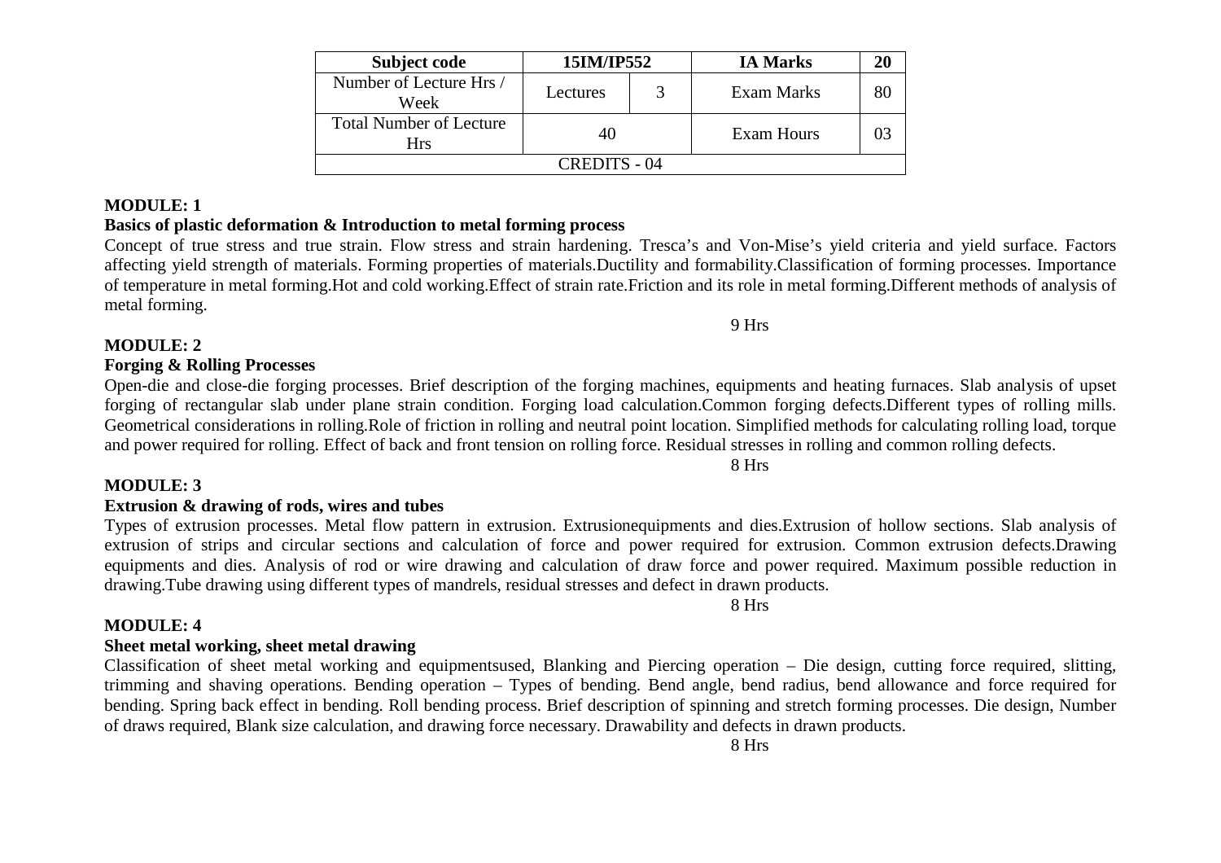| Subject code | 15IM/IP552 | | IA Marks | 20 |
|---|---|---|---|---|
| Number of Lecture Hrs / Week | Lectures | 3 | Exam Marks | 80 |
| Total Number of Lecture Hrs | 40 | | Exam Hours | 03 |
| CREDITS - 04 | | | | |

**MODULE: 1**

**Basics of plastic deformation & Introduction to metal forming process**

Concept of true stress and true strain. Flow stress and strain hardening. Tresca's and Von-Mise's yield criteria and yield surface. Factors affecting yield strength of materials. Forming properties of materials.Ductility and formability.Classification of forming processes. Importance of temperature in metal forming.Hot and cold working.Effect of strain rate.Friction and its role in metal forming.Different methods of analysis of metal forming.

9 Hrs

**MODULE: 2**

**Forging & Rolling Processes**

Open-die and close-die forging processes. Brief description of the forging machines, equipments and heating furnaces. Slab analysis of upset forging of rectangular slab under plane strain condition. Forging load calculation.Common forging defects.Different types of rolling mills. Geometrical considerations in rolling.Role of friction in rolling and neutral point location. Simplified methods for calculating rolling load, torque and power required for rolling. Effect of back and front tension on rolling force. Residual stresses in rolling and common rolling defects.

8 Hrs

**MODULE: 3**

**Extrusion & drawing of rods, wires and tubes**

Types of extrusion processes. Metal flow pattern in extrusion. Extrusionequipments and dies.Extrusion of hollow sections. Slab analysis of extrusion of strips and circular sections and calculation of force and power required for extrusion. Common extrusion defects.Drawing equipments and dies. Analysis of rod or wire drawing and calculation of draw force and power required. Maximum possible reduction in drawing.Tube drawing using different types of mandrels, residual stresses and defect in drawn products.

8 Hrs

**MODULE: 4**

**Sheet metal working, sheet metal drawing**

Classification of sheet metal working and equipmentsused, Blanking and Piercing operation – Die design, cutting force required, slitting, trimming and shaving operations. Bending operation – Types of bending. Bend angle, bend radius, bend allowance and force required for bending. Spring back effect in bending. Roll bending process. Brief description of spinning and stretch forming processes. Die design, Number of draws required, Blank size calculation, and drawing force necessary. Drawability and defects in drawn products.

8 Hrs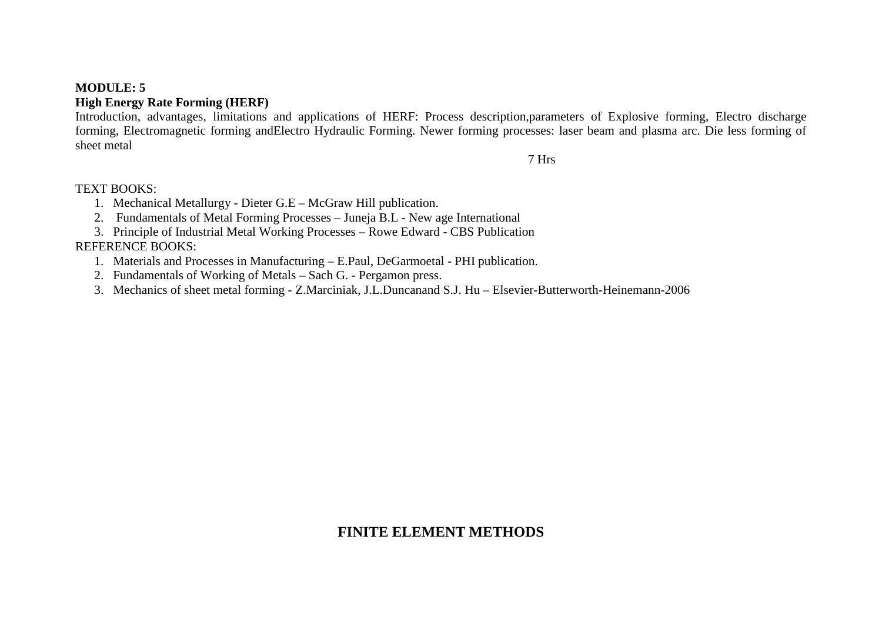**MODULE: 5**

**High Energy Rate Forming (HERF)**

Introduction, advantages, limitations and applications of HERF: Process description,parameters of Explosive forming, Electro discharge forming, Electromagnetic forming andElectro Hydraulic Forming. Newer forming processes: laser beam and plasma arc. Die less forming of sheet metal

7 Hrs

TEXT BOOKS:

1. Mechanical Metallurgy - Dieter G.E – McGraw Hill publication.
2. Fundamentals of Metal Forming Processes – Juneja B.L - New age International
3. Principle of Industrial Metal Working Processes – Rowe Edward - CBS Publication

REFERENCE BOOKS:

1. Materials and Processes in Manufacturing – E.Paul, DeGarmoetal - PHI publication.
2. Fundamentals of Working of Metals – Sach G. - Pergamon press.
3. Mechanics of sheet metal forming - Z.Marciniak, J.L.Duncanand S.J. Hu – Elsevier-Butterworth-Heinemann-2006

## FINITE ELEMENT METHODS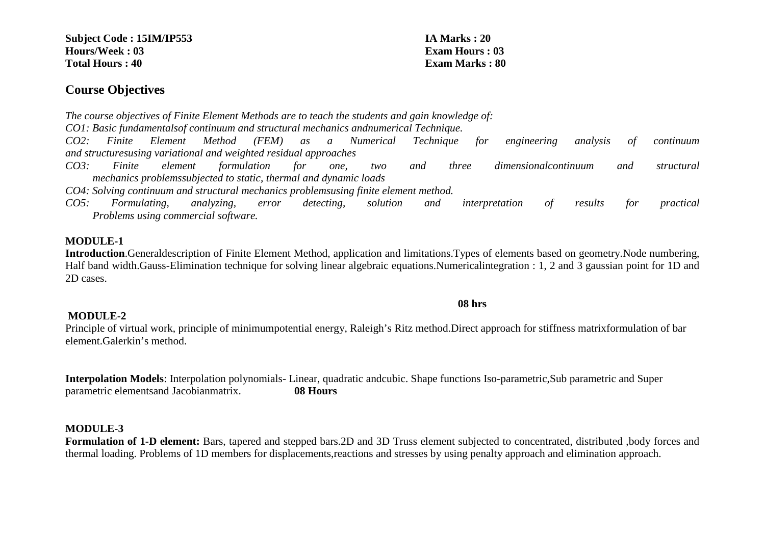**Subject Code : 15IM/IP553** **IA Marks : 20**
**Hours/Week : 03** **Exam Hours : 03**
**Total Hours : 40** **Exam Marks : 80**

## Course Objectives

*The course objectives of Finite Element Methods are to teach the students and gain knowledge of:*

*CO1: Basic fundamentalsof continuum and structural mechanics andnumerical Technique.*

*CO2: Finite Element Method (FEM) as a Numerical Technique for engineering analysis of continuum and structuresusing variational and weighted residual approaches*

*CO3: Finite element formulation for one, two and three dimensionalcontinuum and structural mechanics problemssubjected to static, thermal and dynamic loads*

*CO4: Solving continuum and structural mechanics problemsusing finite element method.*

*CO5: Formulating, analyzing, error detecting, solution and interpretation of results for practical Problems using commercial software.*

### MODULE-1

**Introduction**.Generaldescription of Finite Element Method, application and limitations.Types of elements based on geometry.Node numbering, Half band width.Gauss-Elimination technique for solving linear algebraic equations.Numericalintegration : 1, 2 and 3 gaussian point for 1D and 2D cases.

**08 hrs**

### MODULE-2

Principle of virtual work, principle of minimumpotential energy, Raleigh's Ritz method.Direct approach for stiffness matrixformulation of bar element.Galerkin's method.

**Interpolation Models**: Interpolation polynomials- Linear, quadratic andcubic. Shape functions Iso-parametric,Sub parametric and Super parametric elementsand Jacobianmatrix. **08 Hours**

### MODULE-3

**Formulation of 1-D element:** Bars, tapered and stepped bars.2D and 3D Truss element subjected to concentrated, distributed ,body forces and thermal loading. Problems of 1D members for displacements,reactions and stresses by using penalty approach and elimination approach.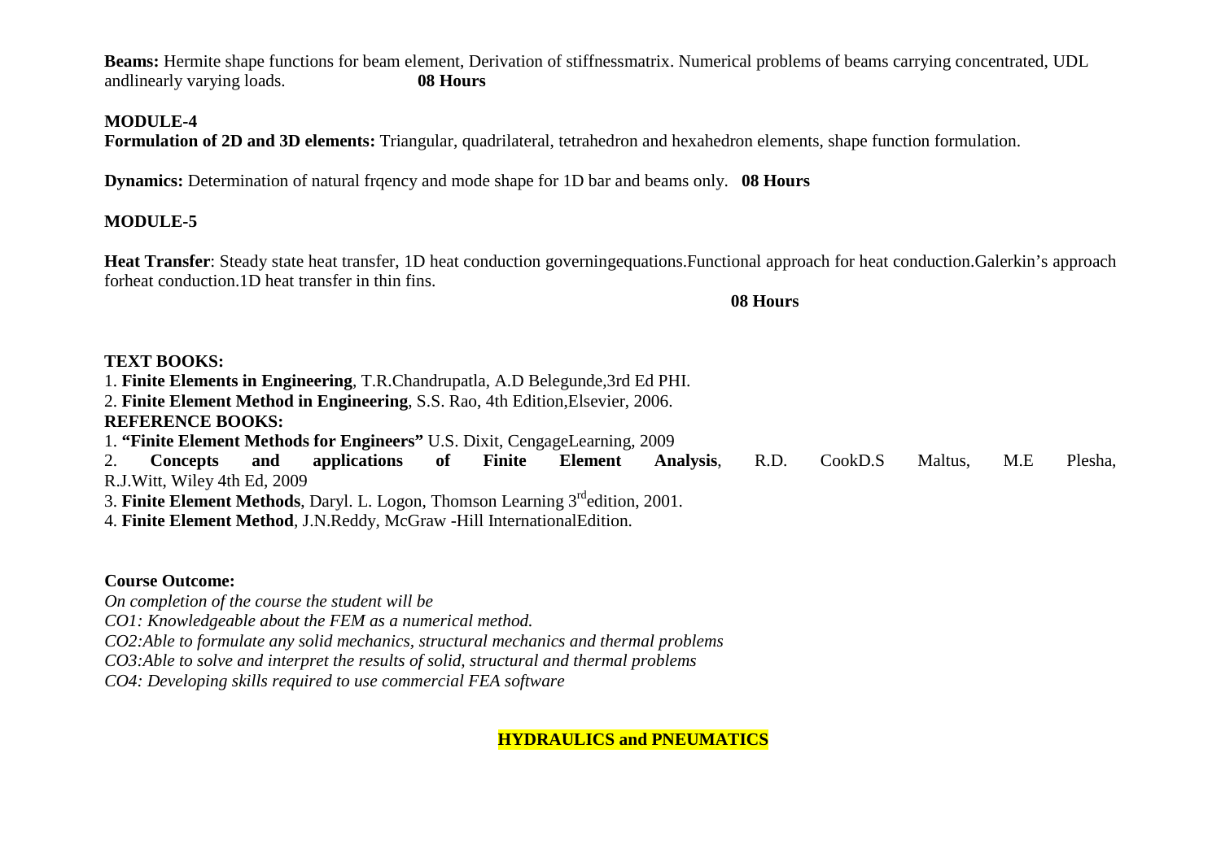**Beams:** Hermite shape functions for beam element, Derivation of stiffnessmatrix. Numerical problems of beams carrying concentrated, UDL andlinearly varying loads. **08 Hours**

**MODULE-4**

**Formulation of 2D and 3D elements:** Triangular, quadrilateral, tetrahedron and hexahedron elements, shape function formulation.

**Dynamics:** Determination of natural frqency and mode shape for 1D bar and beams only. **08 Hours**

**MODULE-5**

**Heat Transfer**: Steady state heat transfer, 1D heat conduction governingequations.Functional approach for heat conduction.Galerkin's approach forheat conduction.1D heat transfer in thin fins.

**08 Hours**

**TEXT BOOKS:**

1. **Finite Elements in Engineering**, T.R.Chandrupatla, A.D Belegunde,3rd Ed PHI.
2. **Finite Element Method in Engineering**, S.S. Rao, 4th Edition,Elsevier, 2006.

**REFERENCE BOOKS:**

1. **"Finite Element Methods for Engineers"** U.S. Dixit, CengageLearning, 2009
2. **Concepts and applications of Finite Element Analysis**, R.D. CookD.S Maltus, M.E Plesha, R.J.Witt, Wiley 4th Ed, 2009
3. **Finite Element Methods**, Daryl. L. Logon, Thomson Learning 3rd edition, 2001.
4. **Finite Element Method**, J.N.Reddy, McGraw -Hill InternationalEdition.

**Course Outcome:**

*On completion of the course the student will be*

*CO1: Knowledgeable about the FEM as a numerical method.*

*CO2:Able to formulate any solid mechanics, structural mechanics and thermal problems*

*CO3:Able to solve and interpret the results of solid, structural and thermal problems*

*CO4: Developing skills required to use commercial FEA software*

## HYDRAULICS and PNEUMATICS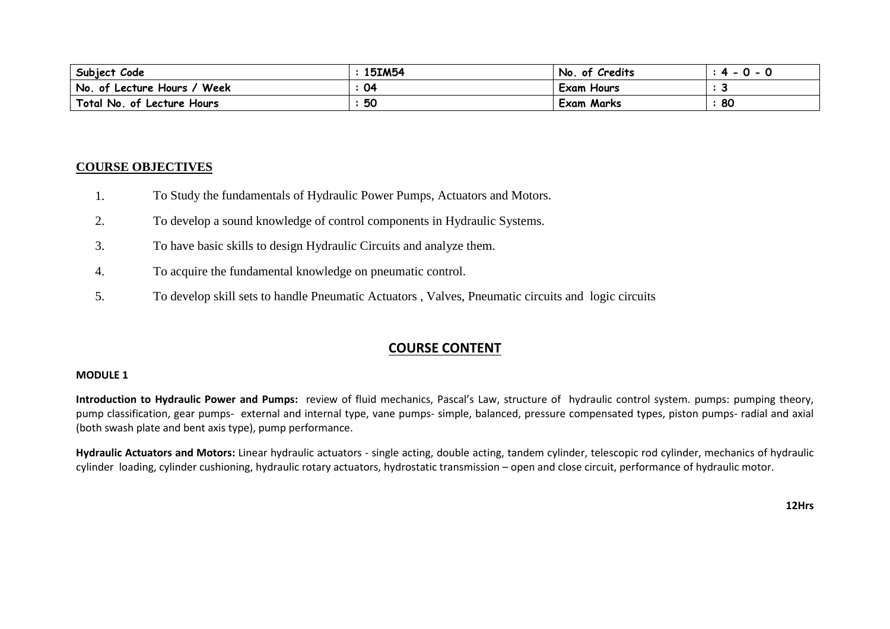| Subject Code | : 15IM54 | No. of Credits | : 4 - 0 - 0 |
|---|---|---|---|
| No. of Lecture Hours / Week | : 04 | Exam Hours | : 3 |
| Total No. of Lecture Hours | : 50 | Exam Marks | : 80 |

## COURSE OBJECTIVES

1. To Study the fundamentals of Hydraulic Power Pumps, Actuators and Motors.
2. To develop a sound knowledge of control components in Hydraulic Systems.
3. To have basic skills to design Hydraulic Circuits and analyze them.
4. To acquire the fundamental knowledge on pneumatic control.
5. To develop skill sets to handle Pneumatic Actuators , Valves, Pneumatic circuits and logic circuits

## COURSE CONTENT

### MODULE 1

**Introduction to Hydraulic Power and Pumps:** review of fluid mechanics, Pascal's Law, structure of hydraulic control system. pumps: pumping theory, pump classification, gear pumps- external and internal type, vane pumps- simple, balanced, pressure compensated types, piston pumps- radial and axial (both swash plate and bent axis type), pump performance.

**Hydraulic Actuators and Motors:** Linear hydraulic actuators - single acting, double acting, tandem cylinder, telescopic rod cylinder, mechanics of hydraulic cylinder loading, cylinder cushioning, hydraulic rotary actuators, hydrostatic transmission – open and close circuit, performance of hydraulic motor.

**12Hrs**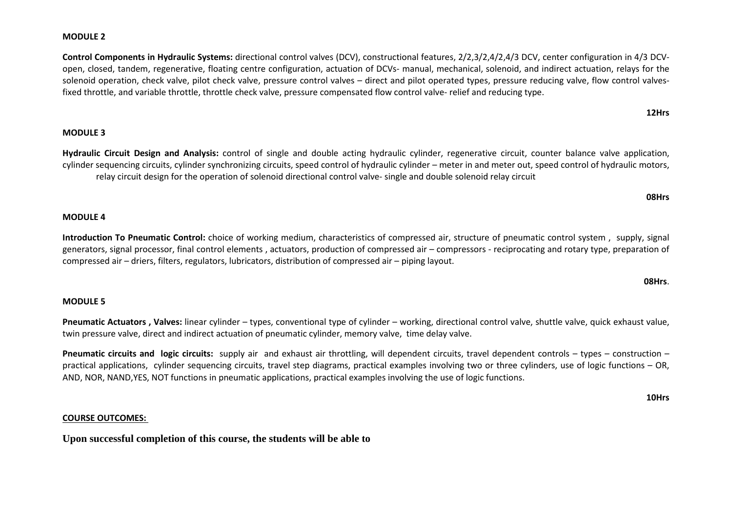**MODULE 2**

**Control Components in Hydraulic Systems:** directional control valves (DCV), constructional features, 2/2,3/2,4/2,4/3 DCV, center configuration in 4/3 DCV-open, closed, tandem, regenerative, floating centre configuration, actuation of DCVs- manual, mechanical, solenoid, and indirect actuation, relays for the solenoid operation, check valve, pilot check valve, pressure control valves – direct and pilot operated types, pressure reducing valve, flow control valves-fixed throttle, and variable throttle, throttle check valve, pressure compensated flow control valve- relief and reducing type.

**12Hrs**

**MODULE 3**

**Hydraulic Circuit Design and Analysis:** control of single and double acting hydraulic cylinder, regenerative circuit, counter balance valve application, cylinder sequencing circuits, cylinder synchronizing circuits, speed control of hydraulic cylinder – meter in and meter out, speed control of hydraulic motors, relay circuit design for the operation of solenoid directional control valve- single and double solenoid relay circuit

**08Hrs**

**MODULE 4**

**Introduction To Pneumatic Control:** choice of working medium, characteristics of compressed air, structure of pneumatic control system , supply, signal generators, signal processor, final control elements , actuators, production of compressed air – compressors - reciprocating and rotary type, preparation of compressed air – driers, filters, regulators, lubricators, distribution of compressed air – piping layout.

**08Hrs**.

**MODULE 5**

**Pneumatic Actuators , Valves:** linear cylinder – types, conventional type of cylinder – working, directional control valve, shuttle valve, quick exhaust value, twin pressure valve, direct and indirect actuation of pneumatic cylinder, memory valve, time delay valve.

**Pneumatic circuits and logic circuits:** supply air and exhaust air throttling, will dependent circuits, travel dependent controls – types – construction – practical applications, cylinder sequencing circuits, travel step diagrams, practical examples involving two or three cylinders, use of logic functions – OR, AND, NOR, NAND,YES, NOT functions in pneumatic applications, practical examples involving the use of logic functions.

**10Hrs**

**COURSE OUTCOMES:**

**Upon successful completion of this course, the students will be able to**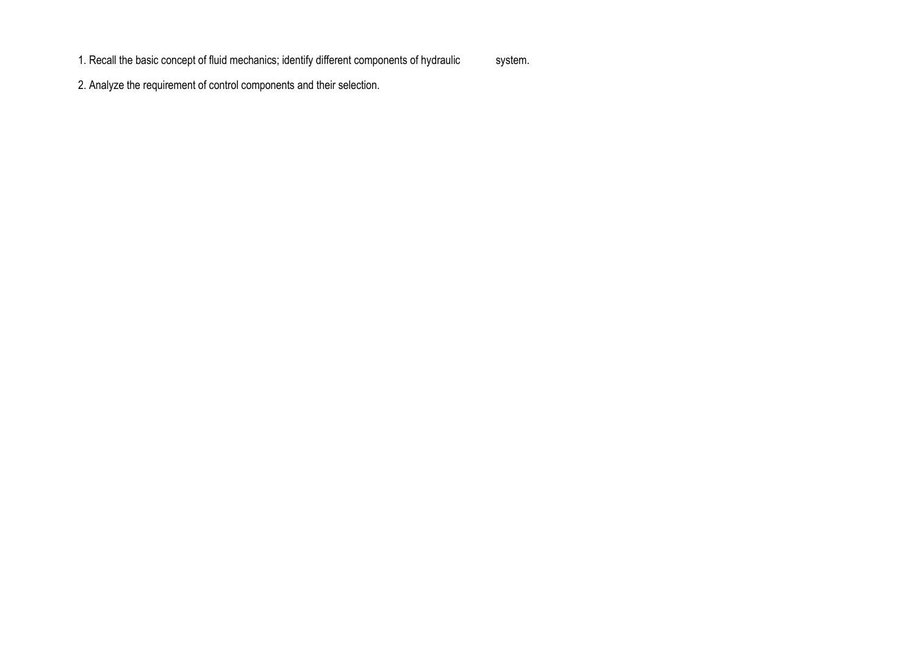1. Recall the basic concept of fluid mechanics; identify different components of hydraulic system.
2. Analyze the requirement of control components and their selection.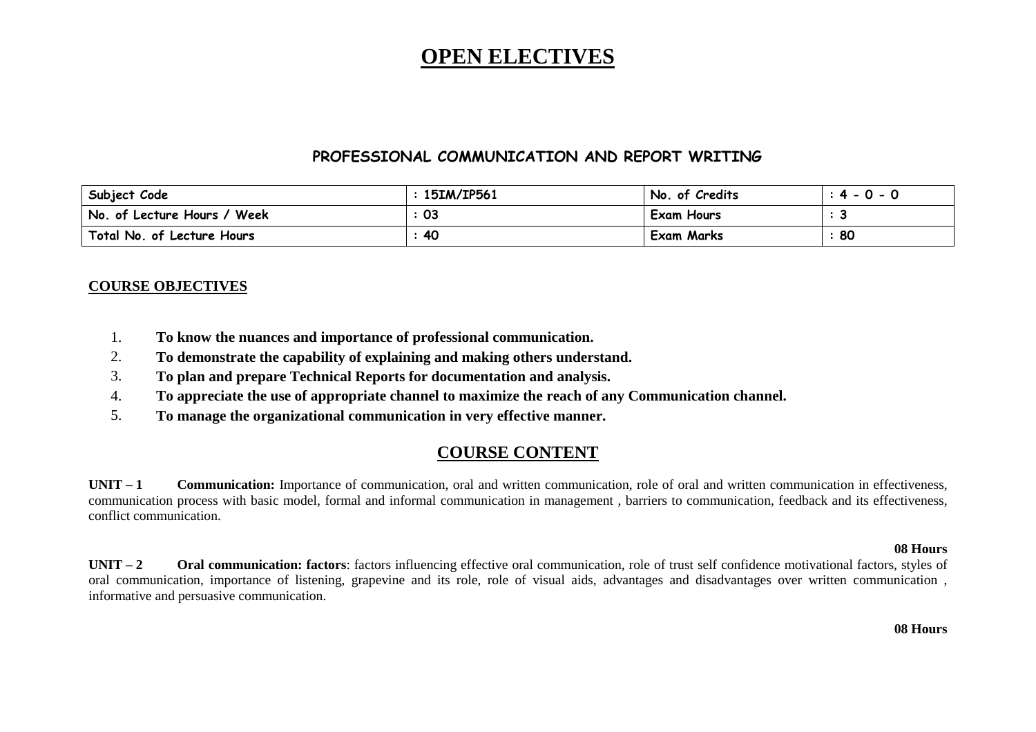# OPEN ELECTIVES

## PROFESSIONAL COMMUNICATION AND REPORT WRITING

| Subject Code | : 15IM/IP561 | No. of Credits | : 4 - 0 - 0 |
|---|---|---|---|
| No. of Lecture Hours / Week | : 03 | Exam Hours | : 3 |
| Total No. of Lecture Hours | : 40 | Exam Marks | : 80 |

### COURSE OBJECTIVES

1. **To know the nuances and importance of professional communication.**
2. **To demonstrate the capability of explaining and making others understand.**
3. **To plan and prepare Technical Reports for documentation and analysis.**
4. **To appreciate the use of appropriate channel to maximize the reach of any Communication channel.**
5. **To manage the organizational communication in very effective manner.**

## COURSE CONTENT

**UNIT – 1** **Communication:** Importance of communication, oral and written communication, role of oral and written communication in effectiveness, communication process with basic model, formal and informal communication in management , barriers to communication, feedback and its effectiveness, conflict communication.

**08 Hours**

**UNIT – 2** **Oral communication: factors**: factors influencing effective oral communication, role of trust self confidence motivational factors, styles of oral communication, importance of listening, grapevine and its role, role of visual aids, advantages and disadvantages over written communication , informative and persuasive communication.

**08 Hours**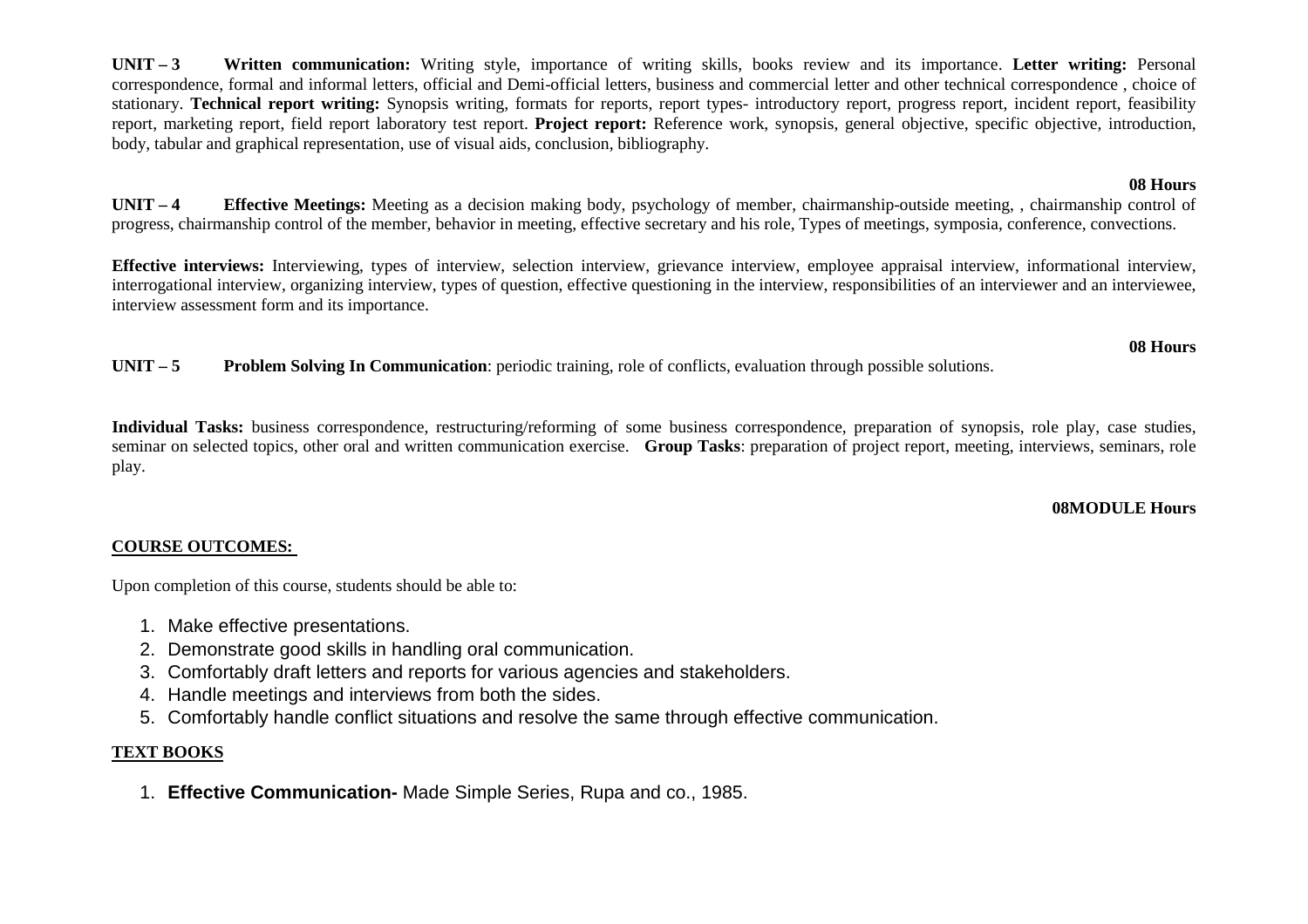**UNIT – 3** **Written communication:** Writing style, importance of writing skills, books review and its importance. **Letter writing:** Personal correspondence, formal and informal letters, official and Demi-official letters, business and commercial letter and other technical correspondence , choice of stationary. **Technical report writing:** Synopsis writing, formats for reports, report types- introductory report, progress report, incident report, feasibility report, marketing report, field report laboratory test report. **Project report:** Reference work, synopsis, general objective, specific objective, introduction, body, tabular and graphical representation, use of visual aids, conclusion, bibliography.

**08 Hours**

**UNIT – 4** **Effective Meetings:** Meeting as a decision making body, psychology of member, chairmanship-outside meeting, , chairmanship control of progress, chairmanship control of the member, behavior in meeting, effective secretary and his role, Types of meetings, symposia, conference, convections.

**Effective interviews:** Interviewing, types of interview, selection interview, grievance interview, employee appraisal interview, informational interview, interrogational interview, organizing interview, types of question, effective questioning in the interview, responsibilities of an interviewer and an interviewee, interview assessment form and its importance.

**08 Hours**

**UNIT – 5** **Problem Solving In Communication**: periodic training, role of conflicts, evaluation through possible solutions.

**Individual Tasks:** business correspondence, restructuring/reforming of some business correspondence, preparation of synopsis, role play, case studies, seminar on selected topics, other oral and written communication exercise. **Group Tasks**: preparation of project report, meeting, interviews, seminars, role play.

**08MODULE Hours**

## COURSE OUTCOMES:

Upon completion of this course, students should be able to:

1. Make effective presentations.
2. Demonstrate good skills in handling oral communication.
3. Comfortably draft letters and reports for various agencies and stakeholders.
4. Handle meetings and interviews from both the sides.
5. Comfortably handle conflict situations and resolve the same through effective communication.

## TEXT BOOKS

1. **Effective Communication-** Made Simple Series, Rupa and co., 1985.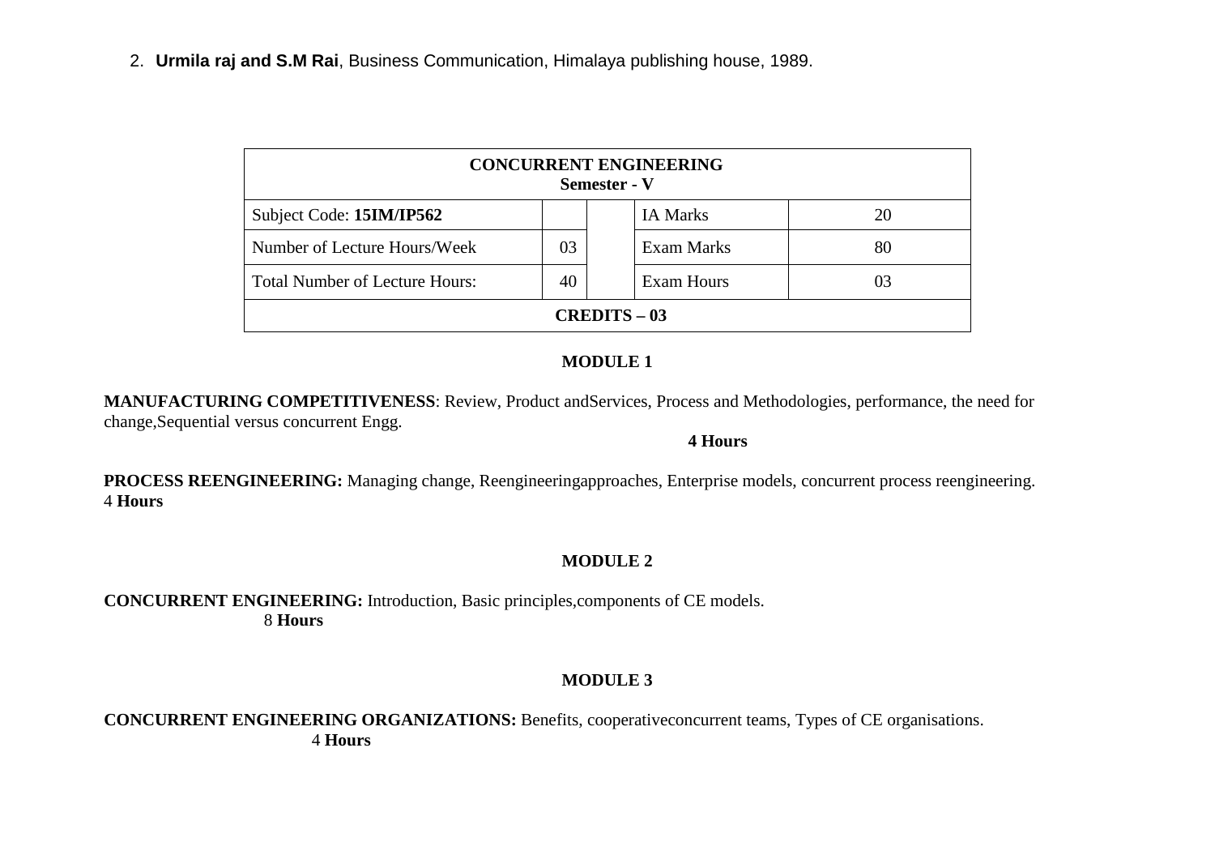2. **Urmila raj and S.M Rai**, Business Communication, Himalaya publishing house, 1989.

| **CONCURRENT ENGINEERING** **Semester - V** | | | | |
|---|---|---|---|---|
| Subject Code: **15IM/IP562** | | | IA Marks | 20 |
| Number of Lecture Hours/Week | 03 | | Exam Marks | 80 |
| Total Number of Lecture Hours: | 40 | | Exam Hours | 03 |
| **CREDITS – 03** | | | | |

**MODULE 1**

**MANUFACTURING COMPETITIVENESS**: Review, Product andServices, Process and Methodologies, performance, the need for change,Sequential versus concurrent Engg.

**4 Hours**

**PROCESS REENGINEERING:** Managing change, Reengineeringapproaches, Enterprise models, concurrent process reengineering.
4 **Hours**

**MODULE 2**

**CONCURRENT ENGINEERING:** Introduction, Basic principles,components of CE models.
8 **Hours**

**MODULE 3**

**CONCURRENT ENGINEERING ORGANIZATIONS:** Benefits, cooperativeconcurrent teams, Types of CE organisations.
4 **Hours**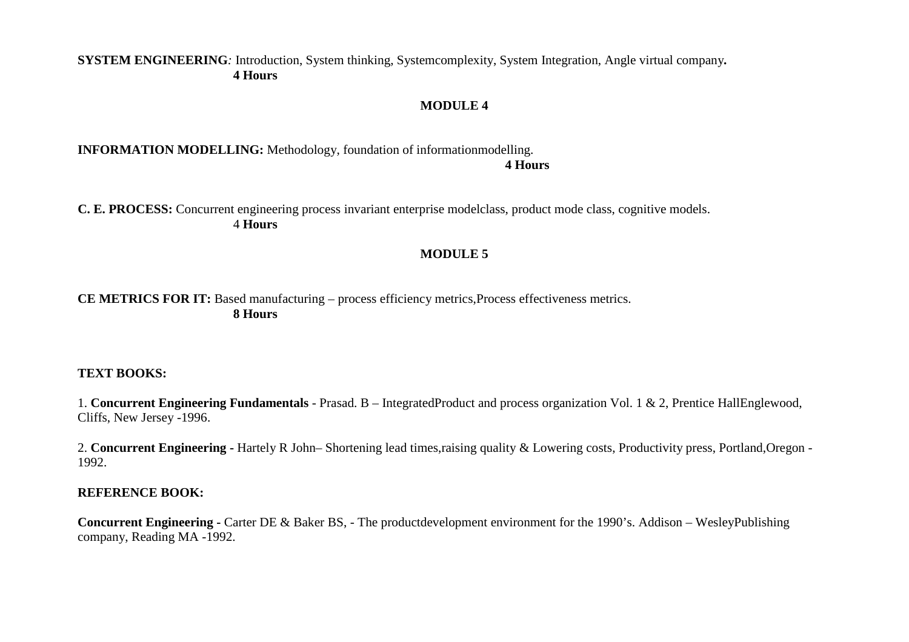**SYSTEM ENGINEERING***:* Introduction, System thinking, Systemcomplexity, System Integration, Angle virtual company**.**
**4 Hours**

## MODULE 4

**INFORMATION MODELLING:** Methodology, foundation of informationmodelling.
**4 Hours**

**C. E. PROCESS:** Concurrent engineering process invariant enterprise modelclass, product mode class, cognitive models.
4 **Hours**

## MODULE 5

**CE METRICS FOR IT:** Based manufacturing – process efficiency metrics,Process effectiveness metrics.
**8 Hours**

**TEXT BOOKS:**

1. **Concurrent Engineering Fundamentals** - Prasad. B – IntegratedProduct and process organization Vol. 1 & 2, Prentice HallEnglewood, Cliffs, New Jersey -1996.

2. **Concurrent Engineering -** Hartely R John– Shortening lead times,raising quality & Lowering costs, Productivity press, Portland,Oregon - 1992.

**REFERENCE BOOK:**

**Concurrent Engineering -** Carter DE & Baker BS, - The productdevelopment environment for the 1990's. Addison – WesleyPublishing company, Reading MA -1992.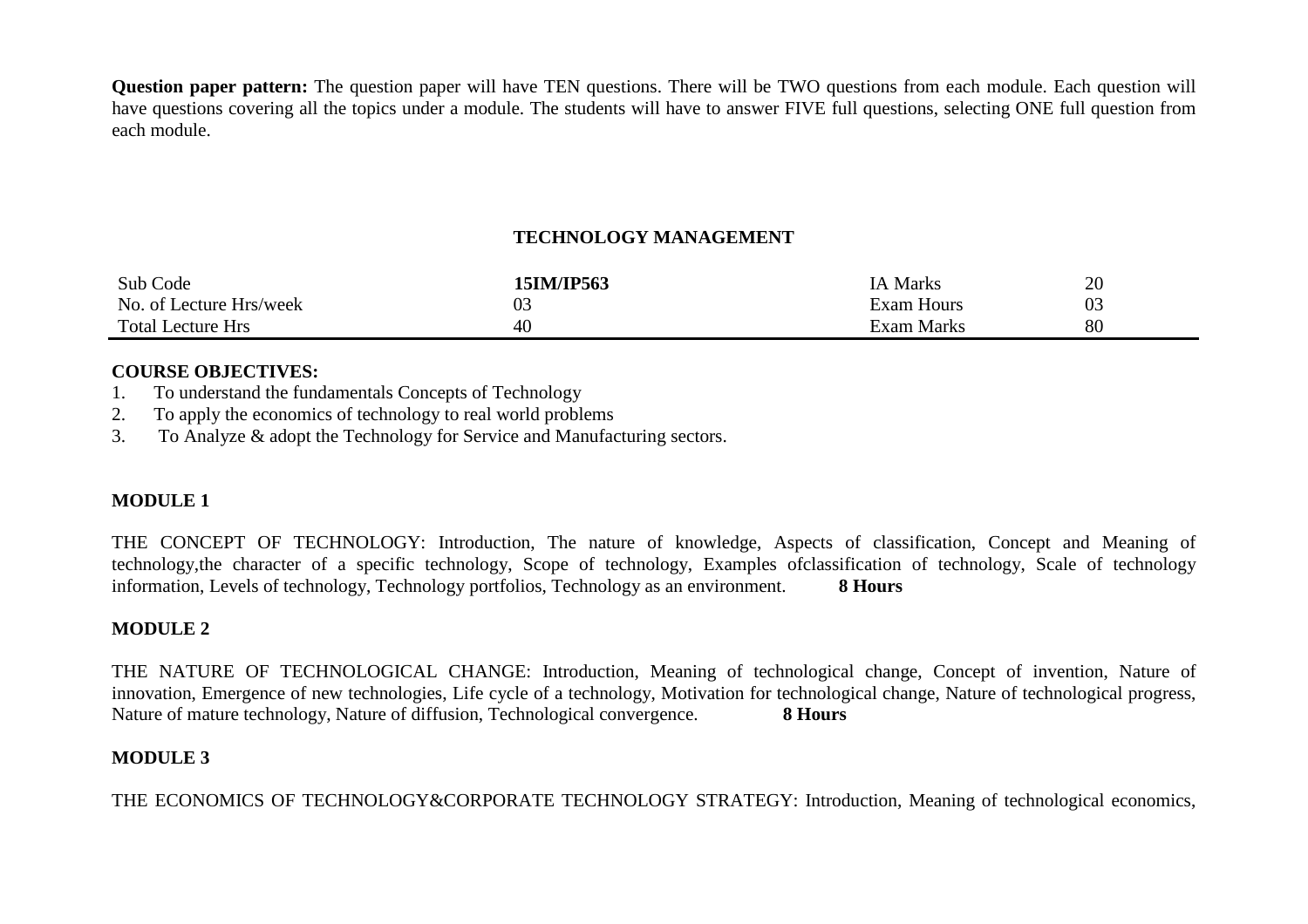**Question paper pattern:** The question paper will have TEN questions. There will be TWO questions from each module. Each question will have questions covering all the topics under a module. The students will have to answer FIVE full questions, selecting ONE full question from each module.

## TECHNOLOGY MANAGEMENT

| Sub Code | **15IM/IP563** | IA Marks | 20 |
|---|---|---|---|
| No. of Lecture Hrs/week | 03 | Exam Hours | 03 |
| Total Lecture Hrs | 40 | Exam Marks | 80 |

**COURSE OBJECTIVES:**

1. To understand the fundamentals Concepts of Technology
2. To apply the economics of technology to real world problems
3. To Analyze & adopt the Technology for Service and Manufacturing sectors.

### MODULE 1

THE CONCEPT OF TECHNOLOGY: Introduction, The nature of knowledge, Aspects of classification, Concept and Meaning of technology,the character of a specific technology, Scope of technology, Examples ofclassification of technology, Scale of technology information, Levels of technology, Technology portfolios, Technology as an environment. **8 Hours**

### MODULE 2

THE NATURE OF TECHNOLOGICAL CHANGE: Introduction, Meaning of technological change, Concept of invention, Nature of innovation, Emergence of new technologies, Life cycle of a technology, Motivation for technological change, Nature of technological progress, Nature of mature technology, Nature of diffusion, Technological convergence. **8 Hours**

### MODULE 3

THE ECONOMICS OF TECHNOLOGY&CORPORATE TECHNOLOGY STRATEGY: Introduction, Meaning of technological economics,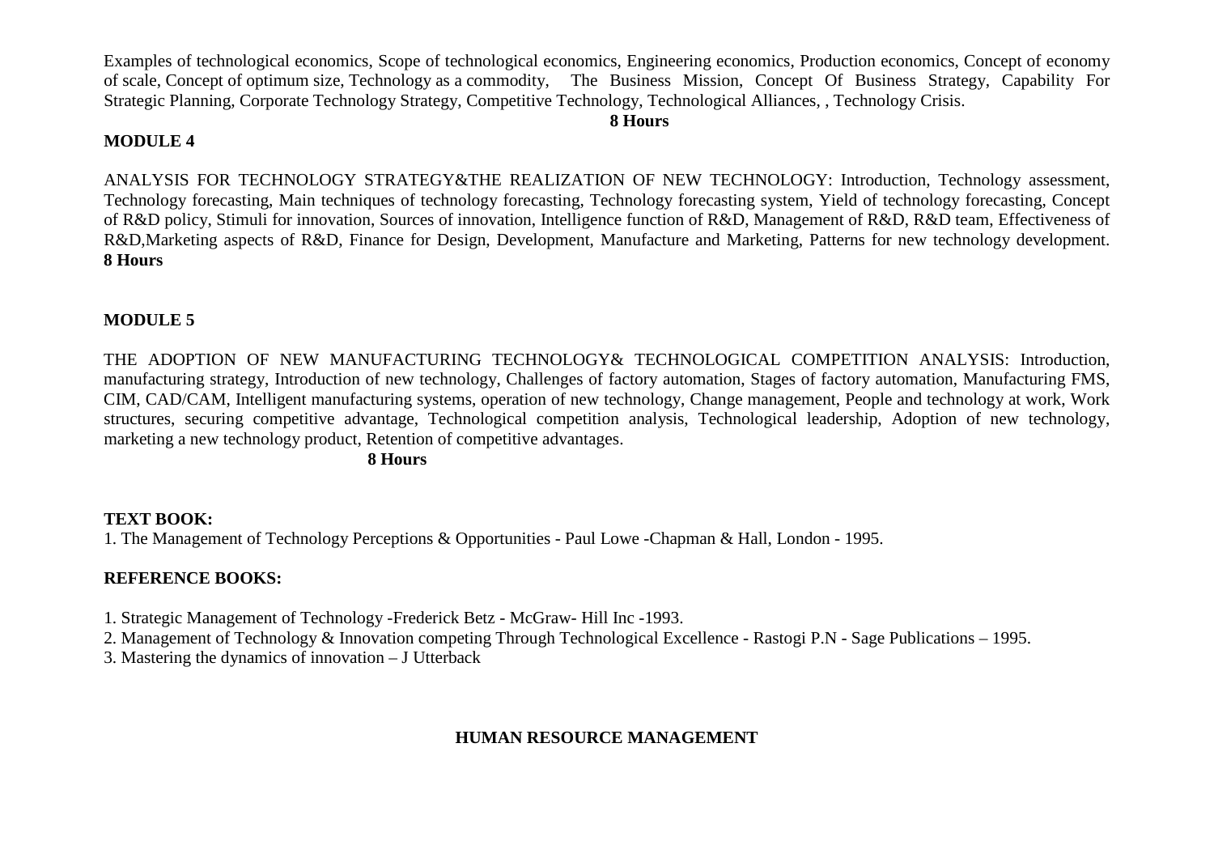Examples of technological economics, Scope of technological economics, Engineering economics, Production economics, Concept of economy of scale, Concept of optimum size, Technology as a commodity, The Business Mission, Concept Of Business Strategy, Capability For Strategic Planning, Corporate Technology Strategy, Competitive Technology, Technological Alliances, , Technology Crisis.

**8 Hours**

**MODULE 4**

ANALYSIS FOR TECHNOLOGY STRATEGY&THE REALIZATION OF NEW TECHNOLOGY: Introduction, Technology assessment, Technology forecasting, Main techniques of technology forecasting, Technology forecasting system, Yield of technology forecasting, Concept of R&D policy, Stimuli for innovation, Sources of innovation, Intelligence function of R&D, Management of R&D, R&D team, Effectiveness of R&D,Marketing aspects of R&D, Finance for Design, Development, Manufacture and Marketing, Patterns for new technology development. **8 Hours**

**MODULE 5**

THE ADOPTION OF NEW MANUFACTURING TECHNOLOGY& TECHNOLOGICAL COMPETITION ANALYSIS: Introduction, manufacturing strategy, Introduction of new technology, Challenges of factory automation, Stages of factory automation, Manufacturing FMS, CIM, CAD/CAM, Intelligent manufacturing systems, operation of new technology, Change management, People and technology at work, Work structures, securing competitive advantage, Technological competition analysis, Technological leadership, Adoption of new technology, marketing a new technology product, Retention of competitive advantages.

**8 Hours**

**TEXT BOOK:**

1. The Management of Technology Perceptions & Opportunities - Paul Lowe -Chapman & Hall, London - 1995.

**REFERENCE BOOKS:**

1. Strategic Management of Technology -Frederick Betz - McGraw- Hill Inc -1993.
2. Management of Technology & Innovation competing Through Technological Excellence - Rastogi P.N - Sage Publications – 1995.
3. Mastering the dynamics of innovation – J Utterback

## HUMAN RESOURCE MANAGEMENT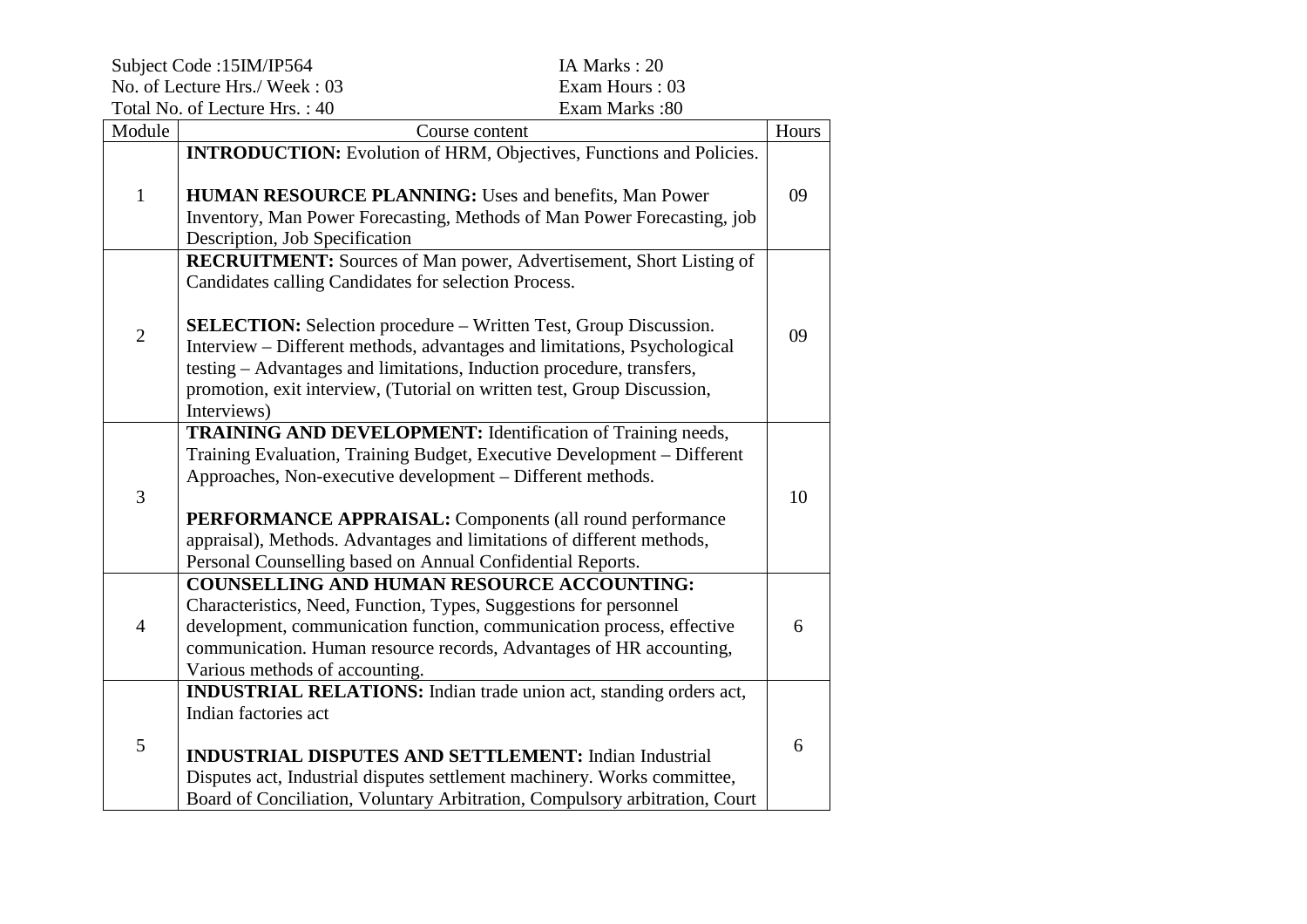| Subject Code :15IM/IP564 | IA Marks : 20 |
| --- | --- |
| No. of Lecture Hrs./ Week : 03 | Exam Hours : 03 |
| Total No. of Lecture Hrs. : 40 | Exam Marks :80 |

| Module | Course content | Hours |
| --- | --- | --- |
| 1 | **INTRODUCTION:** Evolution of HRM, Objectives, Functions and Policies.<br><br>**HUMAN RESOURCE PLANNING:** Uses and benefits, Man Power Inventory, Man Power Forecasting, Methods of Man Power Forecasting, job Description, Job Specification | 09 |
| 2 | **RECRUITMENT:** Sources of Man power, Advertisement, Short Listing of Candidates calling Candidates for selection Process.<br><br>**SELECTION:** Selection procedure – Written Test, Group Discussion. Interview – Different methods, advantages and limitations, Psychological testing – Advantages and limitations, Induction procedure, transfers, promotion, exit interview, (Tutorial on written test, Group Discussion, Interviews) | 09 |
| 3 | **TRAINING AND DEVELOPMENT:** Identification of Training needs, Training Evaluation, Training Budget, Executive Development – Different Approaches, Non-executive development – Different methods.<br><br>**PERFORMANCE APPRAISAL:** Components (all round performance appraisal), Methods. Advantages and limitations of different methods, Personal Counselling based on Annual Confidential Reports. | 10 |
| 4 | **COUNSELLING AND HUMAN RESOURCE ACCOUNTING:** Characteristics, Need, Function, Types, Suggestions for personnel development, communication function, communication process, effective communication. Human resource records, Advantages of HR accounting, Various methods of accounting. | 6 |
| 5 | **INDUSTRIAL RELATIONS:** Indian trade union act, standing orders act, Indian factories act<br><br>**INDUSTRIAL DISPUTES AND SETTLEMENT:** Indian Industrial Disputes act, Industrial disputes settlement machinery. Works committee, Board of Conciliation, Voluntary Arbitration, Compulsory arbitration, Court | 6 |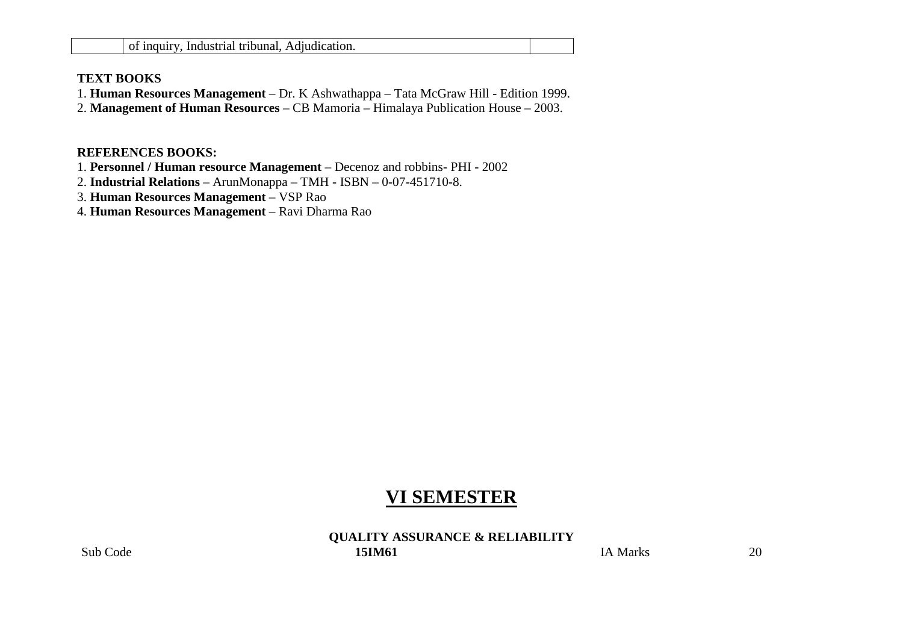|  | of inquiry, Industrial tribunal, Adjudication. |  |
|---|---|---|

**TEXT BOOKS**

1. **Human Resources Management** – Dr. K Ashwathappa – Tata McGraw Hill - Edition 1999.
2. **Management of Human Resources** – CB Mamoria – Himalaya Publication House – 2003.

**REFERENCES BOOKS:**

1. **Personnel / Human resource Management** – Decenoz and robbins- PHI - 2002
2. **Industrial Relations** – ArunMonappa – TMH - ISBN – 0-07-451710-8.
3. **Human Resources Management** – VSP Rao
4. **Human Resources Management** – Ravi Dharma Rao

# VI SEMESTER

**QUALITY ASSURANCE & RELIABILITY**

| Sub Code | **15IM61** | IA Marks | 20 |
|---|---|---|---|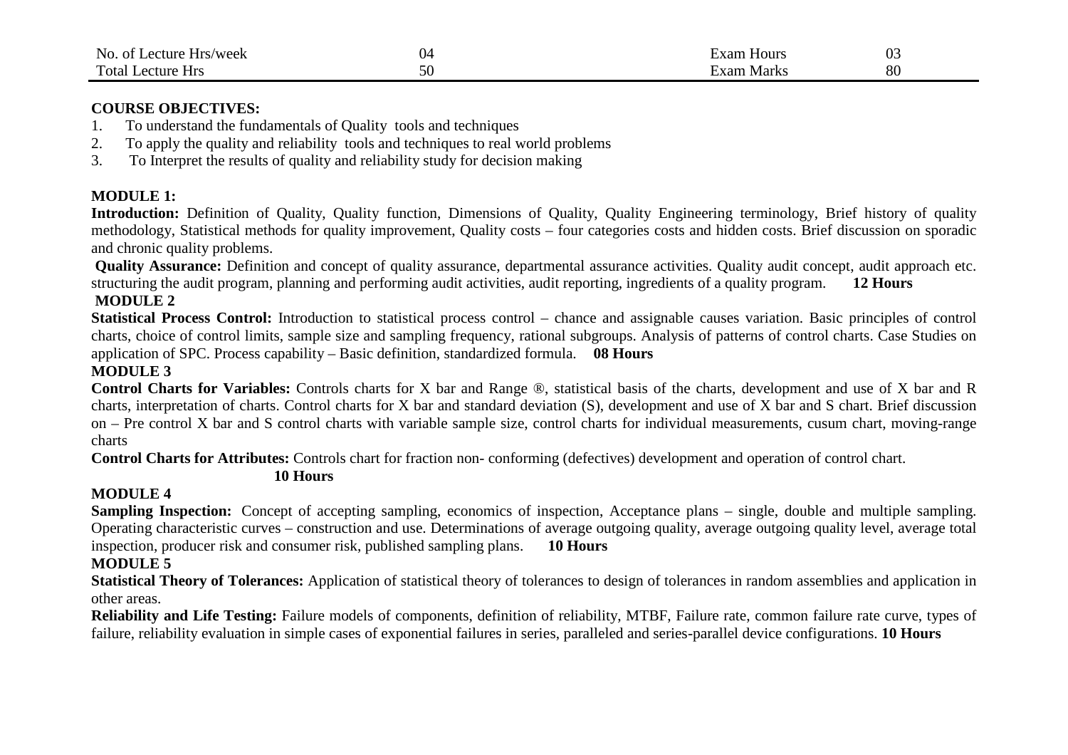| No. of Lecture Hrs/week | 04 | Exam Hours | 03 |
|---|---|---|---|
| Total Lecture Hrs | 50 | Exam Marks | 80 |

**COURSE OBJECTIVES:**

1. To understand the fundamentals of Quality tools and techniques
2. To apply the quality and reliability tools and techniques to real world problems
3. To Interpret the results of quality and reliability study for decision making

**MODULE 1:**

**Introduction:** Definition of Quality, Quality function, Dimensions of Quality, Quality Engineering terminology, Brief history of quality methodology, Statistical methods for quality improvement, Quality costs – four categories costs and hidden costs. Brief discussion on sporadic and chronic quality problems.

**Quality Assurance:** Definition and concept of quality assurance, departmental assurance activities. Quality audit concept, audit approach etc. structuring the audit program, planning and performing audit activities, audit reporting, ingredients of a quality program. **12 Hours**

**MODULE 2**

**Statistical Process Control:** Introduction to statistical process control – chance and assignable causes variation. Basic principles of control charts, choice of control limits, sample size and sampling frequency, rational subgroups. Analysis of patterns of control charts. Case Studies on application of SPC. Process capability – Basic definition, standardized formula. **08 Hours**

**MODULE 3**

**Control Charts for Variables:** Controls charts for X bar and Range ®, statistical basis of the charts, development and use of X bar and R charts, interpretation of charts. Control charts for X bar and standard deviation (S), development and use of X bar and S chart. Brief discussion on – Pre control X bar and S control charts with variable sample size, control charts for individual measurements, cusum chart, moving-range charts

**Control Charts for Attributes:** Controls chart for fraction non- conforming (defectives) development and operation of control chart. **10 Hours**

**MODULE 4**

**Sampling Inspection:** Concept of accepting sampling, economics of inspection, Acceptance plans – single, double and multiple sampling. Operating characteristic curves – construction and use. Determinations of average outgoing quality, average outgoing quality level, average total inspection, producer risk and consumer risk, published sampling plans. **10 Hours**

**MODULE 5**

**Statistical Theory of Tolerances:** Application of statistical theory of tolerances to design of tolerances in random assemblies and application in other areas.

**Reliability and Life Testing:** Failure models of components, definition of reliability, MTBF, Failure rate, common failure rate curve, types of failure, reliability evaluation in simple cases of exponential failures in series, paralleled and series-parallel device configurations. **10 Hours**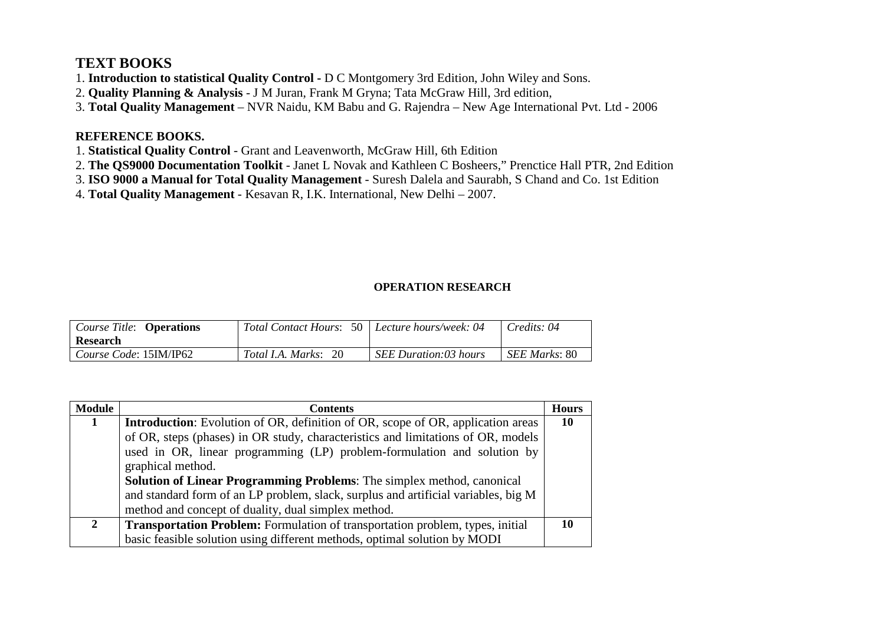## TEXT BOOKS

1. **Introduction to statistical Quality Control -** D C Montgomery 3rd Edition, John Wiley and Sons.
2. **Quality Planning & Analysis** - J M Juran, Frank M Gryna; Tata McGraw Hill, 3rd edition,
3. **Total Quality Management** – NVR Naidu, KM Babu and G. Rajendra – New Age International Pvt. Ltd - 2006

## REFERENCE BOOKS.

1. **Statistical Quality Control** - Grant and Leavenworth, McGraw Hill, 6th Edition
2. **The QS9000 Documentation Toolkit** - Janet L Novak and Kathleen C Bosheers," Prenctice Hall PTR, 2nd Edition
3. **ISO 9000 a Manual for Total Quality Management** - Suresh Dalela and Saurabh, S Chand and Co. 1st Edition
4. **Total Quality Management** - Kesavan R, I.K. International, New Delhi – 2007.

## OPERATION RESEARCH

| *Course Title*: **Operations Research** | *Total Contact Hours*: 50 | *Lecture hours/week: 04* | *Credits: 04* |
|---|---|---|---|
| *Course Code*: 15IM/IP62 | *Total I.A. Marks*: 20 | *SEE Duration:03 hours* | *SEE Marks*: 80 |

| Module | Contents | Hours |
|---|---|---|
| **1** | **Introduction**: Evolution of OR, definition of OR, scope of OR, application areas of OR, steps (phases) in OR study, characteristics and limitations of OR, models used in OR, linear programming (LP) problem-formulation and solution by graphical method. **Solution of Linear Programming Problems**: The simplex method, canonical and standard form of an LP problem, slack, surplus and artificial variables, big M method and concept of duality, dual simplex method. | **10** |
| **2** | **Transportation Problem:** Formulation of transportation problem, types, initial basic feasible solution using different methods, optimal solution by MODI | **10** |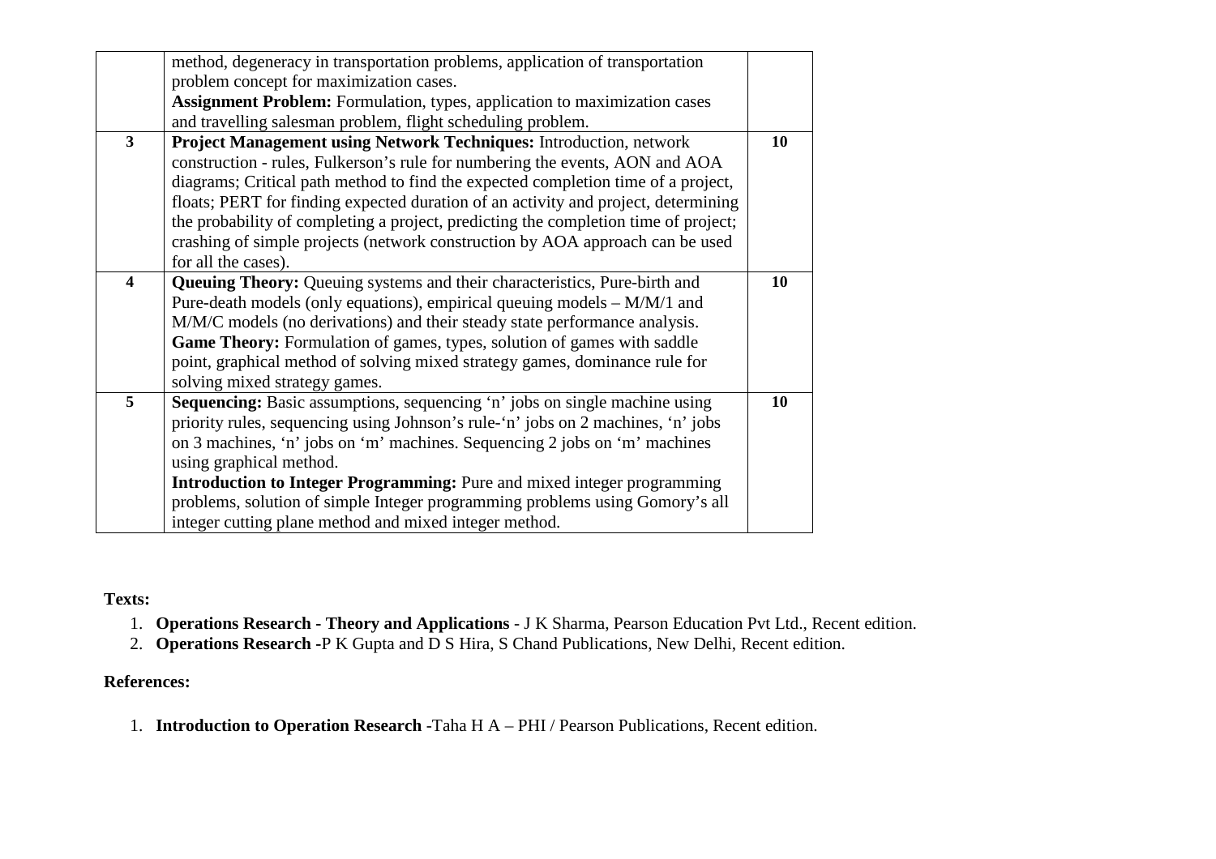|  |  |  |
|---|---|---|
|  | method, degeneracy in transportation problems, application of transportation problem concept for maximization cases. **Assignment Problem:** Formulation, types, application to maximization cases and travelling salesman problem, flight scheduling problem. |  |
| **3** | **Project Management using Network Techniques:** Introduction, network construction - rules, Fulkerson's rule for numbering the events, AON and AOA diagrams; Critical path method to find the expected completion time of a project, floats; PERT for finding expected duration of an activity and project, determining the probability of completing a project, predicting the completion time of project; crashing of simple projects (network construction by AOA approach can be used for all the cases). | **10** |
| **4** | **Queuing Theory:** Queuing systems and their characteristics, Pure-birth and Pure-death models (only equations), empirical queuing models – M/M/1 and M/M/C models (no derivations) and their steady state performance analysis. **Game Theory:** Formulation of games, types, solution of games with saddle point, graphical method of solving mixed strategy games, dominance rule for solving mixed strategy games. | **10** |
| **5** | **Sequencing:** Basic assumptions, sequencing 'n' jobs on single machine using priority rules, sequencing using Johnson's rule-'n' jobs on 2 machines, 'n' jobs on 3 machines, 'n' jobs on 'm' machines. Sequencing 2 jobs on 'm' machines using graphical method. **Introduction to Integer Programming:** Pure and mixed integer programming problems, solution of simple Integer programming problems using Gomory's all integer cutting plane method and mixed integer method. | **10** |

**Texts:**

1. **Operations Research - Theory and Applications** - J K Sharma, Pearson Education Pvt Ltd., Recent edition.
2. **Operations Research** -P K Gupta and D S Hira, S Chand Publications, New Delhi, Recent edition.

**References:**

1. **Introduction to Operation Research** -Taha H A – PHI / Pearson Publications, Recent edition.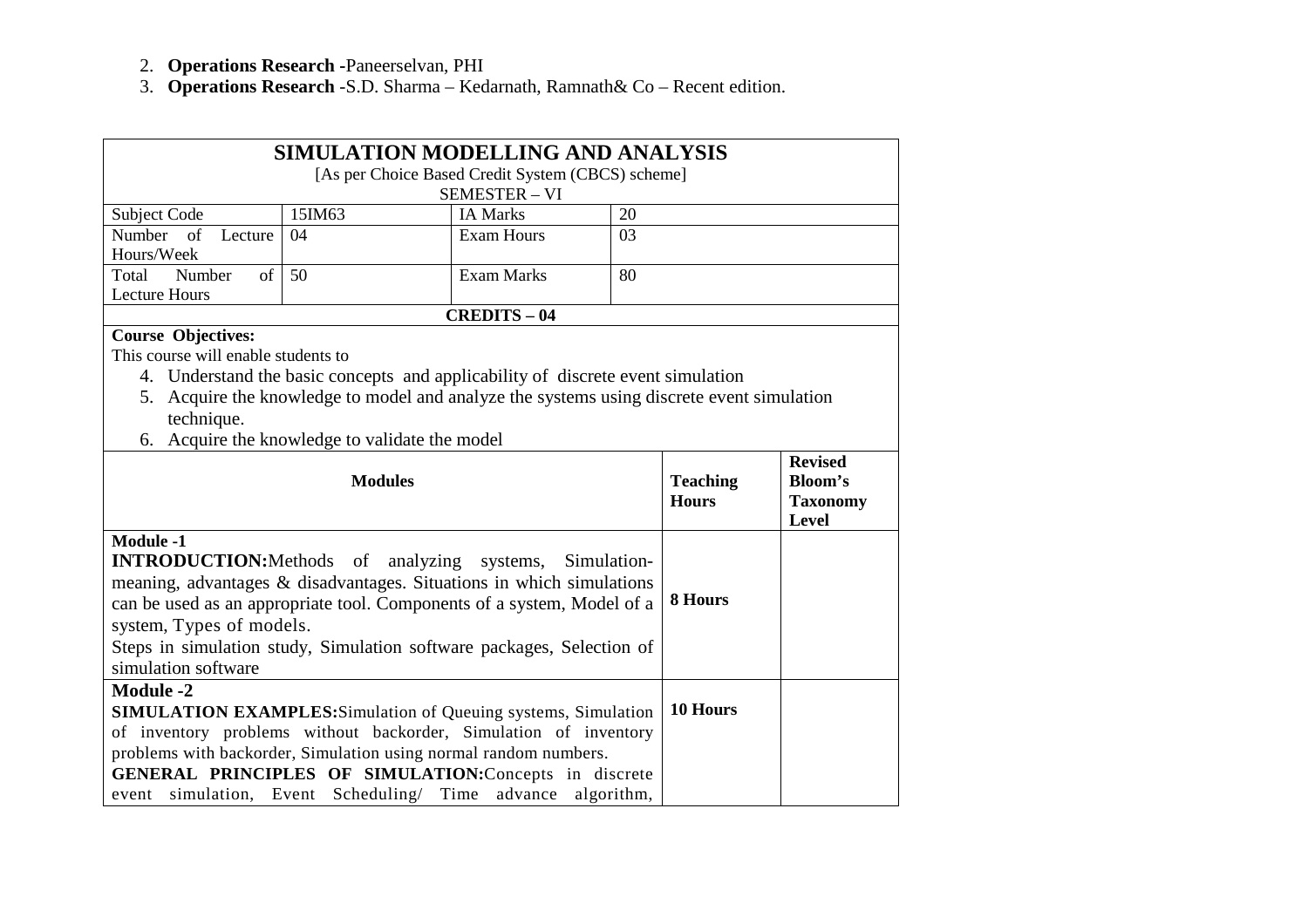2. **Operations Research** -Paneerselvan, PHI
3. **Operations Research** -S.D. Sharma – Kedarnath, Ramnath& Co – Recent edition.

| **SIMULATION MODELLING AND ANALYSIS**<br>[As per Choice Based Credit System (CBCS) scheme]<br>SEMESTER – VI | | | |
|---|---|---|---|
| Subject Code | 15IM63 | IA Marks | 20 |
| Number of Lecture Hours/Week | 04 | Exam Hours | 03 |
| Total Number of Lecture Hours | 50 | Exam Marks | 80 |
| **CREDITS – 04** | | | |

**Course Objectives:**

This course will enable students to

4. Understand the basic concepts and applicability of discrete event simulation
5. Acquire the knowledge to model and analyze the systems using discrete event simulation technique.
6. Acquire the knowledge to validate the model

| Modules | Teaching Hours | Revised Bloom's Taxonomy Level |
|---|---|---|
| **Module -1**<br>**INTRODUCTION:**Methods of analyzing systems, Simulation-meaning, advantages & disadvantages. Situations in which simulations can be used as an appropriate tool. Components of a system, Model of a system, Types of models.<br>Steps in simulation study, Simulation software packages, Selection of simulation software | **8 Hours** | |
| **Module -2**<br>**SIMULATION EXAMPLES:**Simulation of Queuing systems, Simulation of inventory problems without backorder, Simulation of inventory problems with backorder, Simulation using normal random numbers.<br>**GENERAL PRINCIPLES OF SIMULATION:**Concepts in discrete event simulation, Event Scheduling/ Time advance algorithm, | **10 Hours** | |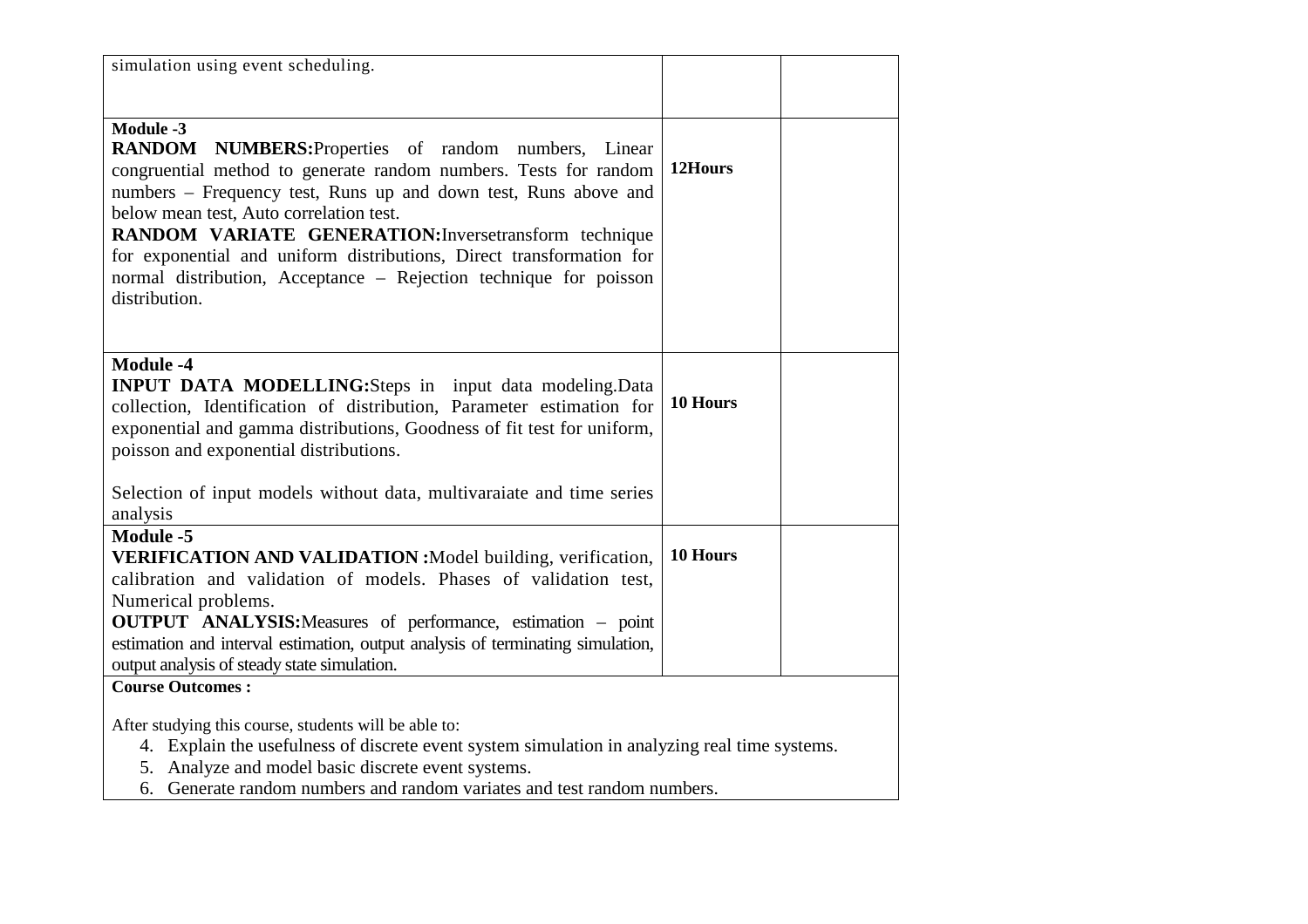| | | |
|---|---|---|
| simulation using event scheduling. | | |
| **Module -3**<br>**RANDOM NUMBERS:**Properties of random numbers, Linear congruential method to generate random numbers. Tests for random numbers – Frequency test, Runs up and down test, Runs above and below mean test, Auto correlation test.<br>**RANDOM VARIATE GENERATION:**Inversetransform technique for exponential and uniform distributions, Direct transformation for normal distribution, Acceptance – Rejection technique for poisson distribution. | **12Hours** | |
| **Module -4**<br>**INPUT DATA MODELLING:**Steps in input data modeling.Data collection, Identification of distribution, Parameter estimation for exponential and gamma distributions, Goodness of fit test for uniform, poisson and exponential distributions.<br><br>Selection of input models without data, multivaraiate and time series analysis | **10 Hours** | |
| **Module -5**<br>**VERIFICATION AND VALIDATION :**Model building, verification, calibration and validation of models. Phases of validation test, Numerical problems.<br>**OUTPUT ANALYSIS:**Measures of performance, estimation – point estimation and interval estimation, output analysis of terminating simulation, output analysis of steady state simulation. | **10 Hours** | |

**Course Outcomes :**

After studying this course, students will be able to:

4. Explain the usefulness of discrete event system simulation in analyzing real time systems.
5. Analyze and model basic discrete event systems.
6. Generate random numbers and random variates and test random numbers.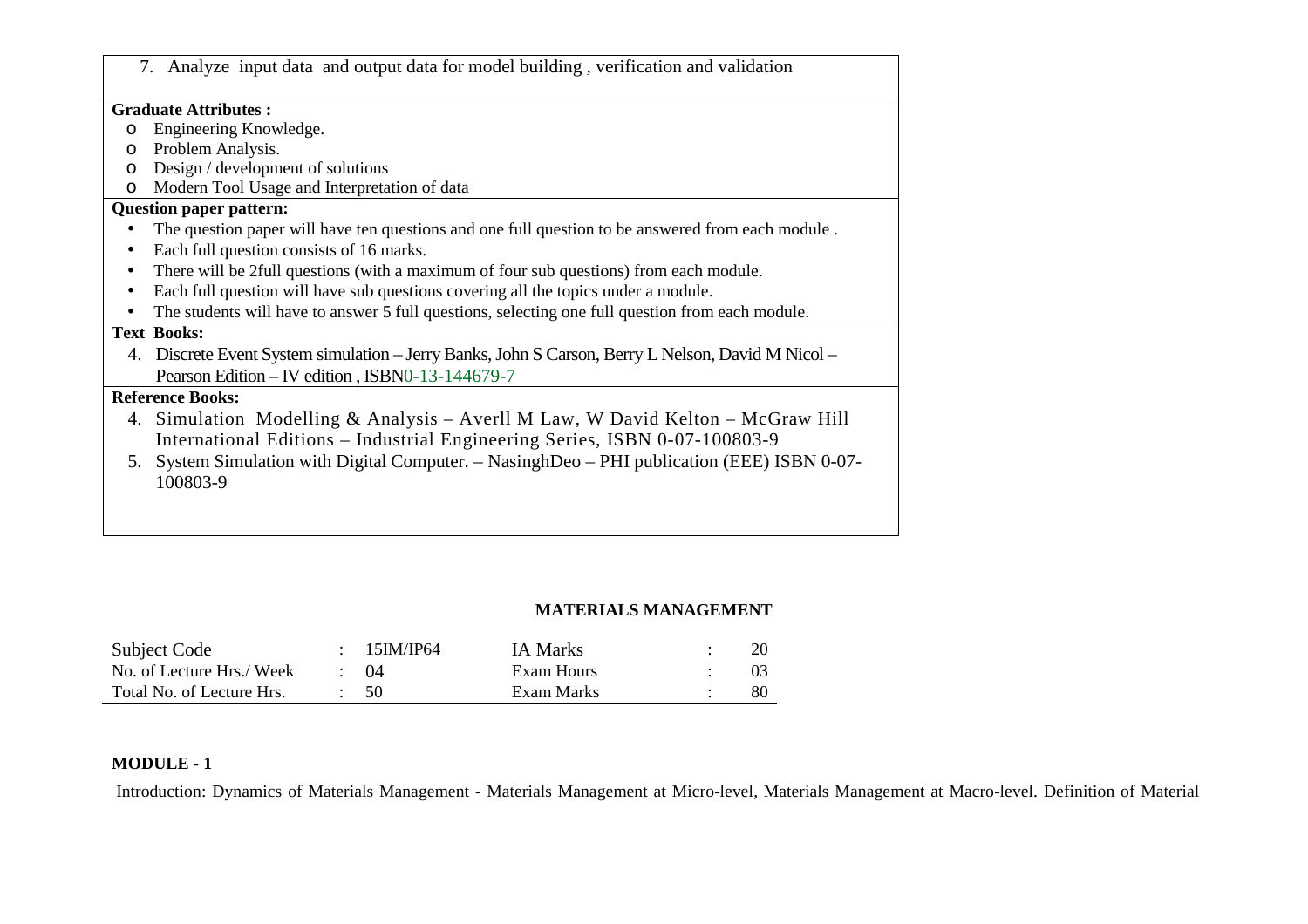7. Analyze input data and output data for model building , verification and validation

**Graduate Attributes :**

- Engineering Knowledge.
- Problem Analysis.
- Design / development of solutions
- Modern Tool Usage and Interpretation of data

**Question paper pattern:**

- The question paper will have ten questions and one full question to be answered from each module .
- Each full question consists of 16 marks.
- There will be 2full questions (with a maximum of four sub questions) from each module.
- Each full question will have sub questions covering all the topics under a module.
- The students will have to answer 5 full questions, selecting one full question from each module.

**Text Books:**

4. Discrete Event System simulation – Jerry Banks, John S Carson, Berry L Nelson, David M Nicol – Pearson Edition – IV edition , ISBN0-13-144679-7

**Reference Books:**

4. Simulation Modelling & Analysis – Averll M Law, W David Kelton – McGraw Hill International Editions – Industrial Engineering Series, ISBN 0-07-100803-9
5. System Simulation with Digital Computer. – NasinghDeo – PHI publication (EEE) ISBN 0-07-100803-9

## MATERIALS MANAGEMENT

| | | | | | |
|---|---|---|---|---|---|
| Subject Code | : | 15IM/IP64 | IA Marks | : | 20 |
| No. of Lecture Hrs./ Week | : | 04 | Exam Hours | : | 03 |
| Total No. of Lecture Hrs. | : | 50 | Exam Marks | : | 80 |

**MODULE - 1**

Introduction: Dynamics of Materials Management - Materials Management at Micro-level, Materials Management at Macro-level. Definition of Material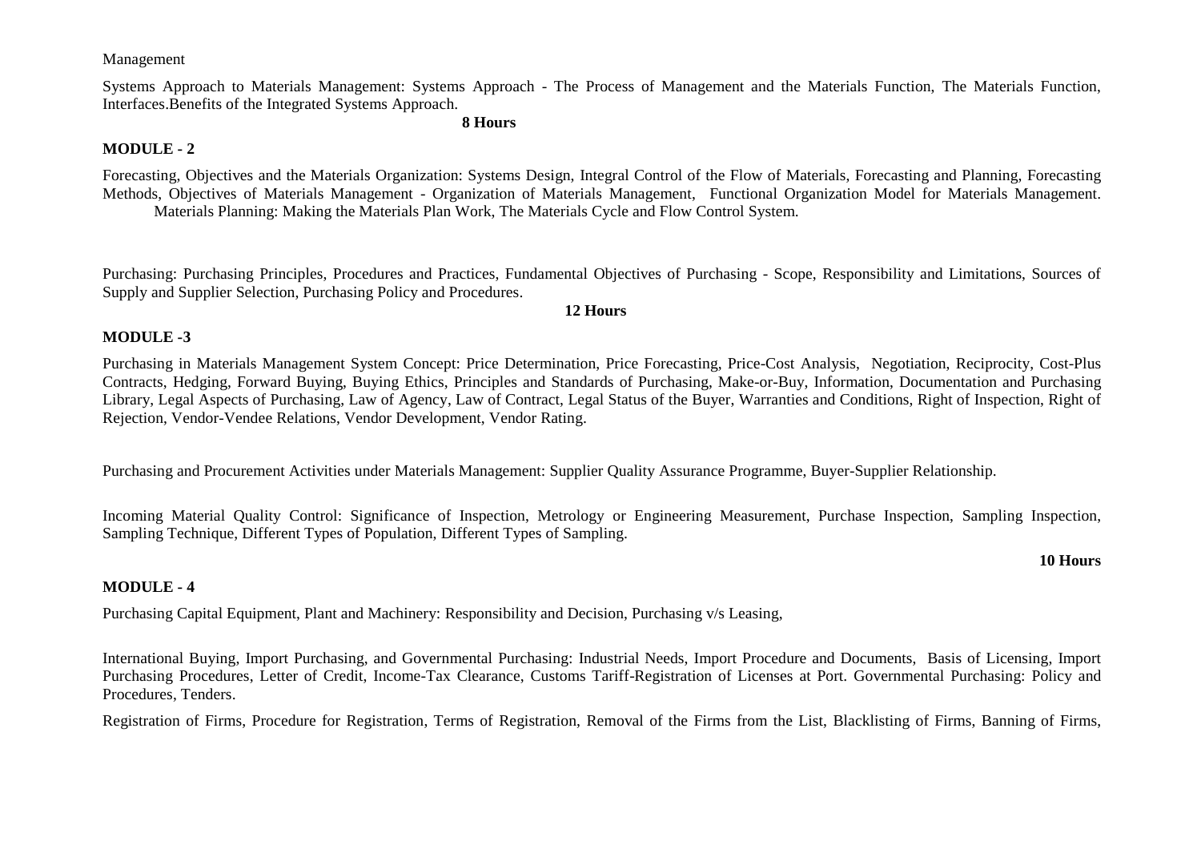Management

Systems Approach to Materials Management: Systems Approach - The Process of Management and the Materials Function, The Materials Function, Interfaces.Benefits of the Integrated Systems Approach.

**8 Hours**

**MODULE - 2**

Forecasting, Objectives and the Materials Organization: Systems Design, Integral Control of the Flow of Materials, Forecasting and Planning, Forecasting Methods, Objectives of Materials Management - Organization of Materials Management, Functional Organization Model for Materials Management. Materials Planning: Making the Materials Plan Work, The Materials Cycle and Flow Control System.

Purchasing: Purchasing Principles, Procedures and Practices, Fundamental Objectives of Purchasing - Scope, Responsibility and Limitations, Sources of Supply and Supplier Selection, Purchasing Policy and Procedures.

**12 Hours**

**MODULE -3**

Purchasing in Materials Management System Concept: Price Determination, Price Forecasting, Price-Cost Analysis, Negotiation, Reciprocity, Cost-Plus Contracts, Hedging, Forward Buying, Buying Ethics, Principles and Standards of Purchasing, Make-or-Buy, Information, Documentation and Purchasing Library, Legal Aspects of Purchasing, Law of Agency, Law of Contract, Legal Status of the Buyer, Warranties and Conditions, Right of Inspection, Right of Rejection, Vendor-Vendee Relations, Vendor Development, Vendor Rating.

Purchasing and Procurement Activities under Materials Management: Supplier Quality Assurance Programme, Buyer-Supplier Relationship.

Incoming Material Quality Control: Significance of Inspection, Metrology or Engineering Measurement, Purchase Inspection, Sampling Inspection, Sampling Technique, Different Types of Population, Different Types of Sampling.

**10 Hours**

**MODULE - 4**

Purchasing Capital Equipment, Plant and Machinery: Responsibility and Decision, Purchasing v/s Leasing,

International Buying, Import Purchasing, and Governmental Purchasing: Industrial Needs, Import Procedure and Documents, Basis of Licensing, Import Purchasing Procedures, Letter of Credit, Income-Tax Clearance, Customs Tariff-Registration of Licenses at Port. Governmental Purchasing: Policy and Procedures, Tenders.

Registration of Firms, Procedure for Registration, Terms of Registration, Removal of the Firms from the List, Blacklisting of Firms, Banning of Firms,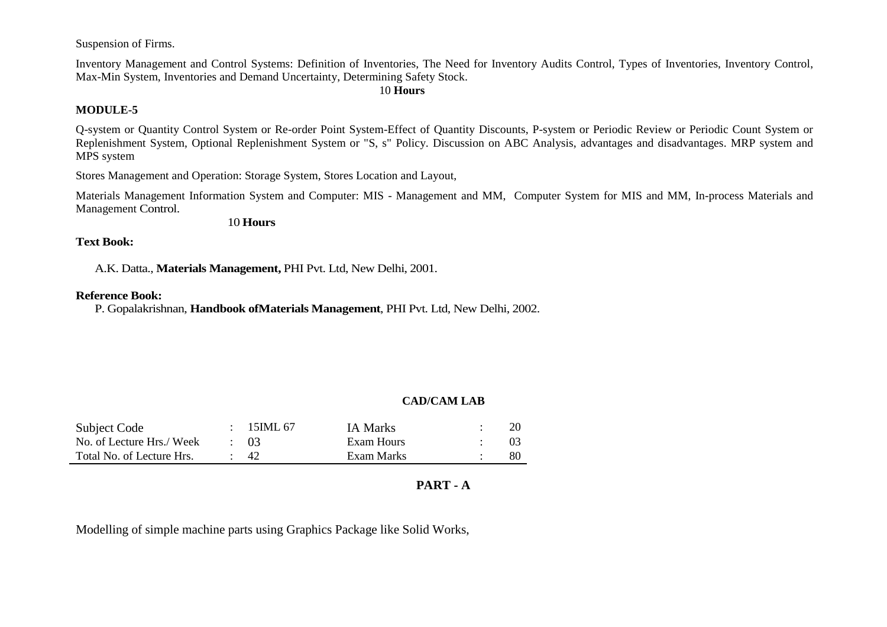Suspension of Firms.

Inventory Management and Control Systems: Definition of Inventories, The Need for Inventory Audits Control, Types of Inventories, Inventory Control, Max-Min System, Inventories and Demand Uncertainty, Determining Safety Stock.

10 **Hours**

**MODULE-5**

Q-system or Quantity Control System or Re-order Point System-Effect of Quantity Discounts, P-system or Periodic Review or Periodic Count System or Replenishment System, Optional Replenishment System or "S, s" Policy. Discussion on ABC Analysis, advantages and disadvantages. MRP system and MPS system

Stores Management and Operation: Storage System, Stores Location and Layout,

Materials Management Information System and Computer: MIS - Management and MM, Computer System for MIS and MM, In-process Materials and Management Control.

10 **Hours**

**Text Book:**

A.K. Datta., **Materials Management,** PHI Pvt. Ltd, New Delhi, 2001.

**Reference Book:**

P. Gopalakrishnan, **Handbook ofMaterials Management**, PHI Pvt. Ltd, New Delhi, 2002.

## CAD/CAM LAB

| Subject Code | : | 15IML 67 | IA Marks | : | 20 |
|---|---|---|---|---|---|
| No. of Lecture Hrs./ Week | : | 03 | Exam Hours | : | 03 |
| Total No. of Lecture Hrs. | : | 42 | Exam Marks | : | 80 |

### PART - A

Modelling of simple machine parts using Graphics Package like Solid Works,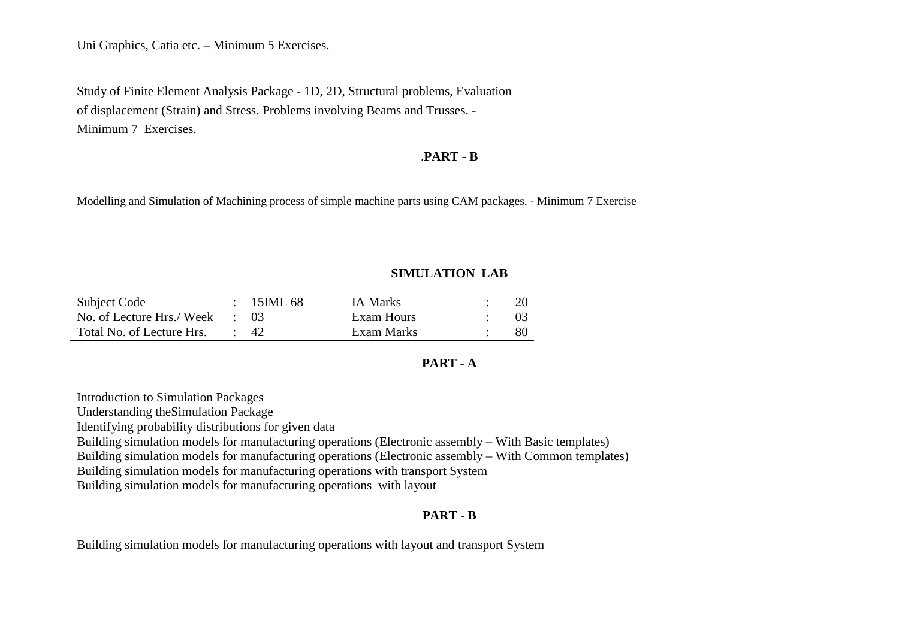Uni Graphics, Catia etc. – Minimum 5 Exercises.

Study of Finite Element Analysis Package - 1D, 2D, Structural problems, Evaluation of displacement (Strain) and Stress. Problems involving Beams and Trusses. - Minimum 7 Exercises.

**.PART - B**

Modelling and Simulation of Machining process of simple machine parts using CAM packages. - Minimum 7 Exercise

## SIMULATION LAB

| | | | | | |
|---|---|---|---|---|---|
| Subject Code | : | 15IML 68 | IA Marks | : | 20 |
| No. of Lecture Hrs./ Week | : | 03 | Exam Hours | : | 03 |
| Total No. of Lecture Hrs. | : | 42 | Exam Marks | : | 80 |

**PART - A**

Introduction to Simulation Packages
Understanding theSimulation Package
Identifying probability distributions for given data
Building simulation models for manufacturing operations (Electronic assembly – With Basic templates)
Building simulation models for manufacturing operations (Electronic assembly – With Common templates)
Building simulation models for manufacturing operations with transport System
Building simulation models for manufacturing operations with layout

**PART - B**

Building simulation models for manufacturing operations with layout and transport System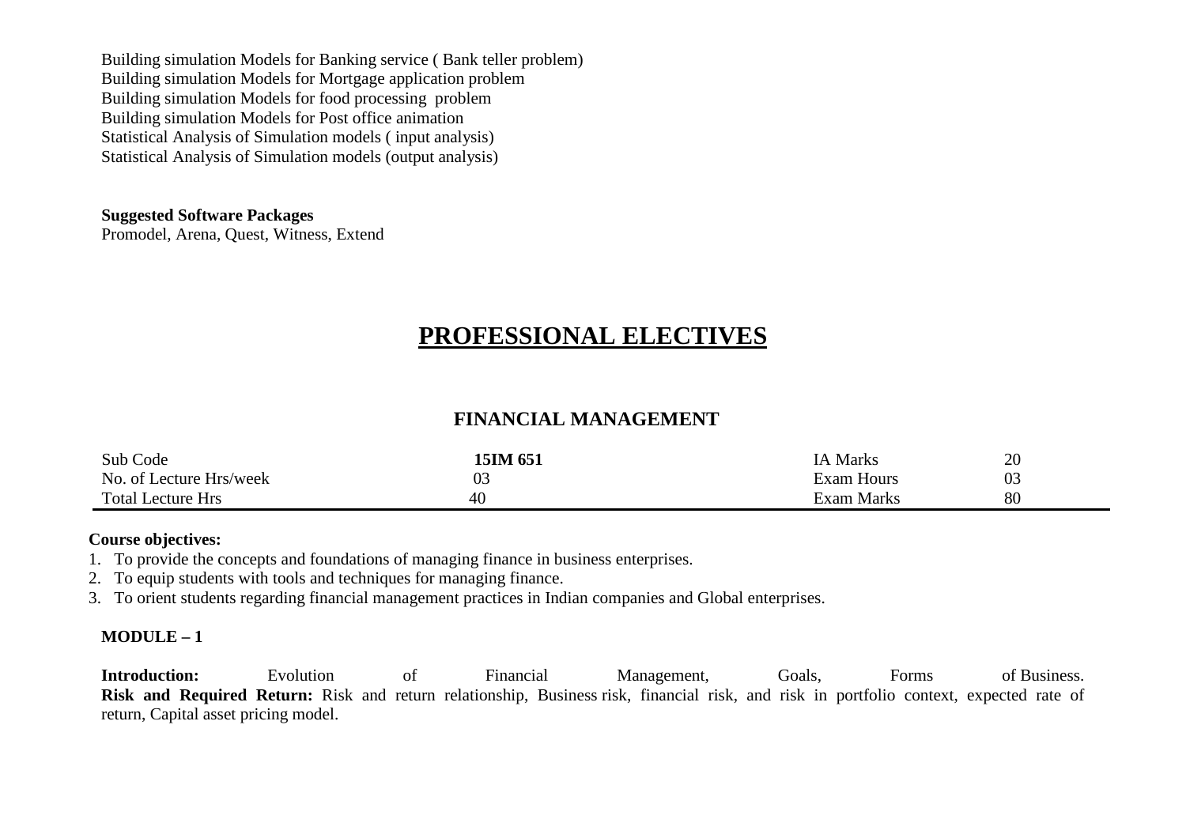Building simulation Models for Banking service ( Bank teller problem)
Building simulation Models for Mortgage application problem
Building simulation Models for food processing problem
Building simulation Models for Post office animation
Statistical Analysis of Simulation models ( input analysis)
Statistical Analysis of Simulation models (output analysis)

**Suggested Software Packages**
Promodel, Arena, Quest, Witness, Extend

# PROFESSIONAL ELECTIVES

## FINANCIAL MANAGEMENT

| Sub Code | **15IM 651** | IA Marks | 20 |
|---|---|---|---|
| No. of Lecture Hrs/week | 03 | Exam Hours | 03 |
| Total Lecture Hrs | 40 | Exam Marks | 80 |

**Course objectives:**

1. To provide the concepts and foundations of managing finance in business enterprises.
2. To equip students with tools and techniques for managing finance.
3. To orient students regarding financial management practices in Indian companies and Global enterprises.

**MODULE – 1**

**Introduction:** Evolution of Financial Management, Goals, Forms of Business.
**Risk and Required Return:** Risk and return relationship, Business risk, financial risk, and risk in portfolio context, expected rate of return, Capital asset pricing model.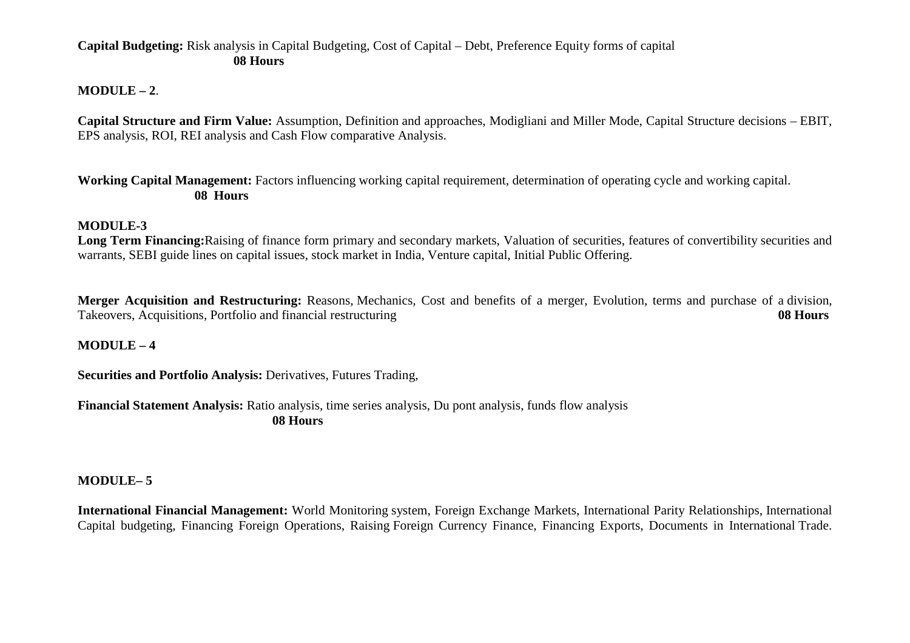**Capital Budgeting:** Risk analysis in Capital Budgeting, Cost of Capital – Debt, Preference Equity forms of capital
**08 Hours**

**MODULE – 2**.

**Capital Structure and Firm Value:** Assumption, Definition and approaches, Modigliani and Miller Mode, Capital Structure decisions – EBIT, EPS analysis, ROI, REI analysis and Cash Flow comparative Analysis.

**Working Capital Management:** Factors influencing working capital requirement, determination of operating cycle and working capital.
**08 Hours**

**MODULE-3**

**Long Term Financing:**Raising of finance form primary and secondary markets, Valuation of securities, features of convertibility securities and warrants, SEBI guide lines on capital issues, stock market in India, Venture capital, Initial Public Offering.

**Merger Acquisition and Restructuring:** Reasons, Mechanics, Cost and benefits of a merger, Evolution, terms and purchase of a division, Takeovers, Acquisitions, Portfolio and financial restructuring **08 Hours**

**MODULE – 4**

**Securities and Portfolio Analysis:** Derivatives, Futures Trading,

**Financial Statement Analysis:** Ratio analysis, time series analysis, Du pont analysis, funds flow analysis
**08 Hours**

**MODULE– 5**

**International Financial Management:** World Monitoring system, Foreign Exchange Markets, International Parity Relationships, International Capital budgeting, Financing Foreign Operations, Raising Foreign Currency Finance, Financing Exports, Documents in International Trade.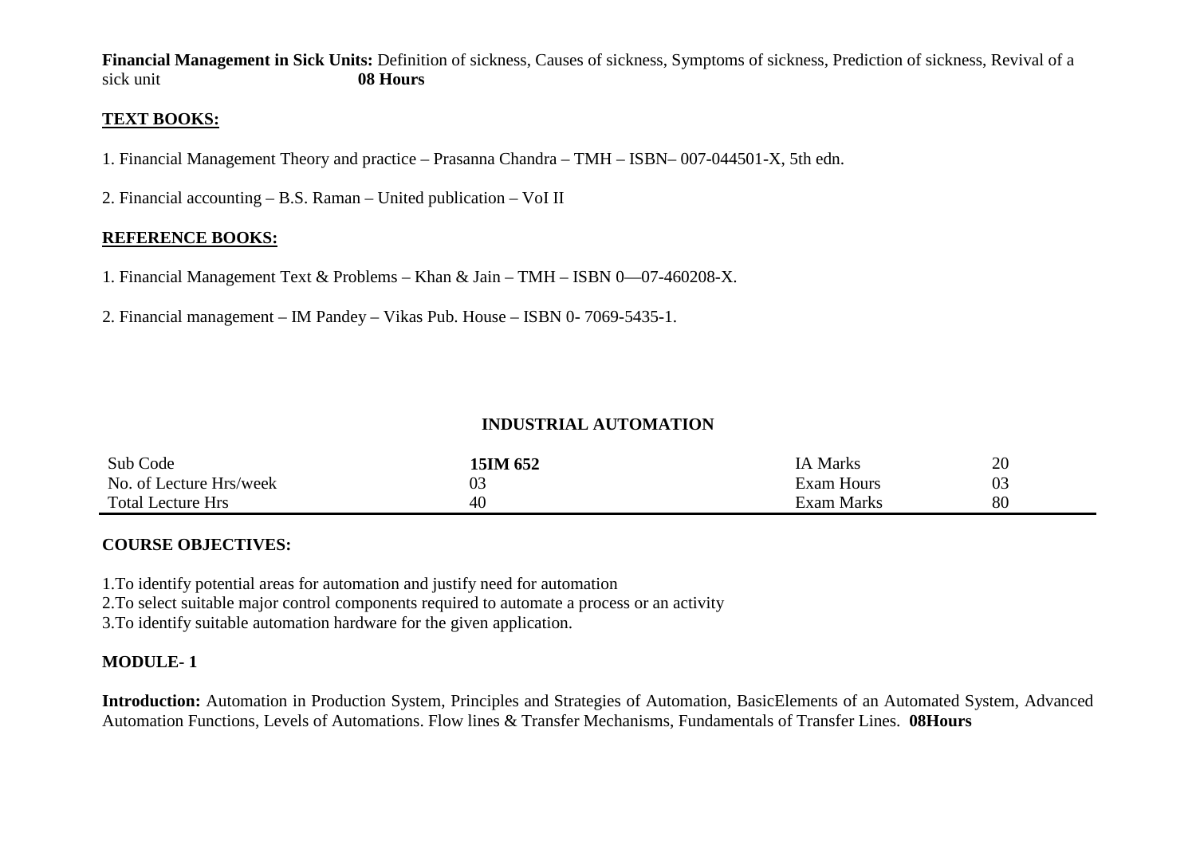**Financial Management in Sick Units:** Definition of sickness, Causes of sickness, Symptoms of sickness, Prediction of sickness, Revival of a sick unit **08 Hours**

**TEXT BOOKS:**

1. Financial Management Theory and practice – Prasanna Chandra – TMH – ISBN– 007-044501-X, 5th edn.

2. Financial accounting – B.S. Raman – United publication – VoI II

**REFERENCE BOOKS:**

1. Financial Management Text & Problems – Khan & Jain – TMH – ISBN 0—07-460208-X.

2. Financial management – IM Pandey – Vikas Pub. House – ISBN 0- 7069-5435-1.

## INDUSTRIAL AUTOMATION

| Sub Code | **15IM 652** | IA Marks | 20 |
|---|---|---|---|
| No. of Lecture Hrs/week | 03 | Exam Hours | 03 |
| Total Lecture Hrs | 40 | Exam Marks | 80 |

**COURSE OBJECTIVES:**

1.To identify potential areas for automation and justify need for automation
2.To select suitable major control components required to automate a process or an activity
3.To identify suitable automation hardware for the given application.

**MODULE- 1**

**Introduction:** Automation in Production System, Principles and Strategies of Automation, BasicElements of an Automated System, Advanced Automation Functions, Levels of Automations. Flow lines & Transfer Mechanisms, Fundamentals of Transfer Lines. **08Hours**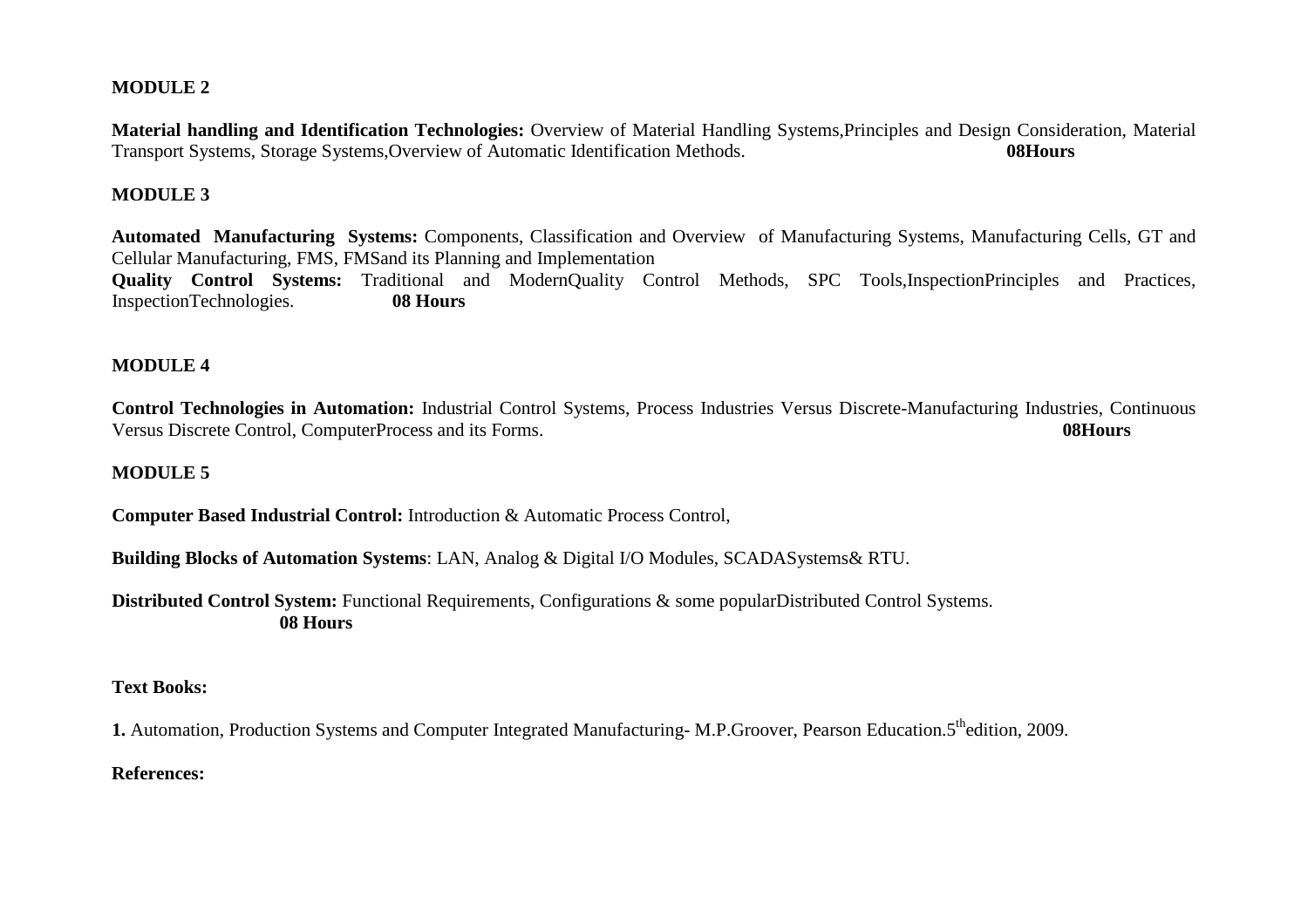**MODULE 2**

**Material handling and Identification Technologies:** Overview of Material Handling Systems,Principles and Design Consideration, Material Transport Systems, Storage Systems,Overview of Automatic Identification Methods. **08Hours**

**MODULE 3**

**Automated Manufacturing Systems:** Components, Classification and Overview of Manufacturing Systems, Manufacturing Cells, GT and Cellular Manufacturing, FMS, FMSand its Planning and Implementation

**Quality Control Systems:** Traditional and ModernQuality Control Methods, SPC Tools,InspectionPrinciples and Practices, InspectionTechnologies. **08 Hours**

**MODULE 4**

**Control Technologies in Automation:** Industrial Control Systems, Process Industries Versus Discrete-Manufacturing Industries, Continuous Versus Discrete Control, ComputerProcess and its Forms. **08Hours**

**MODULE 5**

**Computer Based Industrial Control:** Introduction & Automatic Process Control,

**Building Blocks of Automation Systems**: LAN, Analog & Digital I/O Modules, SCADASystems& RTU.

**Distributed Control System:** Functional Requirements, Configurations & some popularDistributed Control Systems. **08 Hours**

**Text Books:**

**1.** Automation, Production Systems and Computer Integrated Manufacturing- M.P.Groover, Pearson Education.5th edition, 2009.

**References:**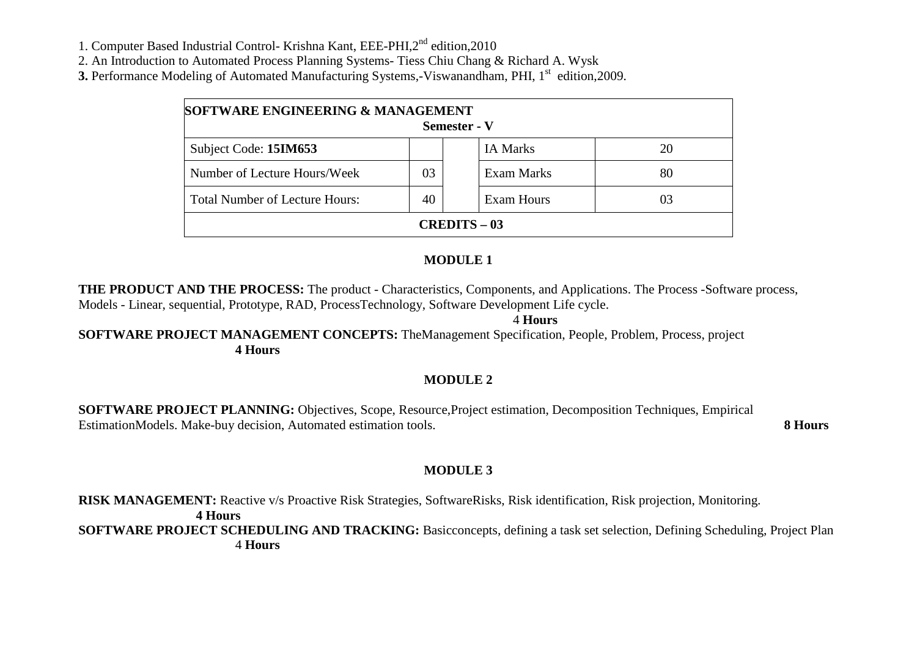1. Computer Based Industrial Control- Krishna Kant, EEE-PHI,2nd edition,2010
2. An Introduction to Automated Process Planning Systems- Tiess Chiu Chang & Richard A. Wysk
**3.** Performance Modeling of Automated Manufacturing Systems,-Viswanandham, PHI, 1st edition,2009.

| **SOFTWARE ENGINEERING & MANAGEMENT** **Semester - V** | | | | |
|---|---|---|---|---|
| Subject Code: **15IM653** | | | IA Marks | 20 |
| Number of Lecture Hours/Week | 03 | | Exam Marks | 80 |
| Total Number of Lecture Hours: | 40 | | Exam Hours | 03 |
| **CREDITS – 03** | | | | |

## MODULE 1

**THE PRODUCT AND THE PROCESS:** The product - Characteristics, Components, and Applications. The Process -Software process, Models - Linear, sequential, Prototype, RAD, ProcessTechnology, Software Development Life cycle.
4 **Hours**

**SOFTWARE PROJECT MANAGEMENT CONCEPTS:** TheManagement Specification, People, Problem, Process, project
**4 Hours**

## MODULE 2

**SOFTWARE PROJECT PLANNING:** Objectives, Scope, Resource,Project estimation, Decomposition Techniques, Empirical EstimationModels. Make-buy decision, Automated estimation tools. **8 Hours**

## MODULE 3

**RISK MANAGEMENT:** Reactive v/s Proactive Risk Strategies, SoftwareRisks, Risk identification, Risk projection, Monitoring.
**4 Hours**

**SOFTWARE PROJECT SCHEDULING AND TRACKING:** Basicconcepts, defining a task set selection, Defining Scheduling, Project Plan
4 **Hours**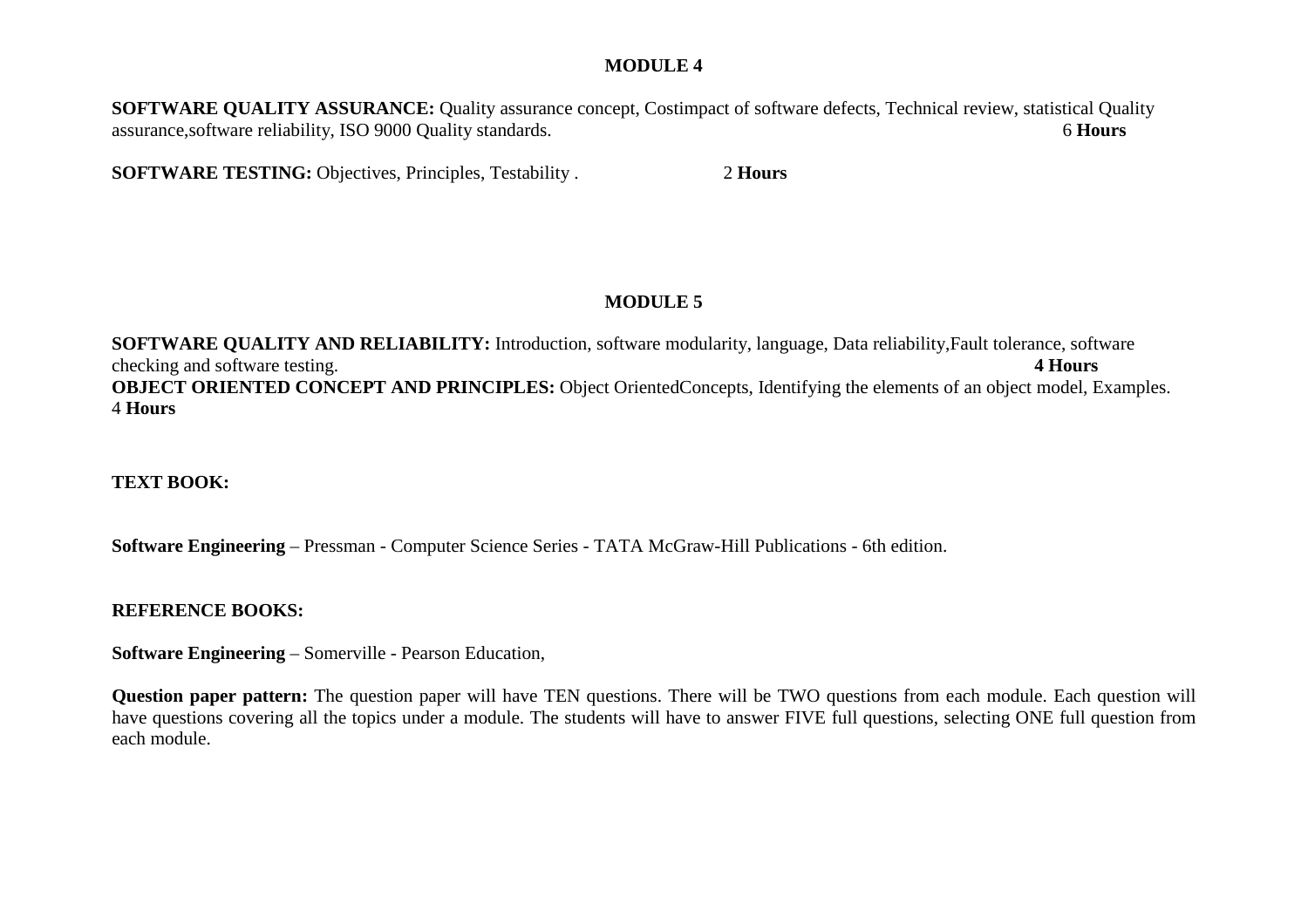## MODULE 4

**SOFTWARE QUALITY ASSURANCE:** Quality assurance concept, Costimpact of software defects, Technical review, statistical Quality assurance,software reliability, ISO 9000 Quality standards. 6 **Hours**

**SOFTWARE TESTING:** Objectives, Principles, Testability . 2 **Hours**

## MODULE 5

**SOFTWARE QUALITY AND RELIABILITY:** Introduction, software modularity, language, Data reliability,Fault tolerance, software checking and software testing. **4 Hours**

**OBJECT ORIENTED CONCEPT AND PRINCIPLES:** Object OrientedConcepts, Identifying the elements of an object model, Examples. 4 **Hours**

**TEXT BOOK:**

**Software Engineering** – Pressman - Computer Science Series - TATA McGraw-Hill Publications - 6th edition.

**REFERENCE BOOKS:**

**Software Engineering** – Somerville - Pearson Education,

**Question paper pattern:** The question paper will have TEN questions. There will be TWO questions from each module. Each question will have questions covering all the topics under a module. The students will have to answer FIVE full questions, selecting ONE full question from each module.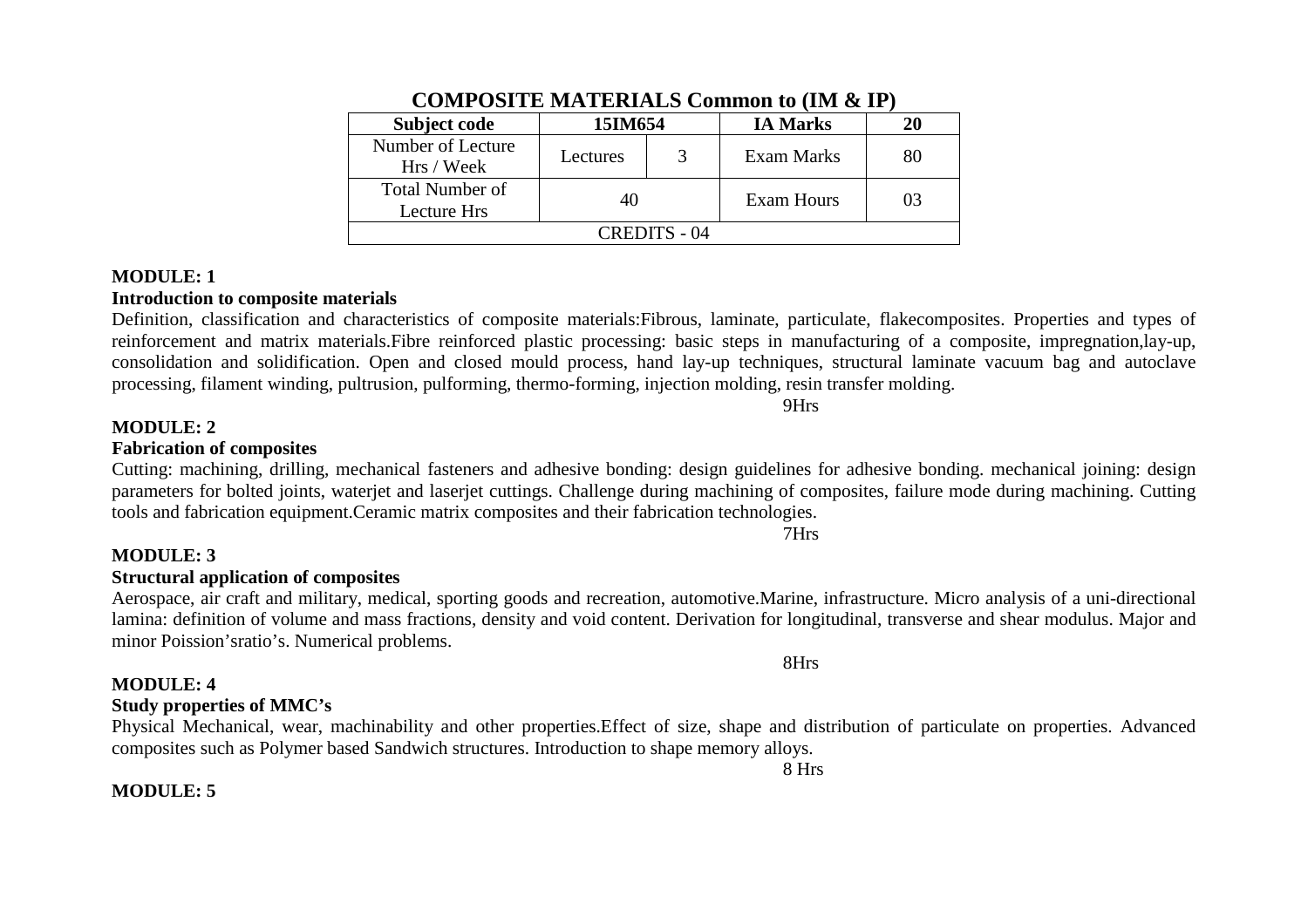# COMPOSITE MATERIALS Common to (IM & IP)

| Subject code | 15IM654 | | IA Marks | 20 |
|---|---|---|---|---|
| Number of Lecture Hrs / Week | Lectures | 3 | Exam Marks | 80 |
| Total Number of Lecture Hrs | 40 | | Exam Hours | 03 |
| CREDITS - 04 | | | | |

**MODULE: 1**

**Introduction to composite materials**

Definition, classification and characteristics of composite materials:Fibrous, laminate, particulate, flakecomposites. Properties and types of reinforcement and matrix materials.Fibre reinforced plastic processing: basic steps in manufacturing of a composite, impregnation,lay-up, consolidation and solidification. Open and closed mould process, hand lay-up techniques, structural laminate vacuum bag and autoclave processing, filament winding, pultrusion, pulforming, thermo-forming, injection molding, resin transfer molding.

9Hrs

**MODULE: 2**

**Fabrication of composites**

Cutting: machining, drilling, mechanical fasteners and adhesive bonding: design guidelines for adhesive bonding. mechanical joining: design parameters for bolted joints, waterjet and laserjet cuttings. Challenge during machining of composites, failure mode during machining. Cutting tools and fabrication equipment.Ceramic matrix composites and their fabrication technologies.

7Hrs

**MODULE: 3**

**Structural application of composites**

Aerospace, air craft and military, medical, sporting goods and recreation, automotive.Marine, infrastructure. Micro analysis of a uni-directional lamina: definition of volume and mass fractions, density and void content. Derivation for longitudinal, transverse and shear modulus. Major and minor Poission'sratio's. Numerical problems.

8Hrs

**MODULE: 4**

**Study properties of MMC's**

Physical Mechanical, wear, machinability and other properties.Effect of size, shape and distribution of particulate on properties. Advanced composites such as Polymer based Sandwich structures. Introduction to shape memory alloys.

8 Hrs

**MODULE: 5**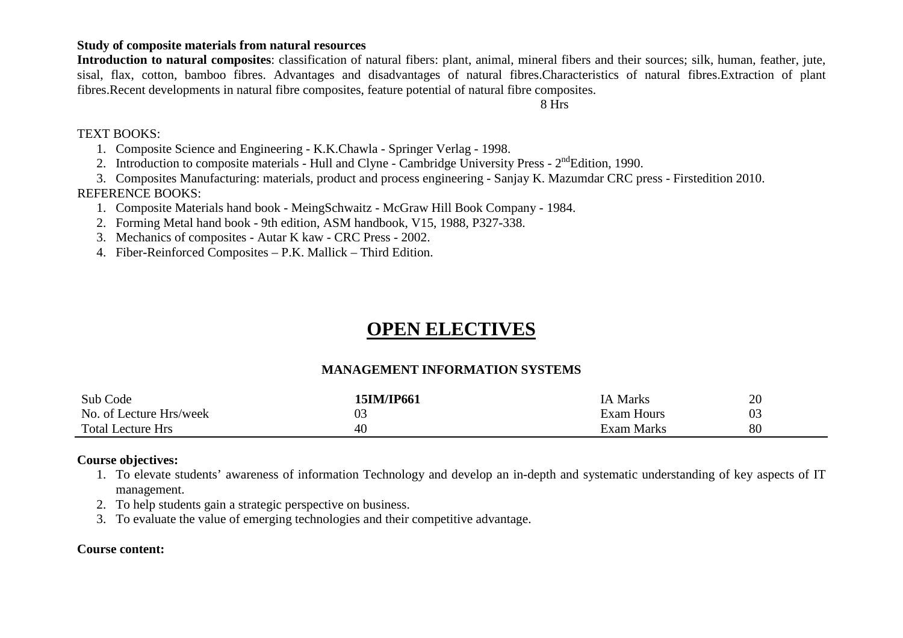**Study of composite materials from natural resources**

**Introduction to natural composites**: classification of natural fibers: plant, animal, mineral fibers and their sources; silk, human, feather, jute, sisal, flax, cotton, bamboo fibres. Advantages and disadvantages of natural fibres.Characteristics of natural fibres.Extraction of plant fibres.Recent developments in natural fibre composites, feature potential of natural fibre composites.

8 Hrs

TEXT BOOKS:

1. Composite Science and Engineering - K.K.Chawla - Springer Verlag - 1998.
2. Introduction to composite materials - Hull and Clyne - Cambridge University Press - 2ndEdition, 1990.
3. Composites Manufacturing: materials, product and process engineering - Sanjay K. Mazumdar CRC press - Firstedition 2010.

REFERENCE BOOKS:

1. Composite Materials hand book - MeingSchwaitz - McGraw Hill Book Company - 1984.
2. Forming Metal hand book - 9th edition, ASM handbook, V15, 1988, P327-338.
3. Mechanics of composites - Autar K kaw - CRC Press - 2002.
4. Fiber-Reinforced Composites – P.K. Mallick – Third Edition.

# OPEN ELECTIVES

## MANAGEMENT INFORMATION SYSTEMS

| Sub Code | **15IM/IP661** | IA Marks | 20 |
|---|---|---|---|
| No. of Lecture Hrs/week | 03 | Exam Hours | 03 |
| Total Lecture Hrs | 40 | Exam Marks | 80 |

**Course objectives:**

1. To elevate students' awareness of information Technology and develop an in-depth and systematic understanding of key aspects of IT management.
2. To help students gain a strategic perspective on business.
3. To evaluate the value of emerging technologies and their competitive advantage.

**Course content:**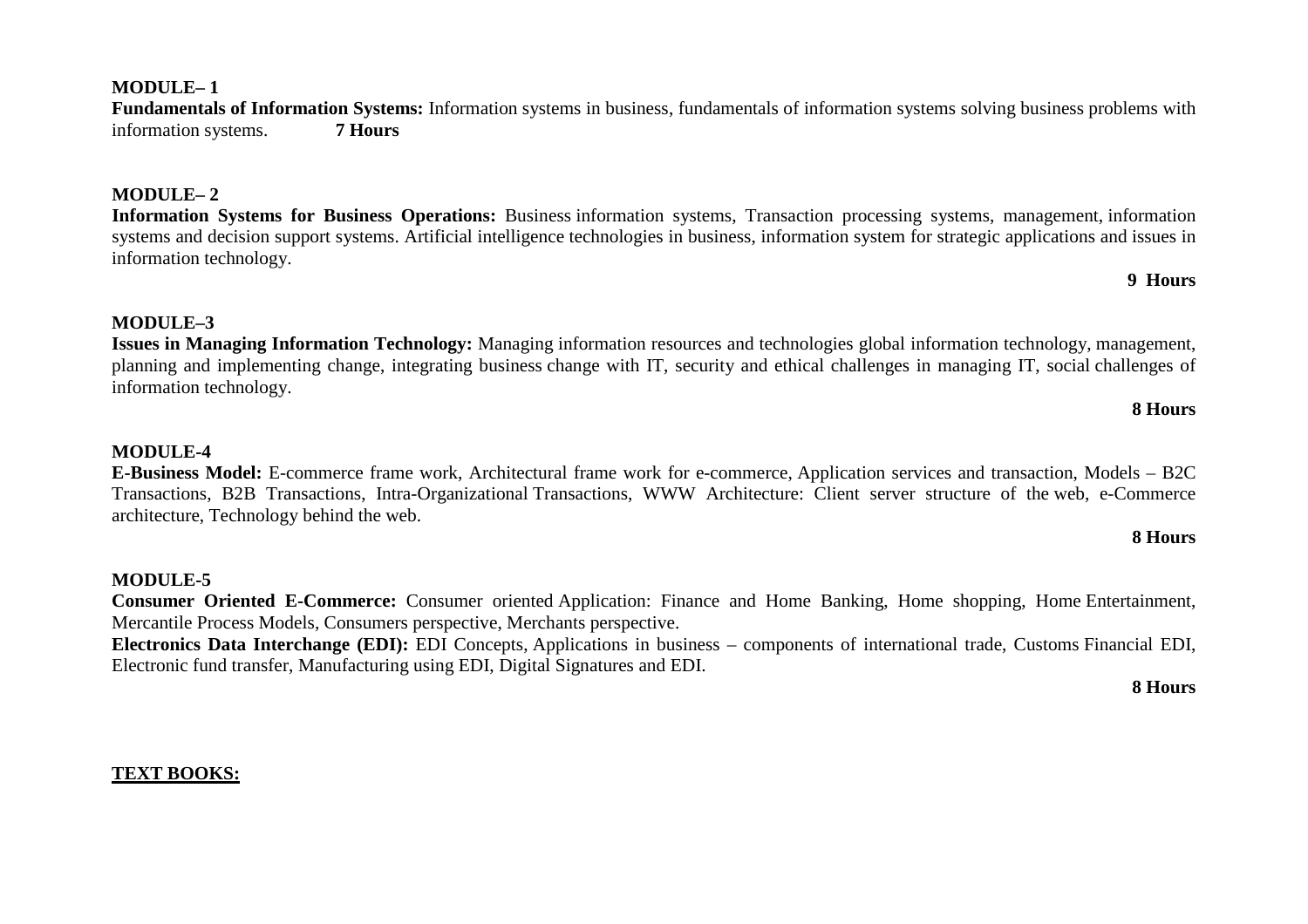**MODULE– 1**

**Fundamentals of Information Systems:** Information systems in business, fundamentals of information systems solving business problems with information systems. **7 Hours**

**MODULE– 2**

**Information Systems for Business Operations:** Business information systems, Transaction processing systems, management, information systems and decision support systems. Artificial intelligence technologies in business, information system for strategic applications and issues in information technology.

**9 Hours**

**MODULE–3**

**Issues in Managing Information Technology:** Managing information resources and technologies global information technology, management, planning and implementing change, integrating business change with IT, security and ethical challenges in managing IT, social challenges of information technology.

**8 Hours**

**MODULE-4**

**E-Business Model:** E-commerce frame work, Architectural frame work for e-commerce, Application services and transaction, Models – B2C Transactions, B2B Transactions, Intra-Organizational Transactions, WWW Architecture: Client server structure of the web, e-Commerce architecture, Technology behind the web.

**8 Hours**

**MODULE-5**

**Consumer Oriented E-Commerce:** Consumer oriented Application: Finance and Home Banking, Home shopping, Home Entertainment, Mercantile Process Models, Consumers perspective, Merchants perspective.

**Electronics Data Interchange (EDI):** EDI Concepts, Applications in business – components of international trade, Customs Financial EDI, Electronic fund transfer, Manufacturing using EDI, Digital Signatures and EDI.

**8 Hours**

**TEXT BOOKS:**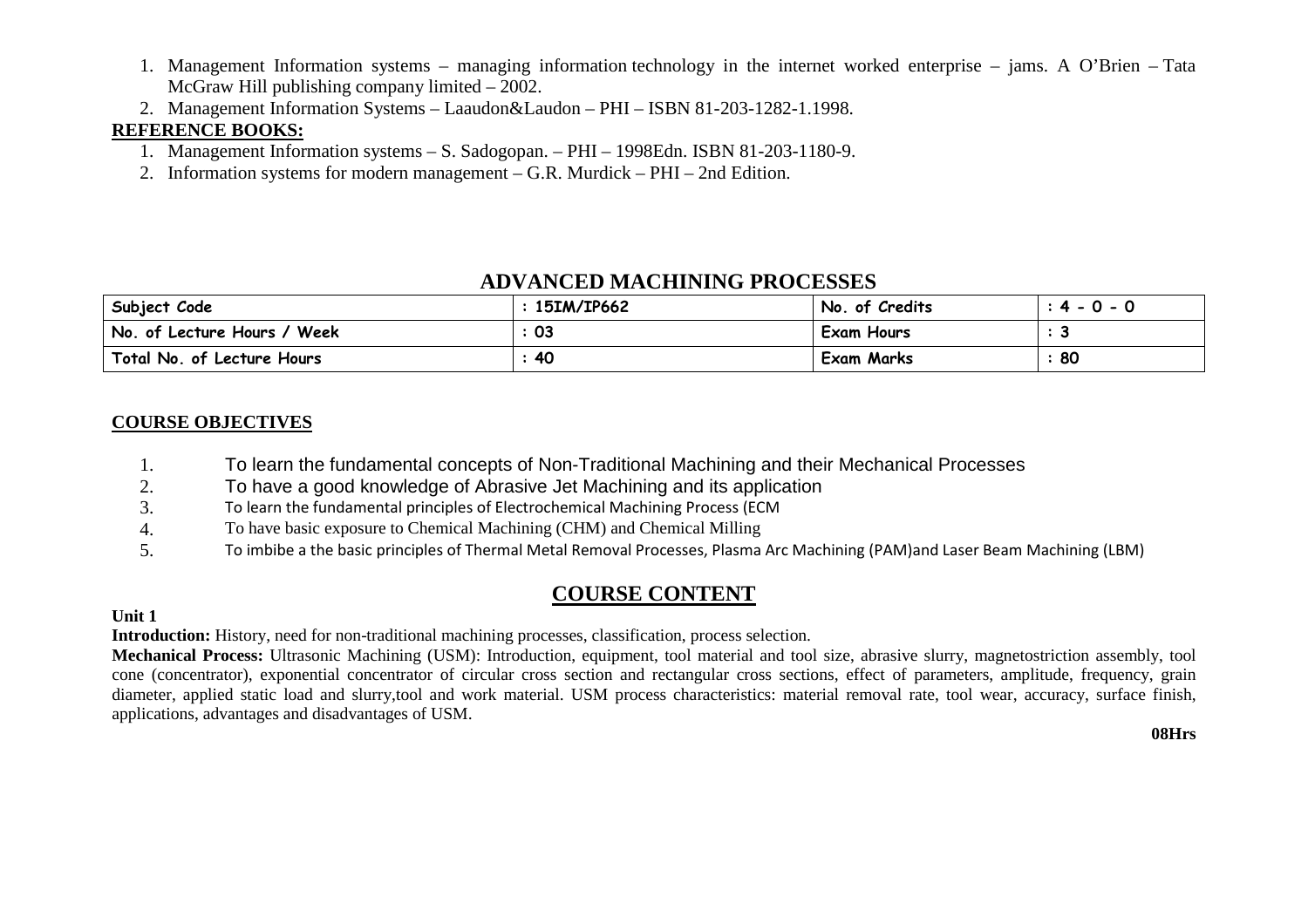1. Management Information systems – managing information technology in the internet worked enterprise – jams. A O'Brien – Tata McGraw Hill publishing company limited – 2002.
2. Management Information Systems – Laaudon&Laudon – PHI – ISBN 81-203-1282-1.1998.

**REFERENCE BOOKS:**

1. Management Information systems – S. Sadogopan. – PHI – 1998Edn. ISBN 81-203-1180-9.
2. Information systems for modern management – G.R. Murdick – PHI – 2nd Edition.

## ADVANCED MACHINING PROCESSES

| Subject Code | : 15IM/IP662 | No. of Credits | : 4 - 0 - 0 |
|---|---|---|---|
| No. of Lecture Hours / Week | : 03 | Exam Hours | : 3 |
| Total No. of Lecture Hours | : 40 | Exam Marks | : 80 |

**COURSE OBJECTIVES**

1. To learn the fundamental concepts of Non-Traditional Machining and their Mechanical Processes
2. To have a good knowledge of Abrasive Jet Machining and its application
3. To learn the fundamental principles of Electrochemical Machining Process (ECM
4. To have basic exposure to Chemical Machining (CHM) and Chemical Milling
5. To imbibe a the basic principles of Thermal Metal Removal Processes, Plasma Arc Machining (PAM)and Laser Beam Machining (LBM)

## COURSE CONTENT

**Unit 1**

**Introduction:** History, need for non-traditional machining processes, classification, process selection.

**Mechanical Process:** Ultrasonic Machining (USM): Introduction, equipment, tool material and tool size, abrasive slurry, magnetostriction assembly, tool cone (concentrator), exponential concentrator of circular cross section and rectangular cross sections, effect of parameters, amplitude, frequency, grain diameter, applied static load and slurry,tool and work material. USM process characteristics: material removal rate, tool wear, accuracy, surface finish, applications, advantages and disadvantages of USM.

**08Hrs**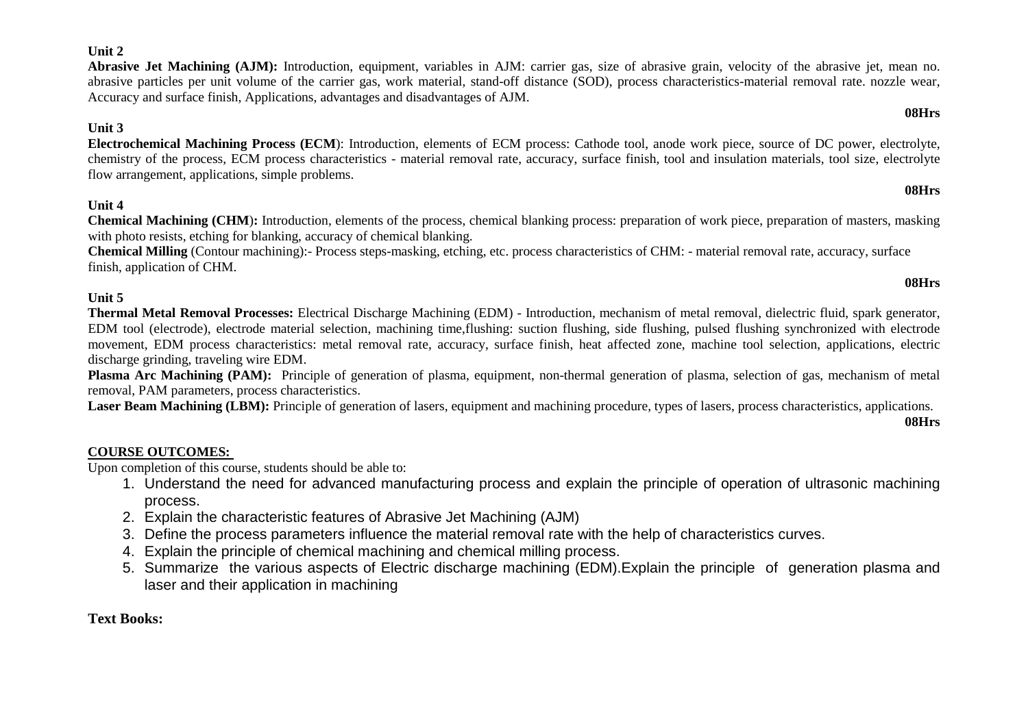**Unit 2**

**Abrasive Jet Machining (AJM):** Introduction, equipment, variables in AJM: carrier gas, size of abrasive grain, velocity of the abrasive jet, mean no. abrasive particles per unit volume of the carrier gas, work material, stand-off distance (SOD), process characteristics-material removal rate. nozzle wear, Accuracy and surface finish, Applications, advantages and disadvantages of AJM.

**08Hrs**

**Unit 3**

**Electrochemical Machining Process (ECM**): Introduction, elements of ECM process: Cathode tool, anode work piece, source of DC power, electrolyte, chemistry of the process, ECM process characteristics - material removal rate, accuracy, surface finish, tool and insulation materials, tool size, electrolyte flow arrangement, applications, simple problems.

**08Hrs**

**Unit 4**

**Chemical Machining (CHM**)**:** Introduction, elements of the process, chemical blanking process: preparation of work piece, preparation of masters, masking with photo resists, etching for blanking, accuracy of chemical blanking.

**Chemical Milling** (Contour machining):- Process steps-masking, etching, etc. process characteristics of CHM: - material removal rate, accuracy, surface finish, application of CHM.

**08Hrs**

**Unit 5**

**Thermal Metal Removal Processes:** Electrical Discharge Machining (EDM) - Introduction, mechanism of metal removal, dielectric fluid, spark generator, EDM tool (electrode), electrode material selection, machining time,flushing: suction flushing, side flushing, pulsed flushing synchronized with electrode movement, EDM process characteristics: metal removal rate, accuracy, surface finish, heat affected zone, machine tool selection, applications, electric discharge grinding, traveling wire EDM.

**Plasma Arc Machining (PAM):** Principle of generation of plasma, equipment, non-thermal generation of plasma, selection of gas, mechanism of metal removal, PAM parameters, process characteristics.

**Laser Beam Machining (LBM):** Principle of generation of lasers, equipment and machining procedure, types of lasers, process characteristics, applications.

**08Hrs**

**COURSE OUTCOMES:**

Upon completion of this course, students should be able to:

1. Understand the need for advanced manufacturing process and explain the principle of operation of ultrasonic machining process.
2. Explain the characteristic features of Abrasive Jet Machining (AJM)
3. Define the process parameters influence the material removal rate with the help of characteristics curves.
4. Explain the principle of chemical machining and chemical milling process.
5. Summarize the various aspects of Electric discharge machining (EDM).Explain the principle of generation plasma and laser and their application in machining

**Text Books:**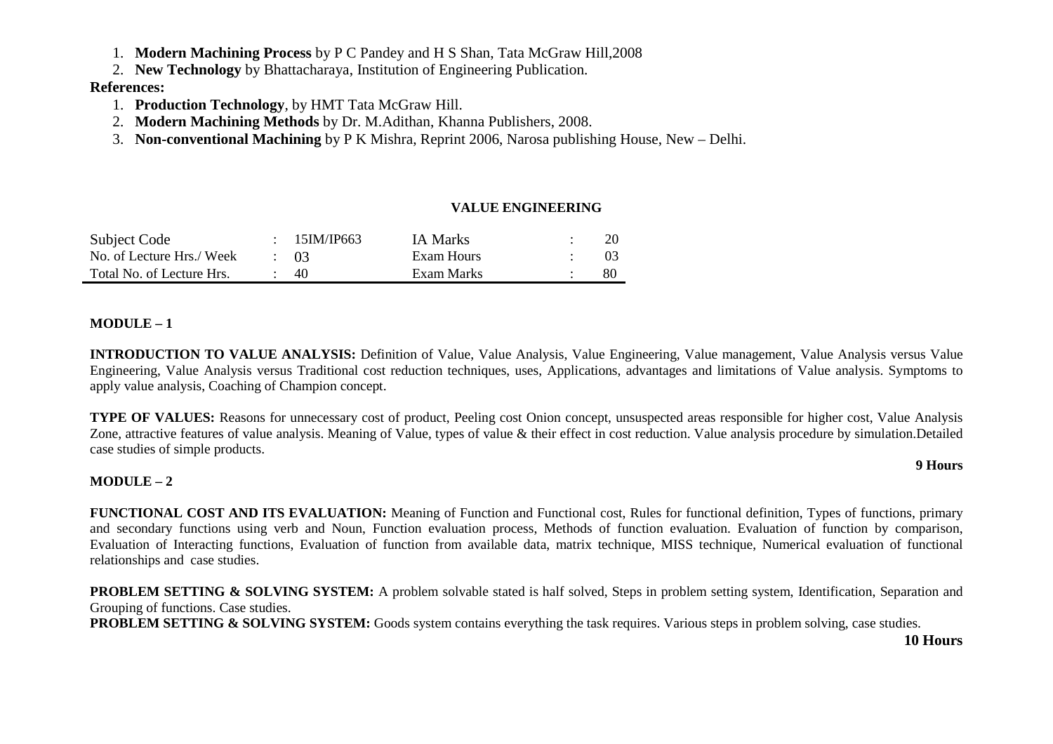1. **Modern Machining Process** by P C Pandey and H S Shan, Tata McGraw Hill,2008
2. **New Technology** by Bhattacharaya, Institution of Engineering Publication.

**References:**

1. **Production Technology**, by HMT Tata McGraw Hill.
2. **Modern Machining Methods** by Dr. M.Adithan, Khanna Publishers, 2008.
3. **Non-conventional Machining** by P K Mishra, Reprint 2006, Narosa publishing House, New – Delhi.

## VALUE ENGINEERING

| | | | | | |
|---|---|---|---|---|---|
| Subject Code | : | 15IM/IP663 | IA Marks | : | 20 |
| No. of Lecture Hrs./ Week | : | 03 | Exam Hours | : | 03 |
| Total No. of Lecture Hrs. | : | 40 | Exam Marks | : | 80 |

**MODULE – 1**

**INTRODUCTION TO VALUE ANALYSIS:** Definition of Value, Value Analysis, Value Engineering, Value management, Value Analysis versus Value Engineering, Value Analysis versus Traditional cost reduction techniques, uses, Applications, advantages and limitations of Value analysis. Symptoms to apply value analysis, Coaching of Champion concept.

**TYPE OF VALUES:** Reasons for unnecessary cost of product, Peeling cost Onion concept, unsuspected areas responsible for higher cost, Value Analysis Zone, attractive features of value analysis. Meaning of Value, types of value & their effect in cost reduction. Value analysis procedure by simulation.Detailed case studies of simple products.

**9 Hours**

**MODULE – 2**

**FUNCTIONAL COST AND ITS EVALUATION:** Meaning of Function and Functional cost, Rules for functional definition, Types of functions, primary and secondary functions using verb and Noun, Function evaluation process, Methods of function evaluation. Evaluation of function by comparison, Evaluation of Interacting functions, Evaluation of function from available data, matrix technique, MISS technique, Numerical evaluation of functional relationships and case studies.

**PROBLEM SETTING & SOLVING SYSTEM:** A problem solvable stated is half solved, Steps in problem setting system, Identification, Separation and Grouping of functions. Case studies.

**PROBLEM SETTING & SOLVING SYSTEM:** Goods system contains everything the task requires. Various steps in problem solving, case studies.

**10 Hours**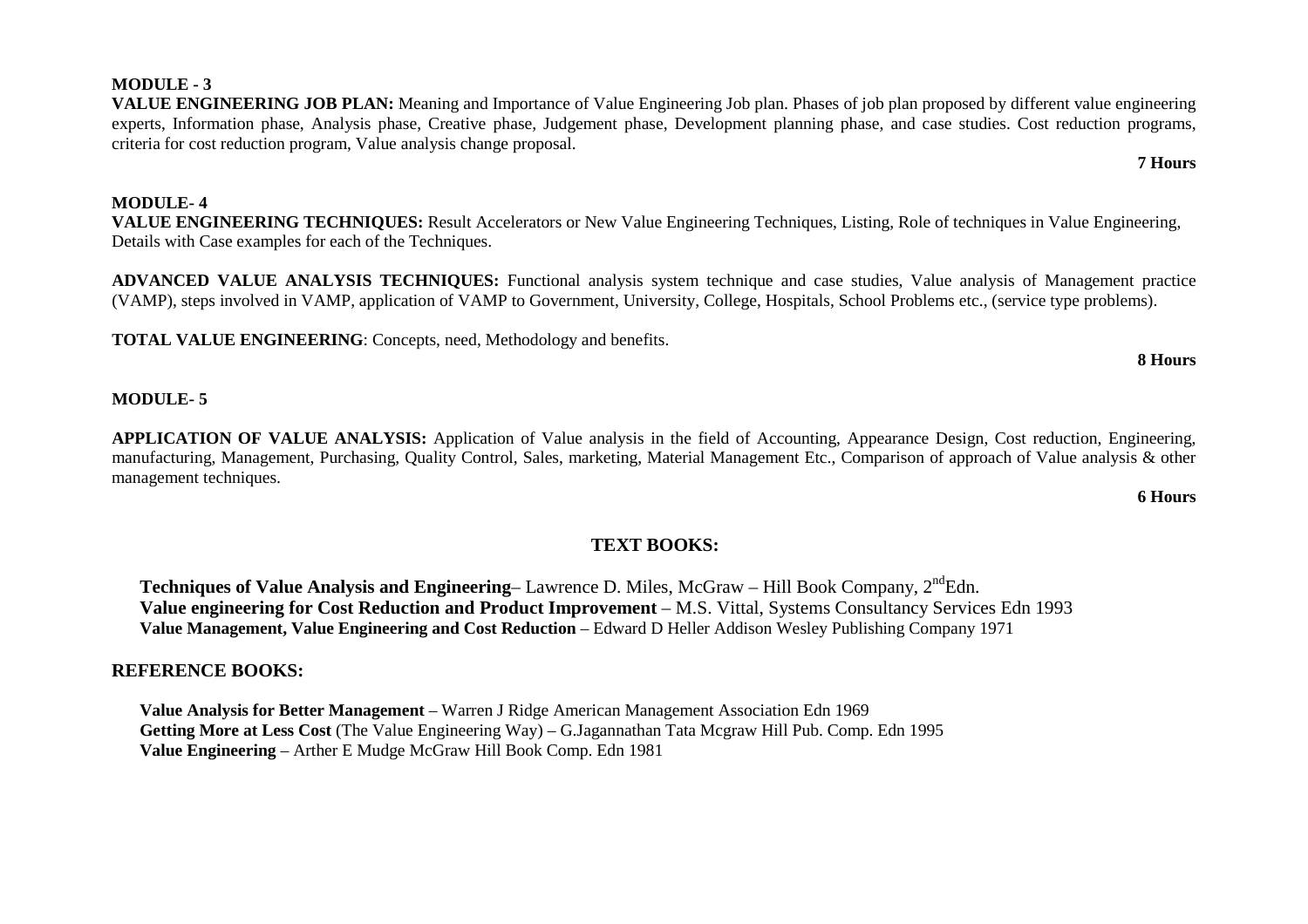**MODULE - 3**

**VALUE ENGINEERING JOB PLAN:** Meaning and Importance of Value Engineering Job plan. Phases of job plan proposed by different value engineering experts, Information phase, Analysis phase, Creative phase, Judgement phase, Development planning phase, and case studies. Cost reduction programs, criteria for cost reduction program, Value analysis change proposal.

**7 Hours**

**MODULE- 4**

**VALUE ENGINEERING TECHNIQUES:** Result Accelerators or New Value Engineering Techniques, Listing, Role of techniques in Value Engineering, Details with Case examples for each of the Techniques.

**ADVANCED VALUE ANALYSIS TECHNIQUES:** Functional analysis system technique and case studies, Value analysis of Management practice (VAMP), steps involved in VAMP, application of VAMP to Government, University, College, Hospitals, School Problems etc., (service type problems).

**TOTAL VALUE ENGINEERING**: Concepts, need, Methodology and benefits.

**8 Hours**

**MODULE- 5**

**APPLICATION OF VALUE ANALYSIS:** Application of Value analysis in the field of Accounting, Appearance Design, Cost reduction, Engineering, manufacturing, Management, Purchasing, Quality Control, Sales, marketing, Material Management Etc., Comparison of approach of Value analysis & other management techniques.

**6 Hours**

## TEXT BOOKS:

**Techniques of Value Analysis and Engineering**– Lawrence D. Miles, McGraw – Hill Book Company, 2nd Edn.
**Value engineering for Cost Reduction and Product Improvement** – M.S. Vittal, Systems Consultancy Services Edn 1993
**Value Management, Value Engineering and Cost Reduction** – Edward D Heller Addison Wesley Publishing Company 1971

## REFERENCE BOOKS:

**Value Analysis for Better Management** – Warren J Ridge American Management Association Edn 1969
**Getting More at Less Cost** (The Value Engineering Way) – G.Jagannathan Tata Mcgraw Hill Pub. Comp. Edn 1995
**Value Engineering** – Arther E Mudge McGraw Hill Book Comp. Edn 1981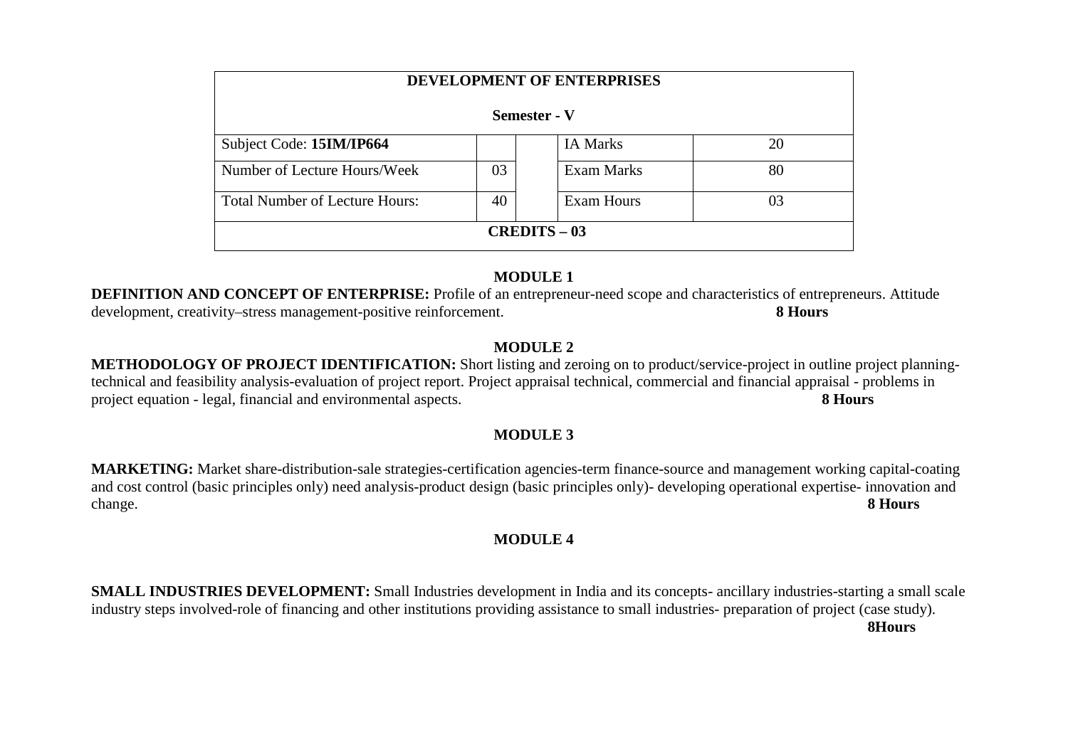| DEVELOPMENT OF ENTERPRISES<br><br>Semester - V | | | | |
|---|---|---|---|---|
| Subject Code: **15IM/IP664** | | | IA Marks | 20 |
| Number of Lecture Hours/Week | 03 | | Exam Marks | 80 |
| Total Number of Lecture Hours: | 40 | | Exam Hours | 03 |
| **CREDITS – 03** | | | | |

### MODULE 1

**DEFINITION AND CONCEPT OF ENTERPRISE:** Profile of an entrepreneur-need scope and characteristics of entrepreneurs. Attitude development, creativity–stress management-positive reinforcement. **8 Hours**

### MODULE 2

**METHODOLOGY OF PROJECT IDENTIFICATION:** Short listing and zeroing on to product/service-project in outline project planning-technical and feasibility analysis-evaluation of project report. Project appraisal technical, commercial and financial appraisal - problems in project equation - legal, financial and environmental aspects. **8 Hours**

### MODULE 3

**MARKETING:** Market share-distribution-sale strategies-certification agencies-term finance-source and management working capital-coating and cost control (basic principles only) need analysis-product design (basic principles only)- developing operational expertise- innovation and change. **8 Hours**

### MODULE 4

**SMALL INDUSTRIES DEVELOPMENT:** Small Industries development in India and its concepts- ancillary industries-starting a small scale industry steps involved-role of financing and other institutions providing assistance to small industries- preparation of project (case study). **8Hours**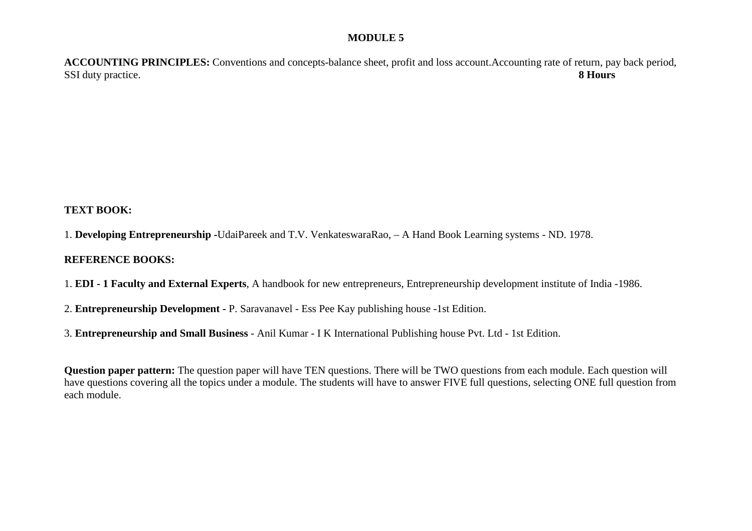## MODULE 5

**ACCOUNTING PRINCIPLES:** Conventions and concepts-balance sheet, profit and loss account.Accounting rate of return, pay back period, SSI duty practice. **8 Hours**

**TEXT BOOK:**

1. **Developing Entrepreneurship -**UdaiPareek and T.V. VenkateswaraRao, – A Hand Book Learning systems - ND. 1978.

**REFERENCE BOOKS:**

1. **EDI - 1 Faculty and External Experts**, A handbook for new entrepreneurs, Entrepreneurship development institute of India -1986.

2. **Entrepreneurship Development -** P. Saravanavel - Ess Pee Kay publishing house -1st Edition.

3. **Entrepreneurship and Small Business** - Anil Kumar - I K International Publishing house Pvt. Ltd - 1st Edition.

**Question paper pattern:** The question paper will have TEN questions. There will be TWO questions from each module. Each question will have questions covering all the topics under a module. The students will have to answer FIVE full questions, selecting ONE full question from each module.